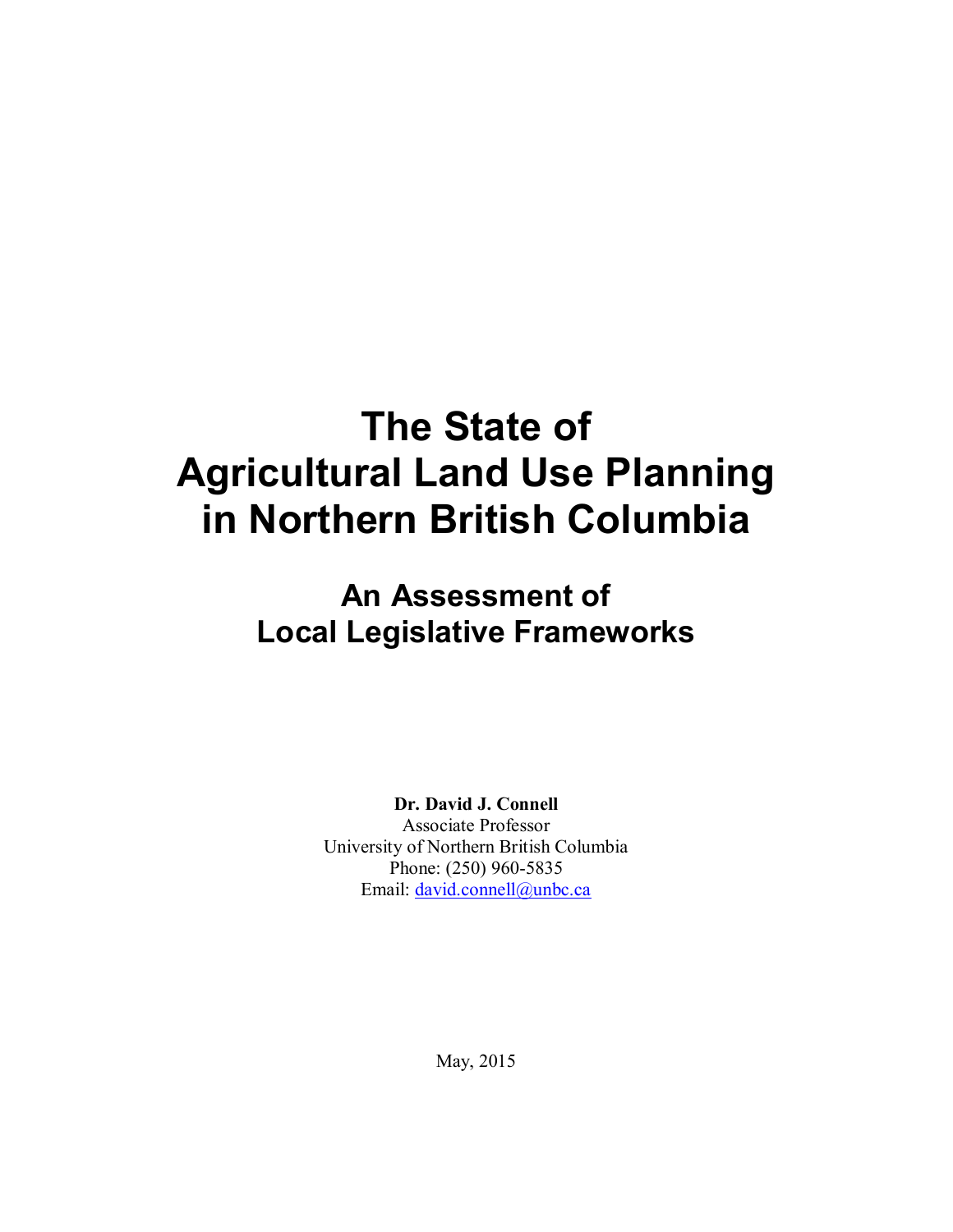# The State of Agricultural Land Use Planning in Northern British Columbia

## An Assessment of Local Legislative Frameworks

**Dr. David J. Connell**
Associate Professor
University of Northern British Columbia
Phone: (250) 960-5835
Email: david.connell@unbc.ca

May, 2015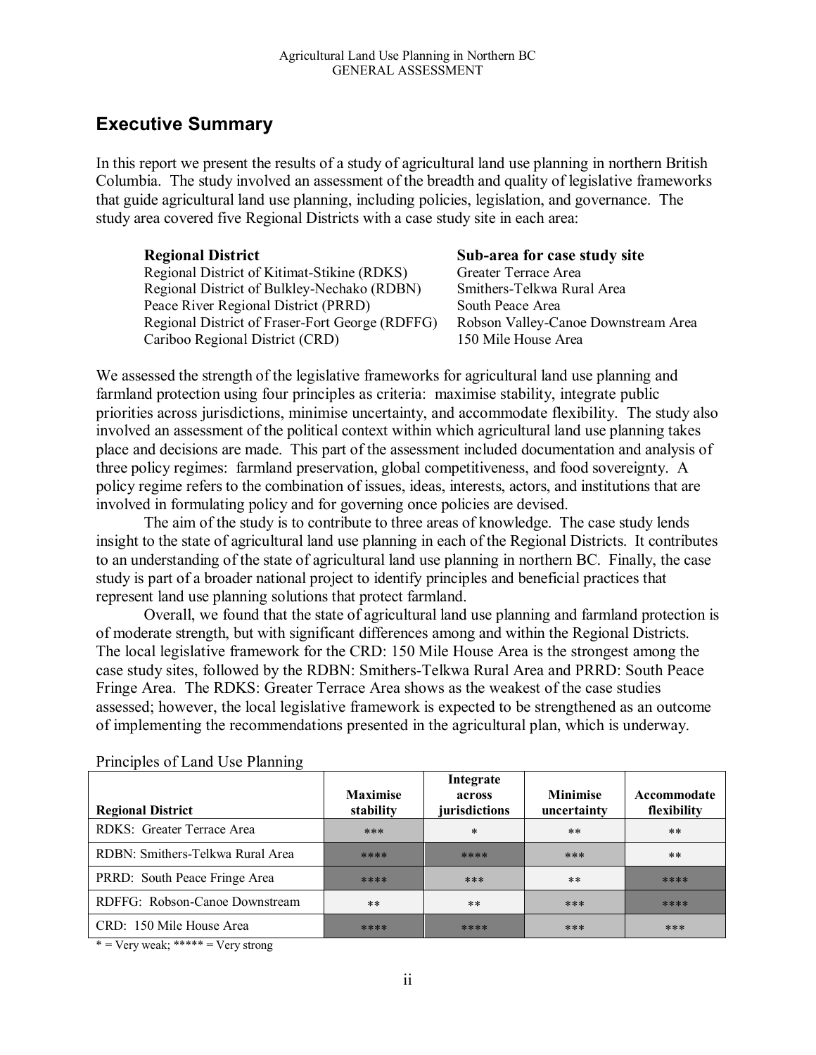## Executive Summary

In this report we present the results of a study of agricultural land use planning in northern British Columbia. The study involved an assessment of the breadth and quality of legislative frameworks that guide agricultural land use planning, including policies, legislation, and governance. The study area covered five Regional Districts with a case study site in each area:

| **Regional District** | **Sub-area for case study site** |
|---|---|
| Regional District of Kitimat-Stikine (RDKS) | Greater Terrace Area |
| Regional District of Bulkley-Nechako (RDBN) | Smithers-Telkwa Rural Area |
| Peace River Regional District (PRRD) | South Peace Area |
| Regional District of Fraser-Fort George (RDFFG) | Robson Valley-Canoe Downstream Area |
| Cariboo Regional District (CRD) | 150 Mile House Area |

We assessed the strength of the legislative frameworks for agricultural land use planning and farmland protection using four principles as criteria: maximise stability, integrate public priorities across jurisdictions, minimise uncertainty, and accommodate flexibility. The study also involved an assessment of the political context within which agricultural land use planning takes place and decisions are made. This part of the assessment included documentation and analysis of three policy regimes: farmland preservation, global competitiveness, and food sovereignty. A policy regime refers to the combination of issues, ideas, interests, actors, and institutions that are involved in formulating policy and for governing once policies are devised.

The aim of the study is to contribute to three areas of knowledge. The case study lends insight to the state of agricultural land use planning in each of the Regional Districts. It contributes to an understanding of the state of agricultural land use planning in northern BC. Finally, the case study is part of a broader national project to identify principles and beneficial practices that represent land use planning solutions that protect farmland.

Overall, we found that the state of agricultural land use planning and farmland protection is of moderate strength, but with significant differences among and within the Regional Districts. The local legislative framework for the CRD: 150 Mile House Area is the strongest among the case study sites, followed by the RDBN: Smithers-Telkwa Rural Area and PRRD: South Peace Fringe Area. The RDKS: Greater Terrace Area shows as the weakest of the case studies assessed; however, the local legislative framework is expected to be strengthened as an outcome of implementing the recommendations presented in the agricultural plan, which is underway.

Principles of Land Use Planning

| Regional District | Maximise stability | Integrate across jurisdictions | Minimise uncertainty | Accommodate flexibility |
|---|---|---|---|---|
| RDKS: Greater Terrace Area | *** | * | ** | ** |
| RDBN: Smithers-Telkwa Rural Area | **** | **** | *** | ** |
| PRRD: South Peace Fringe Area | **** | *** | ** | **** |
| RDFFG: Robson-Canoe Downstream | ** | ** | *** | **** |
| CRD: 150 Mile House Area | **** | **** | *** | *** |

* = Very weak; ***** = Very strong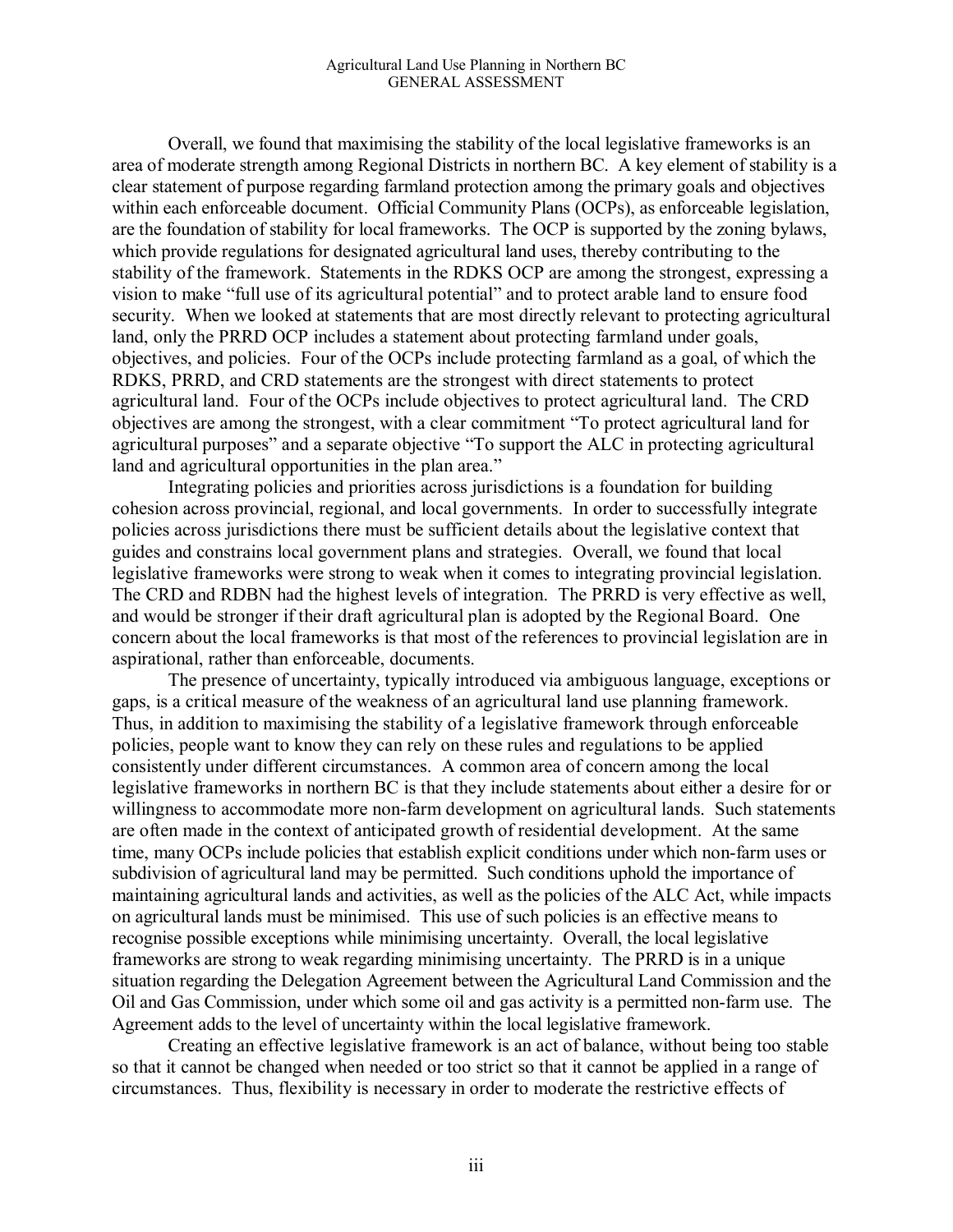Overall, we found that maximising the stability of the local legislative frameworks is an area of moderate strength among Regional Districts in northern BC. A key element of stability is a clear statement of purpose regarding farmland protection among the primary goals and objectives within each enforceable document. Official Community Plans (OCPs), as enforceable legislation, are the foundation of stability for local frameworks. The OCP is supported by the zoning bylaws, which provide regulations for designated agricultural land uses, thereby contributing to the stability of the framework. Statements in the RDKS OCP are among the strongest, expressing a vision to make "full use of its agricultural potential" and to protect arable land to ensure food security. When we looked at statements that are most directly relevant to protecting agricultural land, only the PRRD OCP includes a statement about protecting farmland under goals, objectives, and policies. Four of the OCPs include protecting farmland as a goal, of which the RDKS, PRRD, and CRD statements are the strongest with direct statements to protect agricultural land. Four of the OCPs include objectives to protect agricultural land. The CRD objectives are among the strongest, with a clear commitment "To protect agricultural land for agricultural purposes" and a separate objective "To support the ALC in protecting agricultural land and agricultural opportunities in the plan area."

Integrating policies and priorities across jurisdictions is a foundation for building cohesion across provincial, regional, and local governments. In order to successfully integrate policies across jurisdictions there must be sufficient details about the legislative context that guides and constrains local government plans and strategies. Overall, we found that local legislative frameworks were strong to weak when it comes to integrating provincial legislation. The CRD and RDBN had the highest levels of integration. The PRRD is very effective as well, and would be stronger if their draft agricultural plan is adopted by the Regional Board. One concern about the local frameworks is that most of the references to provincial legislation are in aspirational, rather than enforceable, documents.

The presence of uncertainty, typically introduced via ambiguous language, exceptions or gaps, is a critical measure of the weakness of an agricultural land use planning framework. Thus, in addition to maximising the stability of a legislative framework through enforceable policies, people want to know they can rely on these rules and regulations to be applied consistently under different circumstances. A common area of concern among the local legislative frameworks in northern BC is that they include statements about either a desire for or willingness to accommodate more non-farm development on agricultural lands. Such statements are often made in the context of anticipated growth of residential development. At the same time, many OCPs include policies that establish explicit conditions under which non-farm uses or subdivision of agricultural land may be permitted. Such conditions uphold the importance of maintaining agricultural lands and activities, as well as the policies of the ALC Act, while impacts on agricultural lands must be minimised. This use of such policies is an effective means to recognise possible exceptions while minimising uncertainty. Overall, the local legislative frameworks are strong to weak regarding minimising uncertainty. The PRRD is in a unique situation regarding the Delegation Agreement between the Agricultural Land Commission and the Oil and Gas Commission, under which some oil and gas activity is a permitted non-farm use. The Agreement adds to the level of uncertainty within the local legislative framework.

Creating an effective legislative framework is an act of balance, without being too stable so that it cannot be changed when needed or too strict so that it cannot be applied in a range of circumstances. Thus, flexibility is necessary in order to moderate the restrictive effects of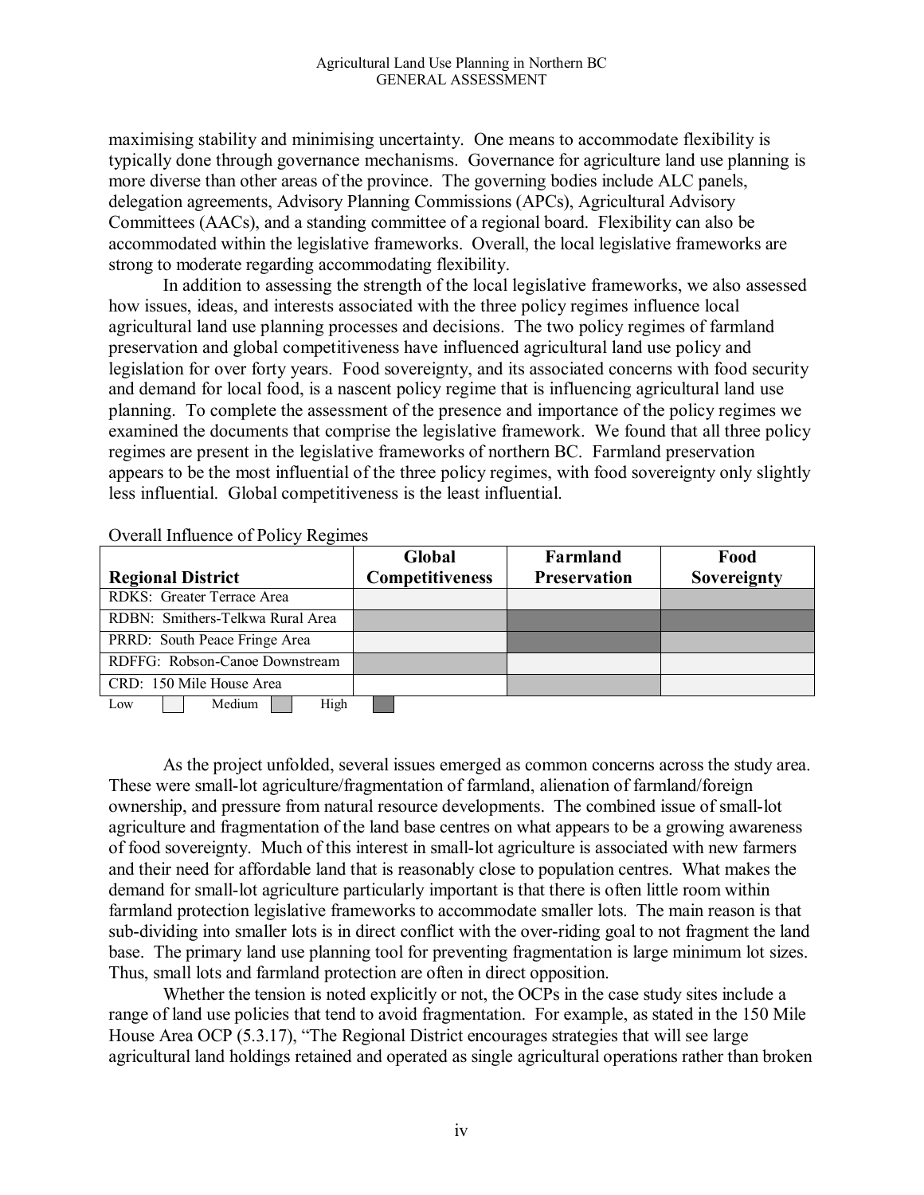maximising stability and minimising uncertainty. One means to accommodate flexibility is typically done through governance mechanisms. Governance for agriculture land use planning is more diverse than other areas of the province. The governing bodies include ALC panels, delegation agreements, Advisory Planning Commissions (APCs), Agricultural Advisory Committees (AACs), and a standing committee of a regional board. Flexibility can also be accommodated within the legislative frameworks. Overall, the local legislative frameworks are strong to moderate regarding accommodating flexibility.

In addition to assessing the strength of the local legislative frameworks, we also assessed how issues, ideas, and interests associated with the three policy regimes influence local agricultural land use planning processes and decisions. The two policy regimes of farmland preservation and global competitiveness have influenced agricultural land use policy and legislation for over forty years. Food sovereignty, and its associated concerns with food security and demand for local food, is a nascent policy regime that is influencing agricultural land use planning. To complete the assessment of the presence and importance of the policy regimes we examined the documents that comprise the legislative framework. We found that all three policy regimes are present in the legislative frameworks of northern BC. Farmland preservation appears to be the most influential of the three policy regimes, with food sovereignty only slightly less influential. Global competitiveness is the least influential.

Overall Influence of Policy Regimes

| Regional District | Global Competitiveness | Farmland Preservation | Food Sovereignty |
|---|---|---|---|
| RDKS: Greater Terrace Area | Low | Low | Medium |
| RDBN: Smithers-Telkwa Rural Area | Medium | High | High |
| PRRD: South Peace Fringe Area | Low | High | Medium |
| RDFFG: Robson-Canoe Downstream | Medium | Low | Low |
| CRD: 150 Mile House Area | Low | Medium | Low |

Low / Medium / High

As the project unfolded, several issues emerged as common concerns across the study area. These were small-lot agriculture/fragmentation of farmland, alienation of farmland/foreign ownership, and pressure from natural resource developments. The combined issue of small-lot agriculture and fragmentation of the land base centres on what appears to be a growing awareness of food sovereignty. Much of this interest in small-lot agriculture is associated with new farmers and their need for affordable land that is reasonably close to population centres. What makes the demand for small-lot agriculture particularly important is that there is often little room within farmland protection legislative frameworks to accommodate smaller lots. The main reason is that sub-dividing into smaller lots is in direct conflict with the over-riding goal to not fragment the land base. The primary land use planning tool for preventing fragmentation is large minimum lot sizes. Thus, small lots and farmland protection are often in direct opposition.

Whether the tension is noted explicitly or not, the OCPs in the case study sites include a range of land use policies that tend to avoid fragmentation. For example, as stated in the 150 Mile House Area OCP (5.3.17), "The Regional District encourages strategies that will see large agricultural land holdings retained and operated as single agricultural operations rather than broken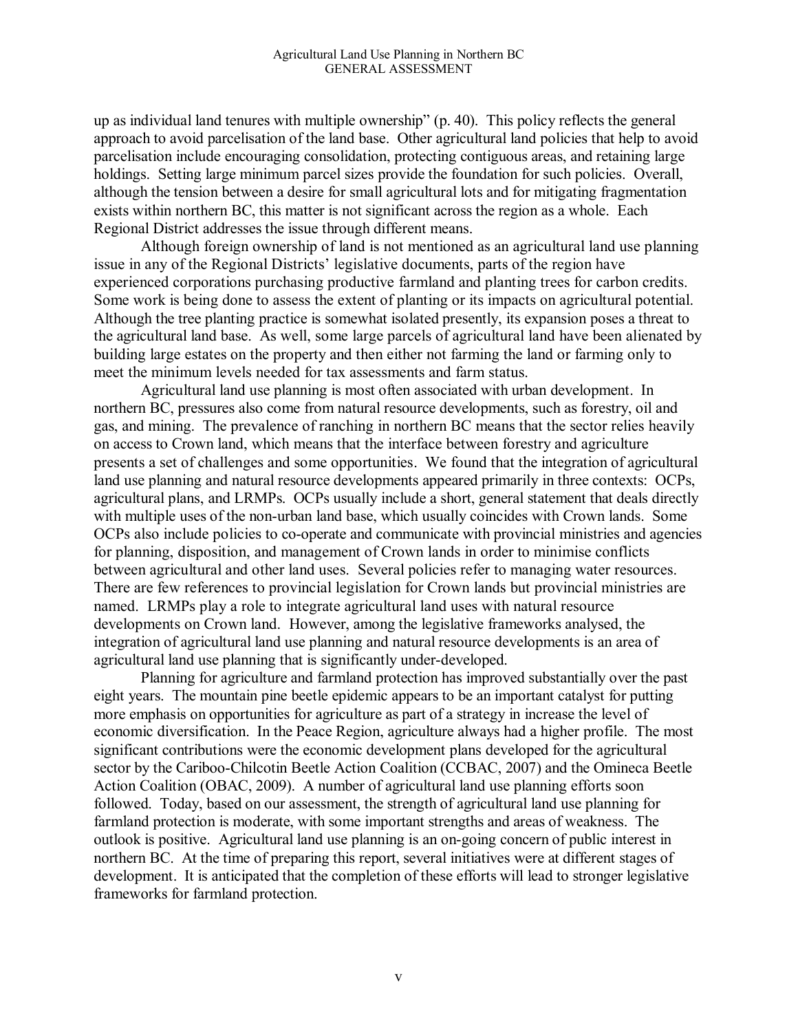up as individual land tenures with multiple ownership" (p. 40). This policy reflects the general approach to avoid parcelisation of the land base. Other agricultural land policies that help to avoid parcelisation include encouraging consolidation, protecting contiguous areas, and retaining large holdings. Setting large minimum parcel sizes provide the foundation for such policies. Overall, although the tension between a desire for small agricultural lots and for mitigating fragmentation exists within northern BC, this matter is not significant across the region as a whole. Each Regional District addresses the issue through different means.

Although foreign ownership of land is not mentioned as an agricultural land use planning issue in any of the Regional Districts' legislative documents, parts of the region have experienced corporations purchasing productive farmland and planting trees for carbon credits. Some work is being done to assess the extent of planting or its impacts on agricultural potential. Although the tree planting practice is somewhat isolated presently, its expansion poses a threat to the agricultural land base. As well, some large parcels of agricultural land have been alienated by building large estates on the property and then either not farming the land or farming only to meet the minimum levels needed for tax assessments and farm status.

Agricultural land use planning is most often associated with urban development. In northern BC, pressures also come from natural resource developments, such as forestry, oil and gas, and mining. The prevalence of ranching in northern BC means that the sector relies heavily on access to Crown land, which means that the interface between forestry and agriculture presents a set of challenges and some opportunities. We found that the integration of agricultural land use planning and natural resource developments appeared primarily in three contexts: OCPs, agricultural plans, and LRMPs. OCPs usually include a short, general statement that deals directly with multiple uses of the non-urban land base, which usually coincides with Crown lands. Some OCPs also include policies to co-operate and communicate with provincial ministries and agencies for planning, disposition, and management of Crown lands in order to minimise conflicts between agricultural and other land uses. Several policies refer to managing water resources. There are few references to provincial legislation for Crown lands but provincial ministries are named. LRMPs play a role to integrate agricultural land uses with natural resource developments on Crown land. However, among the legislative frameworks analysed, the integration of agricultural land use planning and natural resource developments is an area of agricultural land use planning that is significantly under-developed.

Planning for agriculture and farmland protection has improved substantially over the past eight years. The mountain pine beetle epidemic appears to be an important catalyst for putting more emphasis on opportunities for agriculture as part of a strategy in increase the level of economic diversification. In the Peace Region, agriculture always had a higher profile. The most significant contributions were the economic development plans developed for the agricultural sector by the Cariboo-Chilcotin Beetle Action Coalition (CCBAC, 2007) and the Omineca Beetle Action Coalition (OBAC, 2009). A number of agricultural land use planning efforts soon followed. Today, based on our assessment, the strength of agricultural land use planning for farmland protection is moderate, with some important strengths and areas of weakness. The outlook is positive. Agricultural land use planning is an on-going concern of public interest in northern BC. At the time of preparing this report, several initiatives were at different stages of development. It is anticipated that the completion of these efforts will lead to stronger legislative frameworks for farmland protection.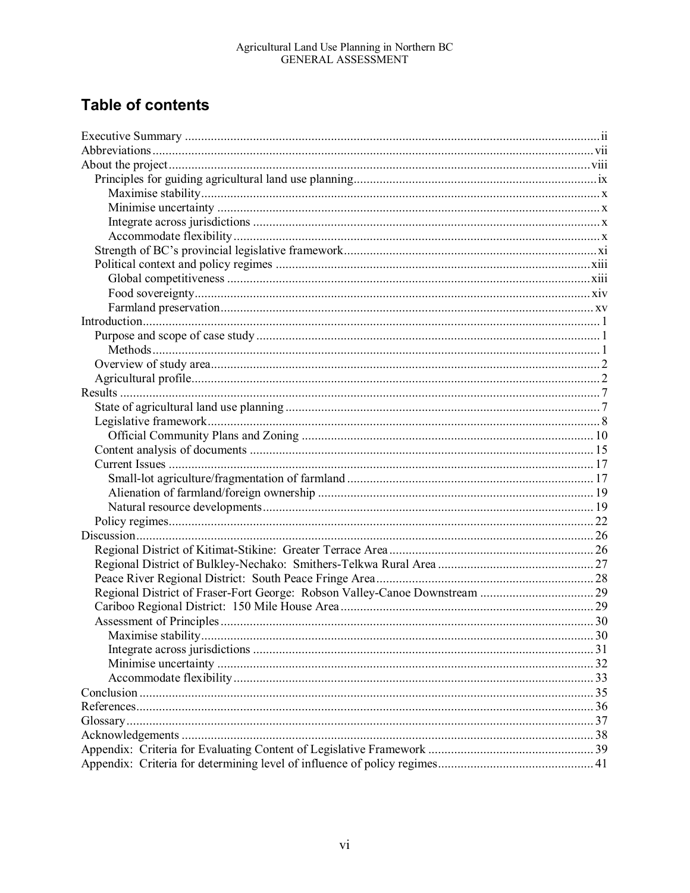## Table of contents

Executive Summary ..... ii
Abbreviations ..... vii
About the project ..... viii
- Principles for guiding agricultural land use planning ..... ix
  - Maximise stability ..... x
  - Minimise uncertainty ..... x
  - Integrate across jurisdictions ..... x
  - Accommodate flexibility ..... x
- Strength of BC's provincial legislative framework ..... xi
- Political context and policy regimes ..... xiii
  - Global competitiveness ..... xiii
  - Food sovereignty ..... xiv
  - Farmland preservation ..... xv

Introduction ..... 1
- Purpose and scope of case study ..... 1
  - Methods ..... 1
- Overview of study area ..... 2
- Agricultural profile ..... 2

Results ..... 7
- State of agricultural land use planning ..... 7
- Legislative framework ..... 8
  - Official Community Plans and Zoning ..... 10
- Content analysis of documents ..... 15
- Current Issues ..... 17
  - Small-lot agriculture/fragmentation of farmland ..... 17
  - Alienation of farmland/foreign ownership ..... 19
  - Natural resource developments ..... 19
- Policy regimes ..... 22

Discussion ..... 26
- Regional District of Kitimat-Stikine: Greater Terrace Area ..... 26
- Regional District of Bulkley-Nechako: Smithers-Telkwa Rural Area ..... 27
- Peace River Regional District: South Peace Fringe Area ..... 28
- Regional District of Fraser-Fort George: Robson Valley-Canoe Downstream ..... 29
- Cariboo Regional District: 150 Mile House Area ..... 29
- Assessment of Principles ..... 30
  - Maximise stability ..... 30
  - Integrate across jurisdictions ..... 31
  - Minimise uncertainty ..... 32
  - Accommodate flexibility ..... 33

Conclusion ..... 35
References ..... 36
Glossary ..... 37
Acknowledgements ..... 38
Appendix: Criteria for Evaluating Content of Legislative Framework ..... 39
Appendix: Criteria for determining level of influence of policy regimes ..... 41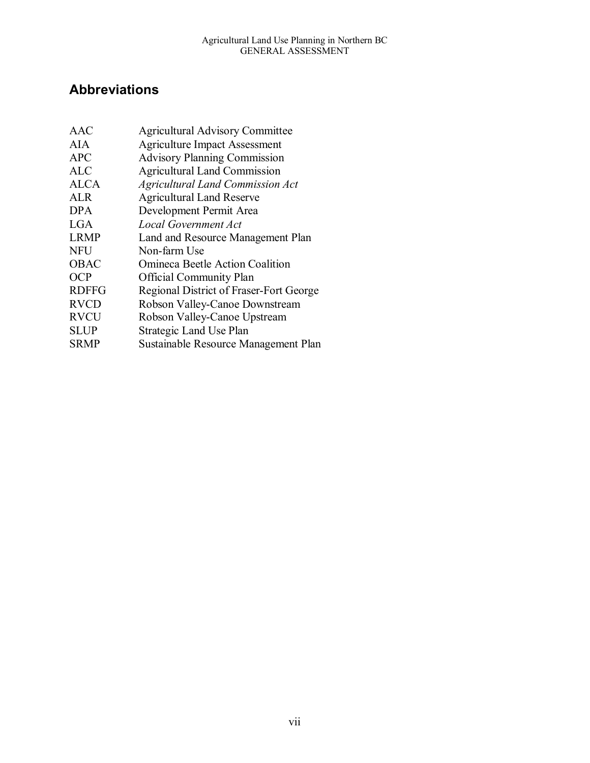## Abbreviations

| | |
|---|---|
| AAC | Agricultural Advisory Committee |
| AIA | Agriculture Impact Assessment |
| APC | Advisory Planning Commission |
| ALC | Agricultural Land Commission |
| ALCA | *Agricultural Land Commission Act* |
| ALR | Agricultural Land Reserve |
| DPA | Development Permit Area |
| LGA | *Local Government Act* |
| LRMP | Land and Resource Management Plan |
| NFU | Non-farm Use |
| OBAC | Omineca Beetle Action Coalition |
| OCP | Official Community Plan |
| RDFFG | Regional District of Fraser-Fort George |
| RVCD | Robson Valley-Canoe Downstream |
| RVCU | Robson Valley-Canoe Upstream |
| SLUP | Strategic Land Use Plan |
| SRMP | Sustainable Resource Management Plan |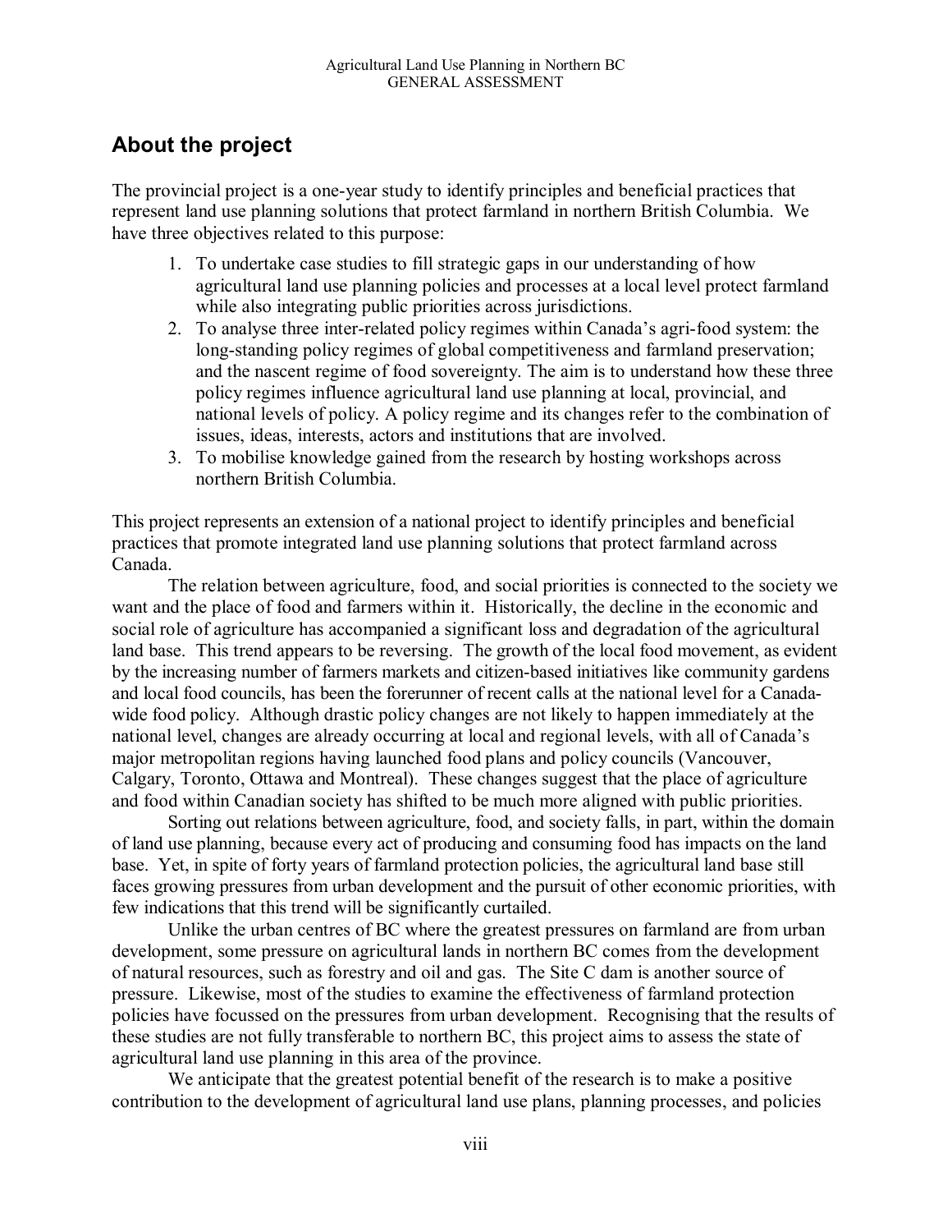## About the project

The provincial project is a one-year study to identify principles and beneficial practices that represent land use planning solutions that protect farmland in northern British Columbia. We have three objectives related to this purpose:

1. To undertake case studies to fill strategic gaps in our understanding of how agricultural land use planning policies and processes at a local level protect farmland while also integrating public priorities across jurisdictions.
2. To analyse three inter-related policy regimes within Canada's agri-food system: the long-standing policy regimes of global competitiveness and farmland preservation; and the nascent regime of food sovereignty. The aim is to understand how these three policy regimes influence agricultural land use planning at local, provincial, and national levels of policy. A policy regime and its changes refer to the combination of issues, ideas, interests, actors and institutions that are involved.
3. To mobilise knowledge gained from the research by hosting workshops across northern British Columbia.

This project represents an extension of a national project to identify principles and beneficial practices that promote integrated land use planning solutions that protect farmland across Canada.

The relation between agriculture, food, and social priorities is connected to the society we want and the place of food and farmers within it. Historically, the decline in the economic and social role of agriculture has accompanied a significant loss and degradation of the agricultural land base. This trend appears to be reversing. The growth of the local food movement, as evident by the increasing number of farmers markets and citizen-based initiatives like community gardens and local food councils, has been the forerunner of recent calls at the national level for a Canada-wide food policy. Although drastic policy changes are not likely to happen immediately at the national level, changes are already occurring at local and regional levels, with all of Canada's major metropolitan regions having launched food plans and policy councils (Vancouver, Calgary, Toronto, Ottawa and Montreal). These changes suggest that the place of agriculture and food within Canadian society has shifted to be much more aligned with public priorities.

Sorting out relations between agriculture, food, and society falls, in part, within the domain of land use planning, because every act of producing and consuming food has impacts on the land base. Yet, in spite of forty years of farmland protection policies, the agricultural land base still faces growing pressures from urban development and the pursuit of other economic priorities, with few indications that this trend will be significantly curtailed.

Unlike the urban centres of BC where the greatest pressures on farmland are from urban development, some pressure on agricultural lands in northern BC comes from the development of natural resources, such as forestry and oil and gas. The Site C dam is another source of pressure. Likewise, most of the studies to examine the effectiveness of farmland protection policies have focussed on the pressures from urban development. Recognising that the results of these studies are not fully transferable to northern BC, this project aims to assess the state of agricultural land use planning in this area of the province.

We anticipate that the greatest potential benefit of the research is to make a positive contribution to the development of agricultural land use plans, planning processes, and policies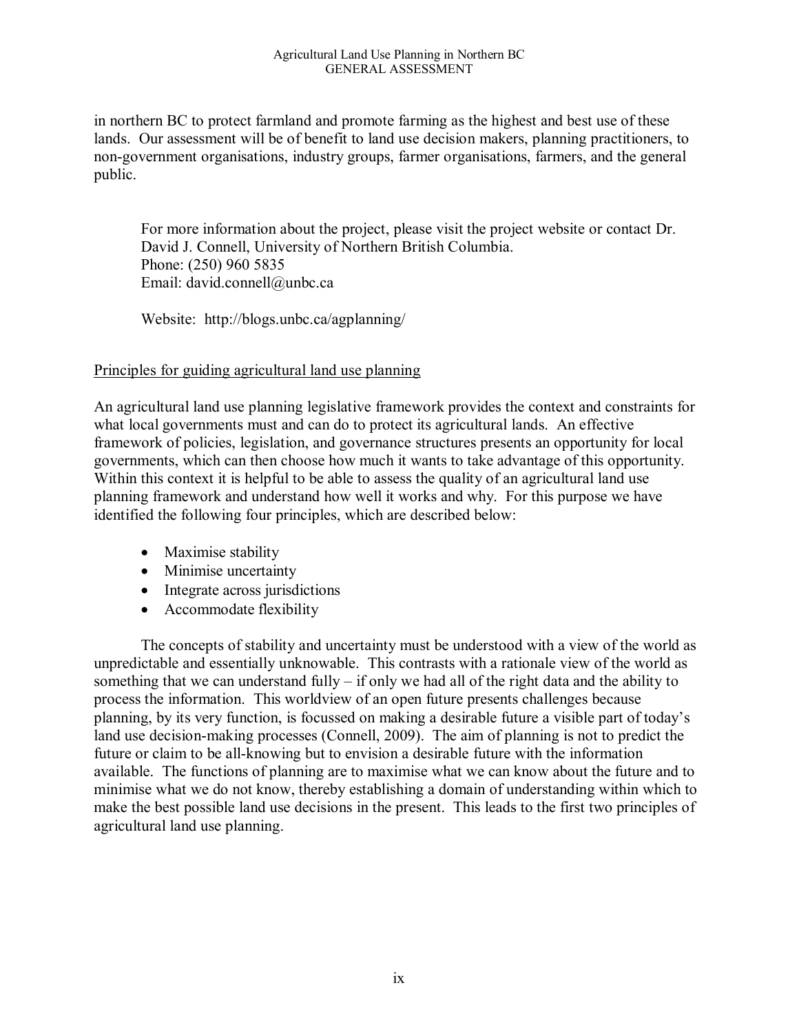in northern BC to protect farmland and promote farming as the highest and best use of these lands. Our assessment will be of benefit to land use decision makers, planning practitioners, to non-government organisations, industry groups, farmer organisations, farmers, and the general public.

> For more information about the project, please visit the project website or contact Dr. David J. Connell, University of Northern British Columbia.
> Phone: (250) 960 5835
> Email: david.connell@unbc.ca
>
> Website: http://blogs.unbc.ca/agplanning/

<u>Principles for guiding agricultural land use planning</u>

An agricultural land use planning legislative framework provides the context and constraints for what local governments must and can do to protect its agricultural lands. An effective framework of policies, legislation, and governance structures presents an opportunity for local governments, which can then choose how much it wants to take advantage of this opportunity. Within this context it is helpful to be able to assess the quality of an agricultural land use planning framework and understand how well it works and why. For this purpose we have identified the following four principles, which are described below:

- Maximise stability
- Minimise uncertainty
- Integrate across jurisdictions
- Accommodate flexibility

The concepts of stability and uncertainty must be understood with a view of the world as unpredictable and essentially unknowable. This contrasts with a rationale view of the world as something that we can understand fully – if only we had all of the right data and the ability to process the information. This worldview of an open future presents challenges because planning, by its very function, is focussed on making a desirable future a visible part of today's land use decision-making processes (Connell, 2009). The aim of planning is not to predict the future or claim to be all-knowing but to envision a desirable future with the information available. The functions of planning are to maximise what we can know about the future and to minimise what we do not know, thereby establishing a domain of understanding within which to make the best possible land use decisions in the present. This leads to the first two principles of agricultural land use planning.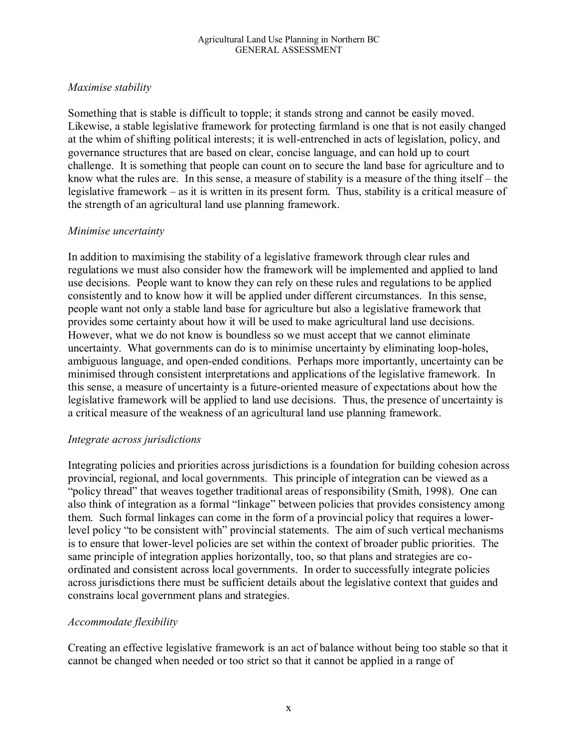*Maximise stability*

Something that is stable is difficult to topple; it stands strong and cannot be easily moved. Likewise, a stable legislative framework for protecting farmland is one that is not easily changed at the whim of shifting political interests; it is well-entrenched in acts of legislation, policy, and governance structures that are based on clear, concise language, and can hold up to court challenge. It is something that people can count on to secure the land base for agriculture and to know what the rules are. In this sense, a measure of stability is a measure of the thing itself – the legislative framework – as it is written in its present form. Thus, stability is a critical measure of the strength of an agricultural land use planning framework.

*Minimise uncertainty*

In addition to maximising the stability of a legislative framework through clear rules and regulations we must also consider how the framework will be implemented and applied to land use decisions. People want to know they can rely on these rules and regulations to be applied consistently and to know how it will be applied under different circumstances. In this sense, people want not only a stable land base for agriculture but also a legislative framework that provides some certainty about how it will be used to make agricultural land use decisions. However, what we do not know is boundless so we must accept that we cannot eliminate uncertainty. What governments can do is to minimise uncertainty by eliminating loop-holes, ambiguous language, and open-ended conditions. Perhaps more importantly, uncertainty can be minimised through consistent interpretations and applications of the legislative framework. In this sense, a measure of uncertainty is a future-oriented measure of expectations about how the legislative framework will be applied to land use decisions. Thus, the presence of uncertainty is a critical measure of the weakness of an agricultural land use planning framework.

*Integrate across jurisdictions*

Integrating policies and priorities across jurisdictions is a foundation for building cohesion across provincial, regional, and local governments. This principle of integration can be viewed as a "policy thread" that weaves together traditional areas of responsibility (Smith, 1998). One can also think of integration as a formal "linkage" between policies that provides consistency among them. Such formal linkages can come in the form of a provincial policy that requires a lower-level policy "to be consistent with" provincial statements. The aim of such vertical mechanisms is to ensure that lower-level policies are set within the context of broader public priorities. The same principle of integration applies horizontally, too, so that plans and strategies are co-ordinated and consistent across local governments. In order to successfully integrate policies across jurisdictions there must be sufficient details about the legislative context that guides and constrains local government plans and strategies.

*Accommodate flexibility*

Creating an effective legislative framework is an act of balance without being too stable so that it cannot be changed when needed or too strict so that it cannot be applied in a range of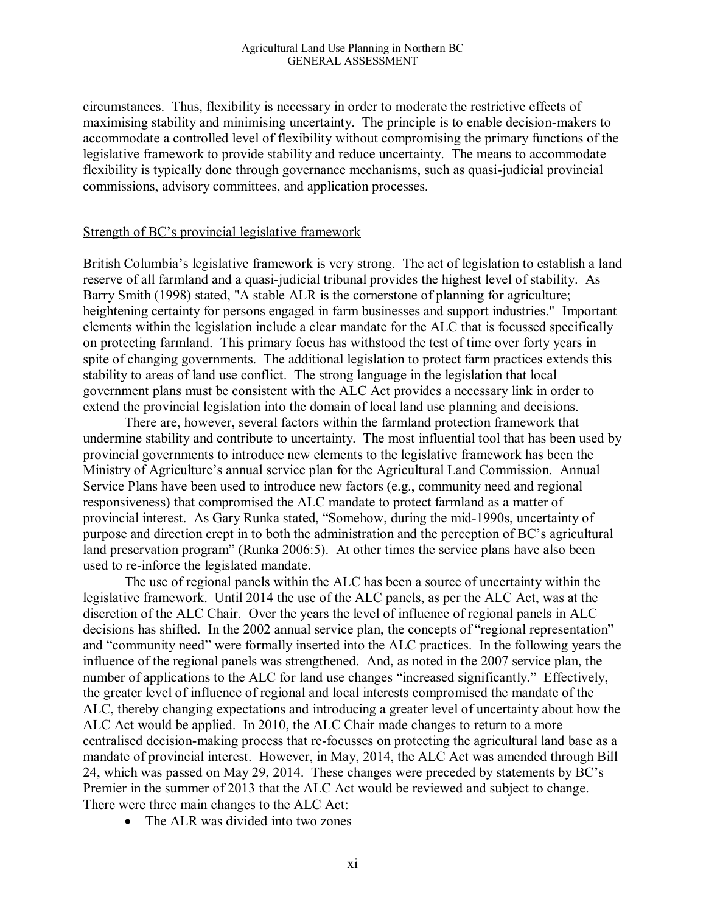circumstances. Thus, flexibility is necessary in order to moderate the restrictive effects of maximising stability and minimising uncertainty. The principle is to enable decision-makers to accommodate a controlled level of flexibility without compromising the primary functions of the legislative framework to provide stability and reduce uncertainty. The means to accommodate flexibility is typically done through governance mechanisms, such as quasi-judicial provincial commissions, advisory committees, and application processes.

## Strength of BC's provincial legislative framework

British Columbia's legislative framework is very strong. The act of legislation to establish a land reserve of all farmland and a quasi-judicial tribunal provides the highest level of stability. As Barry Smith (1998) stated, "A stable ALR is the cornerstone of planning for agriculture; heightening certainty for persons engaged in farm businesses and support industries." Important elements within the legislation include a clear mandate for the ALC that is focussed specifically on protecting farmland. This primary focus has withstood the test of time over forty years in spite of changing governments. The additional legislation to protect farm practices extends this stability to areas of land use conflict. The strong language in the legislation that local government plans must be consistent with the ALC Act provides a necessary link in order to extend the provincial legislation into the domain of local land use planning and decisions.

There are, however, several factors within the farmland protection framework that undermine stability and contribute to uncertainty. The most influential tool that has been used by provincial governments to introduce new elements to the legislative framework has been the Ministry of Agriculture's annual service plan for the Agricultural Land Commission. Annual Service Plans have been used to introduce new factors (e.g., community need and regional responsiveness) that compromised the ALC mandate to protect farmland as a matter of provincial interest. As Gary Runka stated, "Somehow, during the mid-1990s, uncertainty of purpose and direction crept in to both the administration and the perception of BC's agricultural land preservation program" (Runka 2006:5). At other times the service plans have also been used to re-inforce the legislated mandate.

The use of regional panels within the ALC has been a source of uncertainty within the legislative framework. Until 2014 the use of the ALC panels, as per the ALC Act, was at the discretion of the ALC Chair. Over the years the level of influence of regional panels in ALC decisions has shifted. In the 2002 annual service plan, the concepts of "regional representation" and "community need" were formally inserted into the ALC practices. In the following years the influence of the regional panels was strengthened. And, as noted in the 2007 service plan, the number of applications to the ALC for land use changes "increased significantly." Effectively, the greater level of influence of regional and local interests compromised the mandate of the ALC, thereby changing expectations and introducing a greater level of uncertainty about how the ALC Act would be applied. In 2010, the ALC Chair made changes to return to a more centralised decision-making process that re-focusses on protecting the agricultural land base as a mandate of provincial interest. However, in May, 2014, the ALC Act was amended through Bill 24, which was passed on May 29, 2014. These changes were preceded by statements by BC's Premier in the summer of 2013 that the ALC Act would be reviewed and subject to change. There were three main changes to the ALC Act:

- The ALR was divided into two zones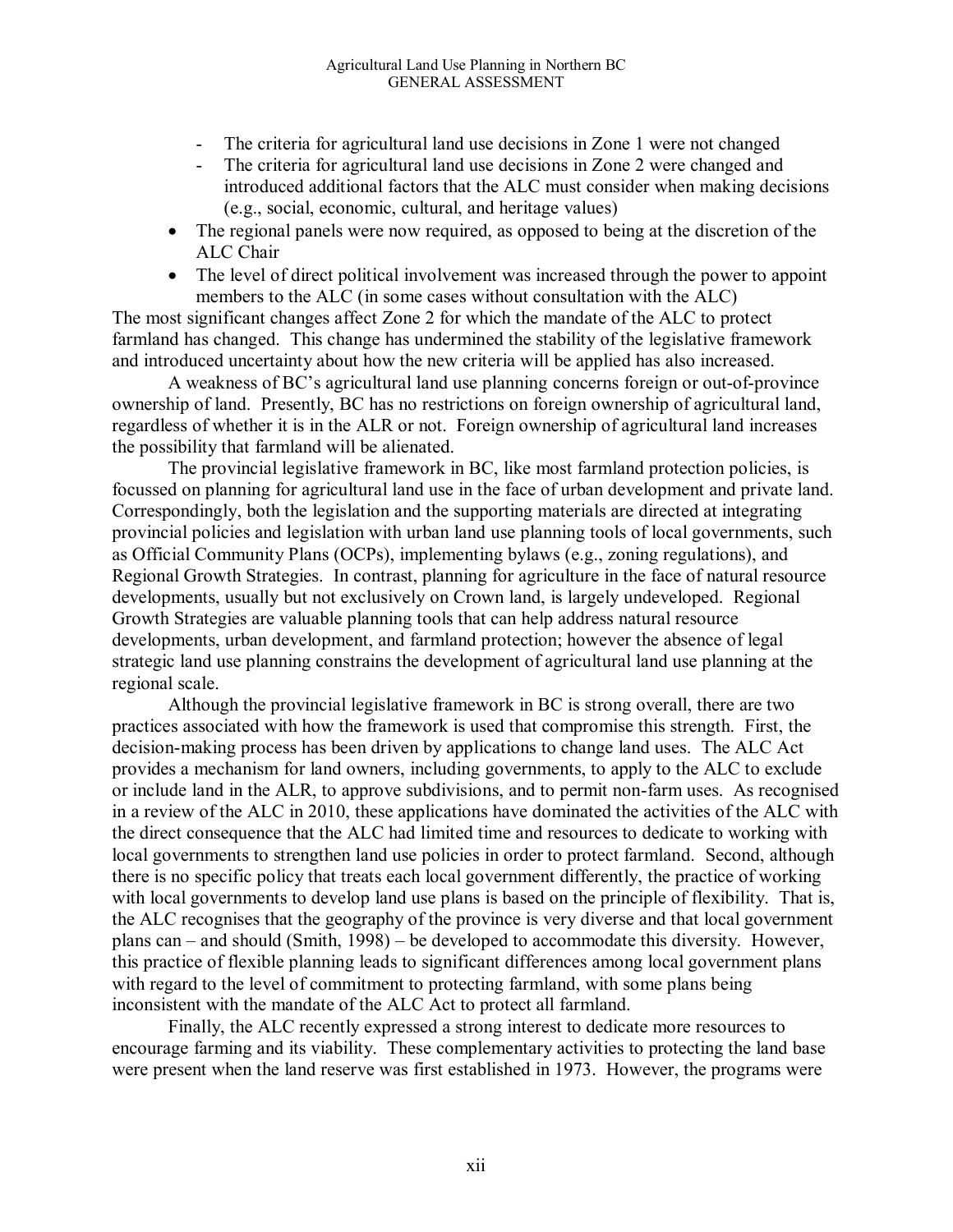- The criteria for agricultural land use decisions in Zone 1 were not changed
  - The criteria for agricultural land use decisions in Zone 2 were changed and introduced additional factors that the ALC must consider when making decisions (e.g., social, economic, cultural, and heritage values)
- The regional panels were now required, as opposed to being at the discretion of the ALC Chair
- The level of direct political involvement was increased through the power to appoint members to the ALC (in some cases without consultation with the ALC)

The most significant changes affect Zone 2 for which the mandate of the ALC to protect farmland has changed. This change has undermined the stability of the legislative framework and introduced uncertainty about how the new criteria will be applied has also increased.

A weakness of BC's agricultural land use planning concerns foreign or out-of-province ownership of land. Presently, BC has no restrictions on foreign ownership of agricultural land, regardless of whether it is in the ALR or not. Foreign ownership of agricultural land increases the possibility that farmland will be alienated.

The provincial legislative framework in BC, like most farmland protection policies, is focussed on planning for agricultural land use in the face of urban development and private land. Correspondingly, both the legislation and the supporting materials are directed at integrating provincial policies and legislation with urban land use planning tools of local governments, such as Official Community Plans (OCPs), implementing bylaws (e.g., zoning regulations), and Regional Growth Strategies. In contrast, planning for agriculture in the face of natural resource developments, usually but not exclusively on Crown land, is largely undeveloped. Regional Growth Strategies are valuable planning tools that can help address natural resource developments, urban development, and farmland protection; however the absence of legal strategic land use planning constrains the development of agricultural land use planning at the regional scale.

Although the provincial legislative framework in BC is strong overall, there are two practices associated with how the framework is used that compromise this strength. First, the decision-making process has been driven by applications to change land uses. The ALC Act provides a mechanism for land owners, including governments, to apply to the ALC to exclude or include land in the ALR, to approve subdivisions, and to permit non-farm uses. As recognised in a review of the ALC in 2010, these applications have dominated the activities of the ALC with the direct consequence that the ALC had limited time and resources to dedicate to working with local governments to strengthen land use policies in order to protect farmland. Second, although there is no specific policy that treats each local government differently, the practice of working with local governments to develop land use plans is based on the principle of flexibility. That is, the ALC recognises that the geography of the province is very diverse and that local government plans can – and should (Smith, 1998) – be developed to accommodate this diversity. However, this practice of flexible planning leads to significant differences among local government plans with regard to the level of commitment to protecting farmland, with some plans being inconsistent with the mandate of the ALC Act to protect all farmland.

Finally, the ALC recently expressed a strong interest to dedicate more resources to encourage farming and its viability. These complementary activities to protecting the land base were present when the land reserve was first established in 1973. However, the programs were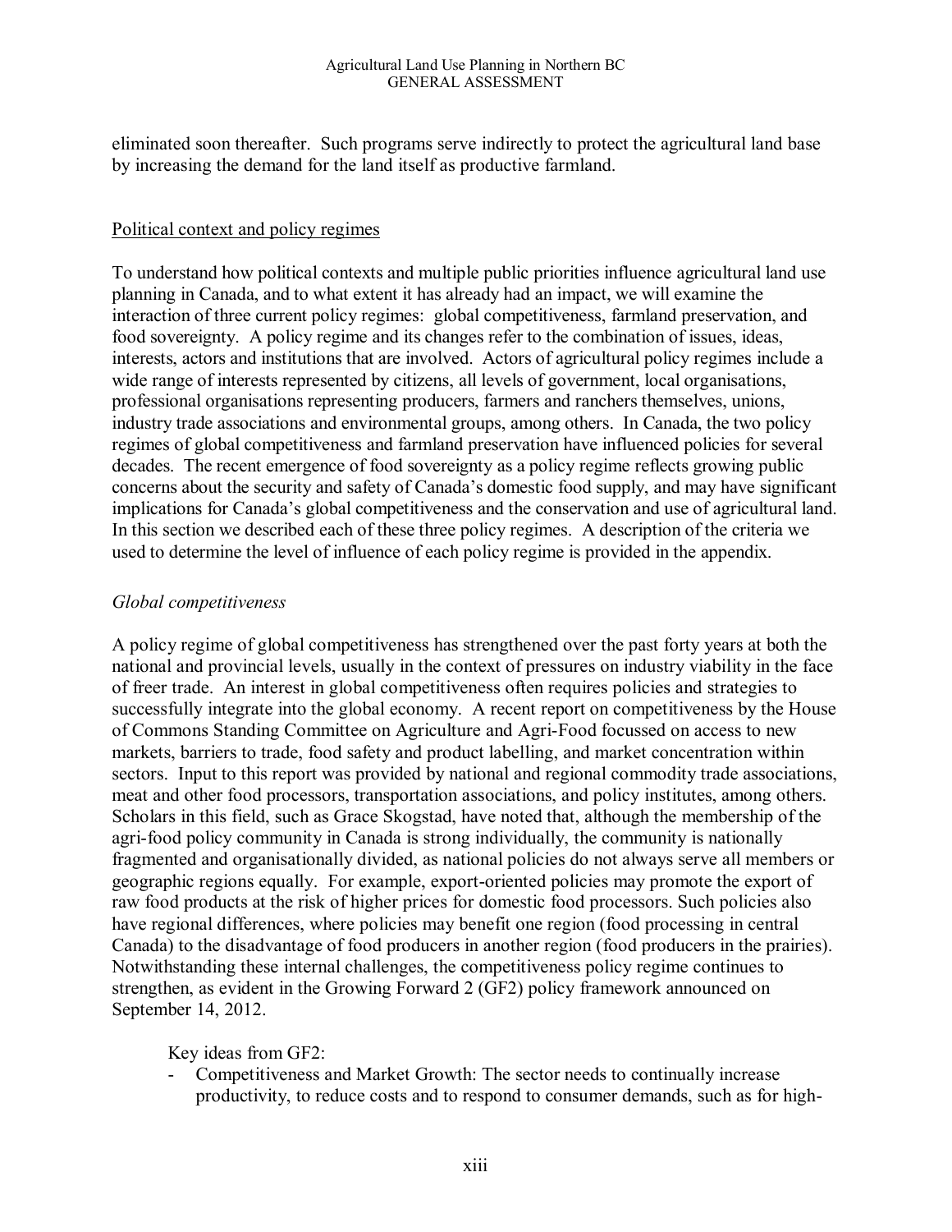eliminated soon thereafter. Such programs serve indirectly to protect the agricultural land base by increasing the demand for the land itself as productive farmland.

## Political context and policy regimes

To understand how political contexts and multiple public priorities influence agricultural land use planning in Canada, and to what extent it has already had an impact, we will examine the interaction of three current policy regimes: global competitiveness, farmland preservation, and food sovereignty. A policy regime and its changes refer to the combination of issues, ideas, interests, actors and institutions that are involved. Actors of agricultural policy regimes include a wide range of interests represented by citizens, all levels of government, local organisations, professional organisations representing producers, farmers and ranchers themselves, unions, industry trade associations and environmental groups, among others. In Canada, the two policy regimes of global competitiveness and farmland preservation have influenced policies for several decades. The recent emergence of food sovereignty as a policy regime reflects growing public concerns about the security and safety of Canada's domestic food supply, and may have significant implications for Canada's global competitiveness and the conservation and use of agricultural land. In this section we described each of these three policy regimes. A description of the criteria we used to determine the level of influence of each policy regime is provided in the appendix.

### *Global competitiveness*

A policy regime of global competitiveness has strengthened over the past forty years at both the national and provincial levels, usually in the context of pressures on industry viability in the face of freer trade. An interest in global competitiveness often requires policies and strategies to successfully integrate into the global economy. A recent report on competitiveness by the House of Commons Standing Committee on Agriculture and Agri-Food focussed on access to new markets, barriers to trade, food safety and product labelling, and market concentration within sectors. Input to this report was provided by national and regional commodity trade associations, meat and other food processors, transportation associations, and policy institutes, among others. Scholars in this field, such as Grace Skogstad, have noted that, although the membership of the agri-food policy community in Canada is strong individually, the community is nationally fragmented and organisationally divided, as national policies do not always serve all members or geographic regions equally. For example, export-oriented policies may promote the export of raw food products at the risk of higher prices for domestic food processors. Such policies also have regional differences, where policies may benefit one region (food processing in central Canada) to the disadvantage of food producers in another region (food producers in the prairies). Notwithstanding these internal challenges, the competitiveness policy regime continues to strengthen, as evident in the Growing Forward 2 (GF2) policy framework announced on September 14, 2012.

Key ideas from GF2:

- Competitiveness and Market Growth: The sector needs to continually increase productivity, to reduce costs and to respond to consumer demands, such as for high-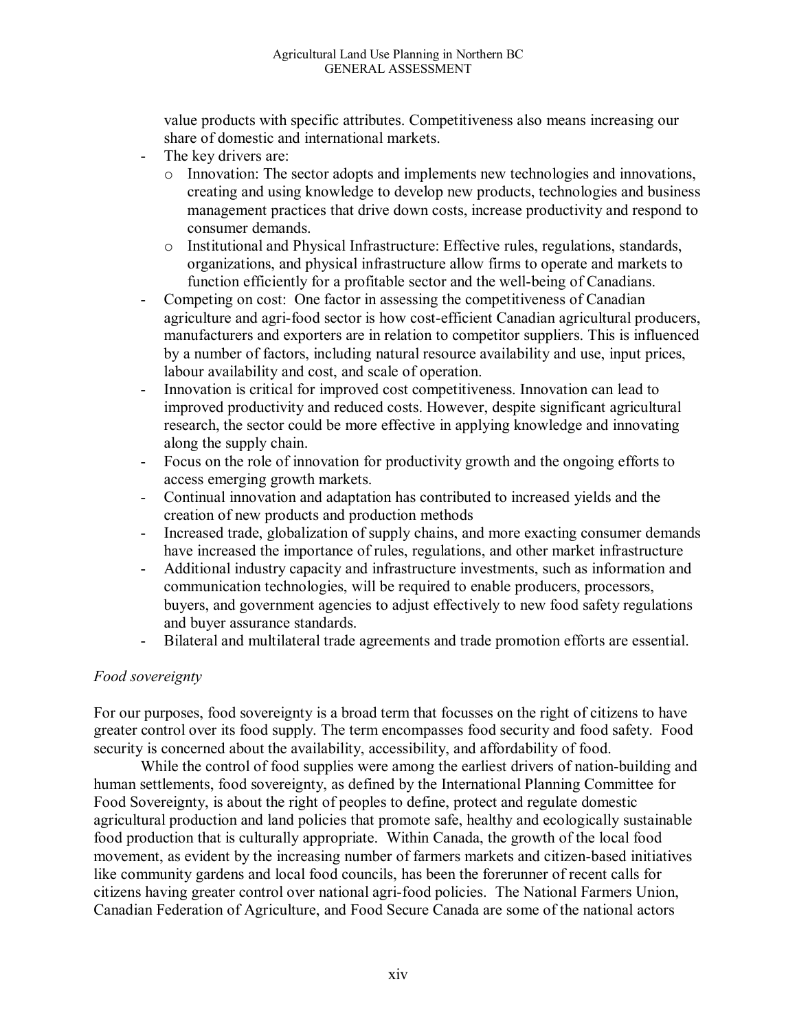value products with specific attributes. Competitiveness also means increasing our share of domestic and international markets.

- The key drivers are:
  - Innovation: The sector adopts and implements new technologies and innovations, creating and using knowledge to develop new products, technologies and business management practices that drive down costs, increase productivity and respond to consumer demands.
  - Institutional and Physical Infrastructure: Effective rules, regulations, standards, organizations, and physical infrastructure allow firms to operate and markets to function efficiently for a profitable sector and the well-being of Canadians.
- Competing on cost: One factor in assessing the competitiveness of Canadian agriculture and agri-food sector is how cost-efficient Canadian agricultural producers, manufacturers and exporters are in relation to competitor suppliers. This is influenced by a number of factors, including natural resource availability and use, input prices, labour availability and cost, and scale of operation.
- Innovation is critical for improved cost competitiveness. Innovation can lead to improved productivity and reduced costs. However, despite significant agricultural research, the sector could be more effective in applying knowledge and innovating along the supply chain.
- Focus on the role of innovation for productivity growth and the ongoing efforts to access emerging growth markets.
- Continual innovation and adaptation has contributed to increased yields and the creation of new products and production methods
- Increased trade, globalization of supply chains, and more exacting consumer demands have increased the importance of rules, regulations, and other market infrastructure
- Additional industry capacity and infrastructure investments, such as information and communication technologies, will be required to enable producers, processors, buyers, and government agencies to adjust effectively to new food safety regulations and buyer assurance standards.
- Bilateral and multilateral trade agreements and trade promotion efforts are essential.

*Food sovereignty*

For our purposes, food sovereignty is a broad term that focusses on the right of citizens to have greater control over its food supply. The term encompasses food security and food safety. Food security is concerned about the availability, accessibility, and affordability of food.

While the control of food supplies were among the earliest drivers of nation-building and human settlements, food sovereignty, as defined by the International Planning Committee for Food Sovereignty, is about the right of peoples to define, protect and regulate domestic agricultural production and land policies that promote safe, healthy and ecologically sustainable food production that is culturally appropriate. Within Canada, the growth of the local food movement, as evident by the increasing number of farmers markets and citizen-based initiatives like community gardens and local food councils, has been the forerunner of recent calls for citizens having greater control over national agri-food policies. The National Farmers Union, Canadian Federation of Agriculture, and Food Secure Canada are some of the national actors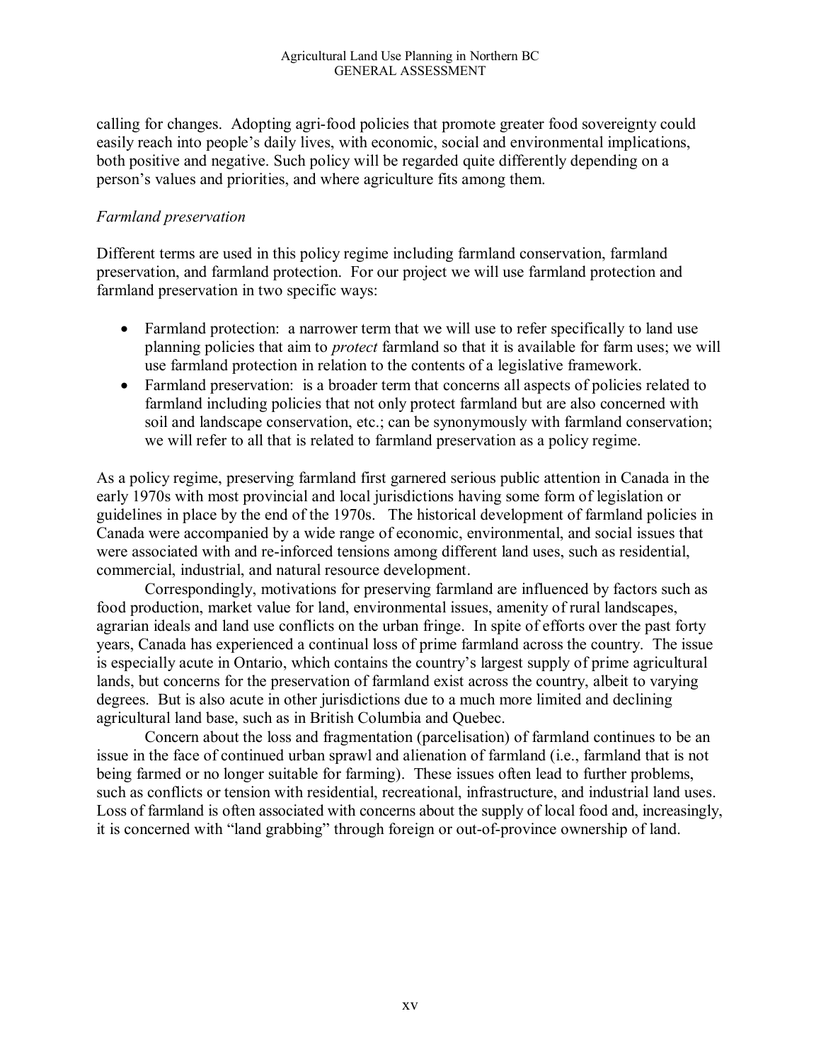calling for changes. Adopting agri-food policies that promote greater food sovereignty could easily reach into people's daily lives, with economic, social and environmental implications, both positive and negative. Such policy will be regarded quite differently depending on a person's values and priorities, and where agriculture fits among them.

*Farmland preservation*

Different terms are used in this policy regime including farmland conservation, farmland preservation, and farmland protection. For our project we will use farmland protection and farmland preservation in two specific ways:

- Farmland protection: a narrower term that we will use to refer specifically to land use planning policies that aim to *protect* farmland so that it is available for farm uses; we will use farmland protection in relation to the contents of a legislative framework.
- Farmland preservation: is a broader term that concerns all aspects of policies related to farmland including policies that not only protect farmland but are also concerned with soil and landscape conservation, etc.; can be synonymously with farmland conservation; we will refer to all that is related to farmland preservation as a policy regime.

As a policy regime, preserving farmland first garnered serious public attention in Canada in the early 1970s with most provincial and local jurisdictions having some form of legislation or guidelines in place by the end of the 1970s. The historical development of farmland policies in Canada were accompanied by a wide range of economic, environmental, and social issues that were associated with and re-inforced tensions among different land uses, such as residential, commercial, industrial, and natural resource development.

Correspondingly, motivations for preserving farmland are influenced by factors such as food production, market value for land, environmental issues, amenity of rural landscapes, agrarian ideals and land use conflicts on the urban fringe. In spite of efforts over the past forty years, Canada has experienced a continual loss of prime farmland across the country. The issue is especially acute in Ontario, which contains the country's largest supply of prime agricultural lands, but concerns for the preservation of farmland exist across the country, albeit to varying degrees. But is also acute in other jurisdictions due to a much more limited and declining agricultural land base, such as in British Columbia and Quebec.

Concern about the loss and fragmentation (parcelisation) of farmland continues to be an issue in the face of continued urban sprawl and alienation of farmland (i.e., farmland that is not being farmed or no longer suitable for farming). These issues often lead to further problems, such as conflicts or tension with residential, recreational, infrastructure, and industrial land uses. Loss of farmland is often associated with concerns about the supply of local food and, increasingly, it is concerned with "land grabbing" through foreign or out-of-province ownership of land.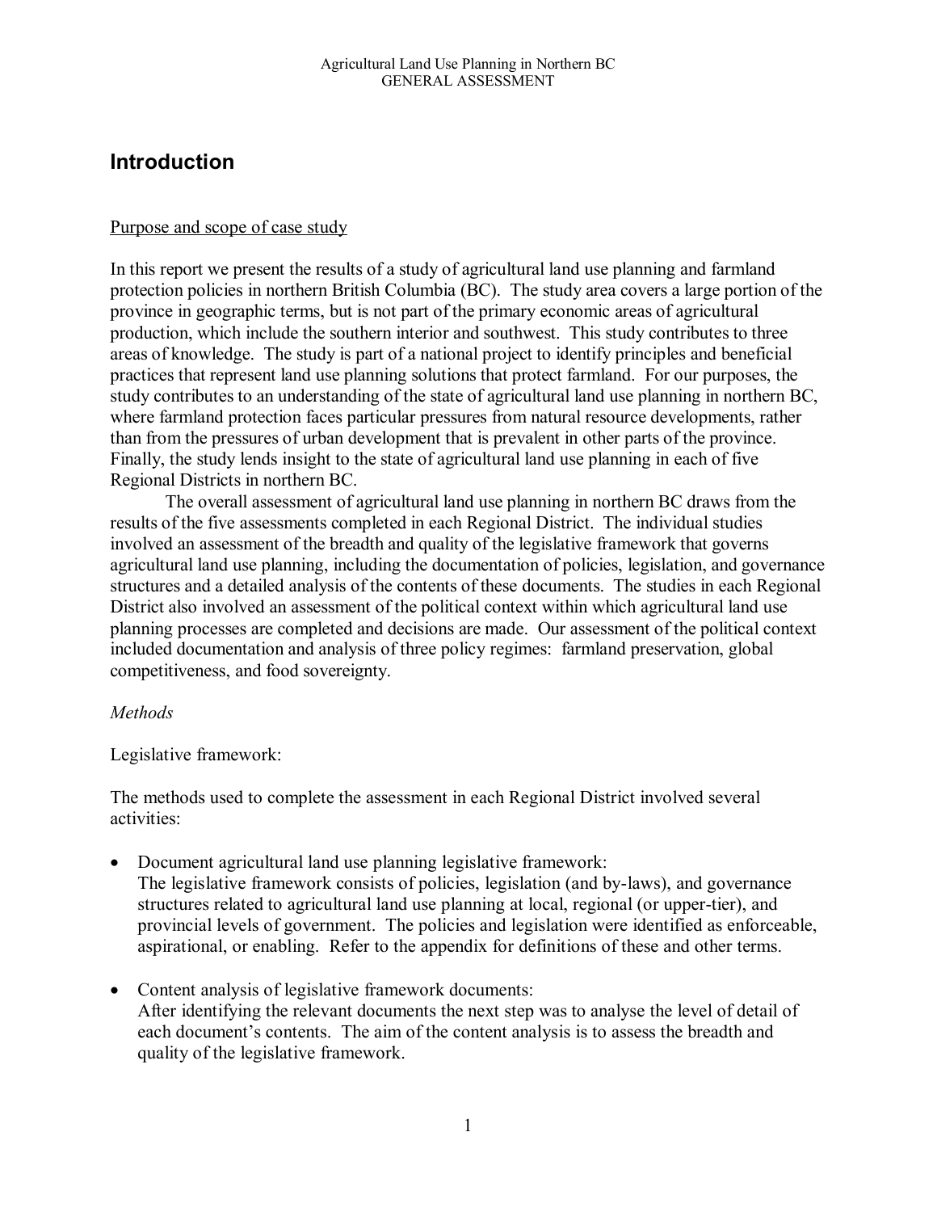# Introduction

Purpose and scope of case study

In this report we present the results of a study of agricultural land use planning and farmland protection policies in northern British Columbia (BC). The study area covers a large portion of the province in geographic terms, but is not part of the primary economic areas of agricultural production, which include the southern interior and southwest. This study contributes to three areas of knowledge. The study is part of a national project to identify principles and beneficial practices that represent land use planning solutions that protect farmland. For our purposes, the study contributes to an understanding of the state of agricultural land use planning in northern BC, where farmland protection faces particular pressures from natural resource developments, rather than from the pressures of urban development that is prevalent in other parts of the province. Finally, the study lends insight to the state of agricultural land use planning in each of five Regional Districts in northern BC.

The overall assessment of agricultural land use planning in northern BC draws from the results of the five assessments completed in each Regional District. The individual studies involved an assessment of the breadth and quality of the legislative framework that governs agricultural land use planning, including the documentation of policies, legislation, and governance structures and a detailed analysis of the contents of these documents. The studies in each Regional District also involved an assessment of the political context within which agricultural land use planning processes are completed and decisions are made. Our assessment of the political context included documentation and analysis of three policy regimes: farmland preservation, global competitiveness, and food sovereignty.

*Methods*

Legislative framework:

The methods used to complete the assessment in each Regional District involved several activities:

- Document agricultural land use planning legislative framework:
  The legislative framework consists of policies, legislation (and by-laws), and governance structures related to agricultural land use planning at local, regional (or upper-tier), and provincial levels of government. The policies and legislation were identified as enforceable, aspirational, or enabling. Refer to the appendix for definitions of these and other terms.

- Content analysis of legislative framework documents:
  After identifying the relevant documents the next step was to analyse the level of detail of each document's contents. The aim of the content analysis is to assess the breadth and quality of the legislative framework.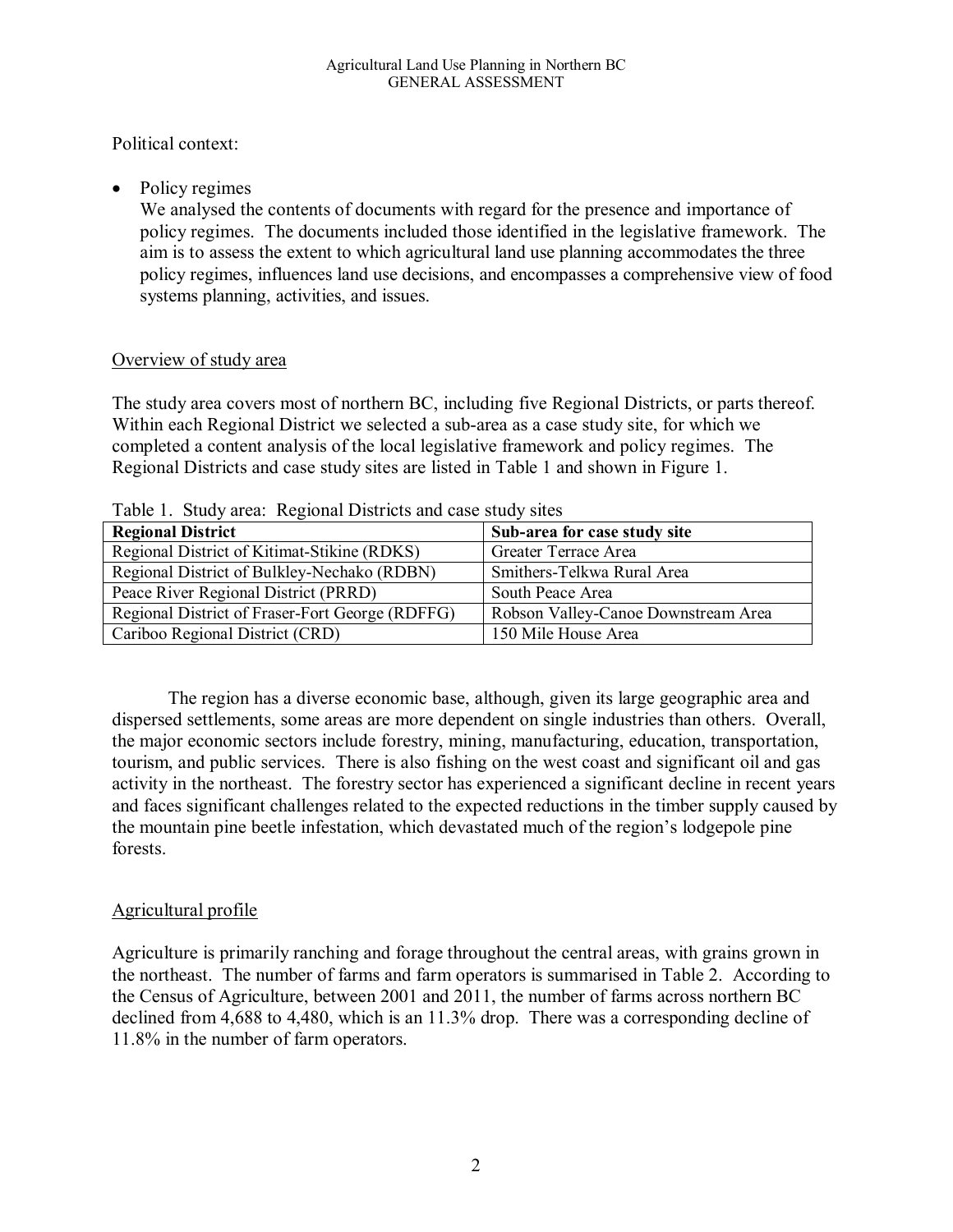Political context:

- Policy regimes
  We analysed the contents of documents with regard for the presence and importance of policy regimes. The documents included those identified in the legislative framework. The aim is to assess the extent to which agricultural land use planning accommodates the three policy regimes, influences land use decisions, and encompasses a comprehensive view of food systems planning, activities, and issues.

## Overview of study area

The study area covers most of northern BC, including five Regional Districts, or parts thereof. Within each Regional District we selected a sub-area as a case study site, for which we completed a content analysis of the local legislative framework and policy regimes. The Regional Districts and case study sites are listed in Table 1 and shown in Figure 1.

Table 1. Study area: Regional Districts and case study sites

| Regional District | Sub-area for case study site |
|---|---|
| Regional District of Kitimat-Stikine (RDKS) | Greater Terrace Area |
| Regional District of Bulkley-Nechako (RDBN) | Smithers-Telkwa Rural Area |
| Peace River Regional District (PRRD) | South Peace Area |
| Regional District of Fraser-Fort George (RDFFG) | Robson Valley-Canoe Downstream Area |
| Cariboo Regional District (CRD) | 150 Mile House Area |

The region has a diverse economic base, although, given its large geographic area and dispersed settlements, some areas are more dependent on single industries than others. Overall, the major economic sectors include forestry, mining, manufacturing, education, transportation, tourism, and public services. There is also fishing on the west coast and significant oil and gas activity in the northeast. The forestry sector has experienced a significant decline in recent years and faces significant challenges related to the expected reductions in the timber supply caused by the mountain pine beetle infestation, which devastated much of the region's lodgepole pine forests.

## Agricultural profile

Agriculture is primarily ranching and forage throughout the central areas, with grains grown in the northeast. The number of farms and farm operators is summarised in Table 2. According to the Census of Agriculture, between 2001 and 2011, the number of farms across northern BC declined from 4,688 to 4,480, which is an 11.3% drop. There was a corresponding decline of 11.8% in the number of farm operators.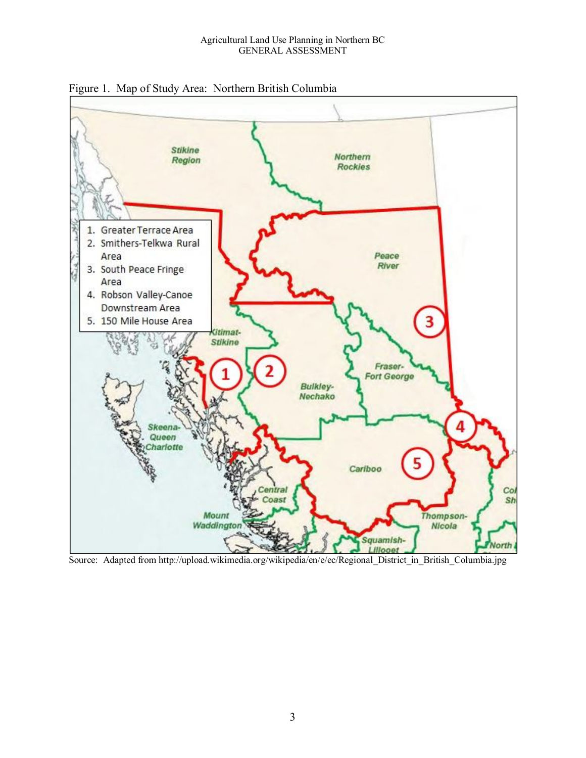Figure 1. Map of Study Area: Northern British Columbia

1. Greater Terrace Area
2. Smithers-Telkwa Rural Area
3. South Peace Fringe Area
4. Robson Valley-Canoe Downstream Area
5. 150 Mile House Area

Source: Adapted from http://upload.wikimedia.org/wikipedia/en/e/ec/Regional_District_in_British_Columbia.jpg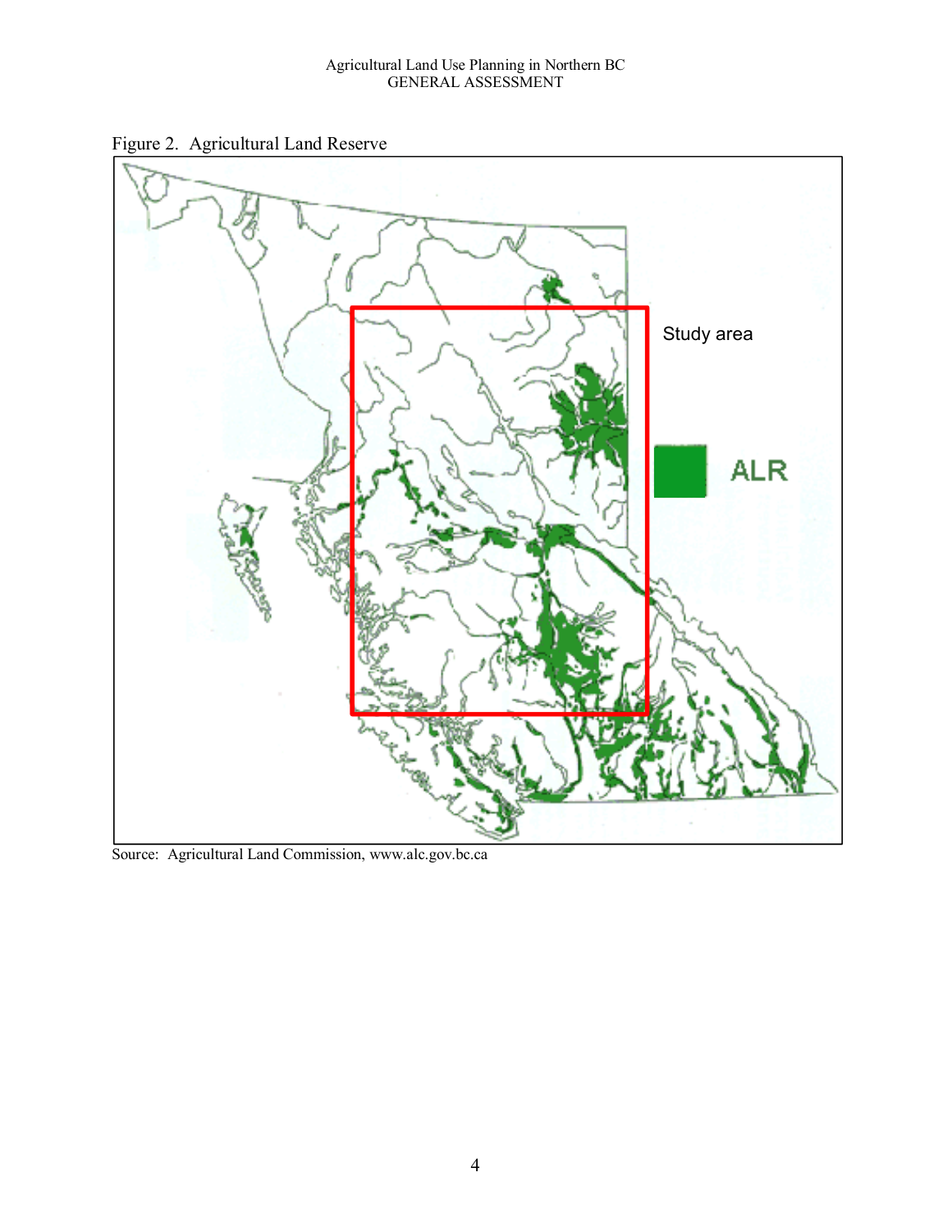Figure 2. Agricultural Land Reserve

Source: Agricultural Land Commission, www.alc.gov.bc.ca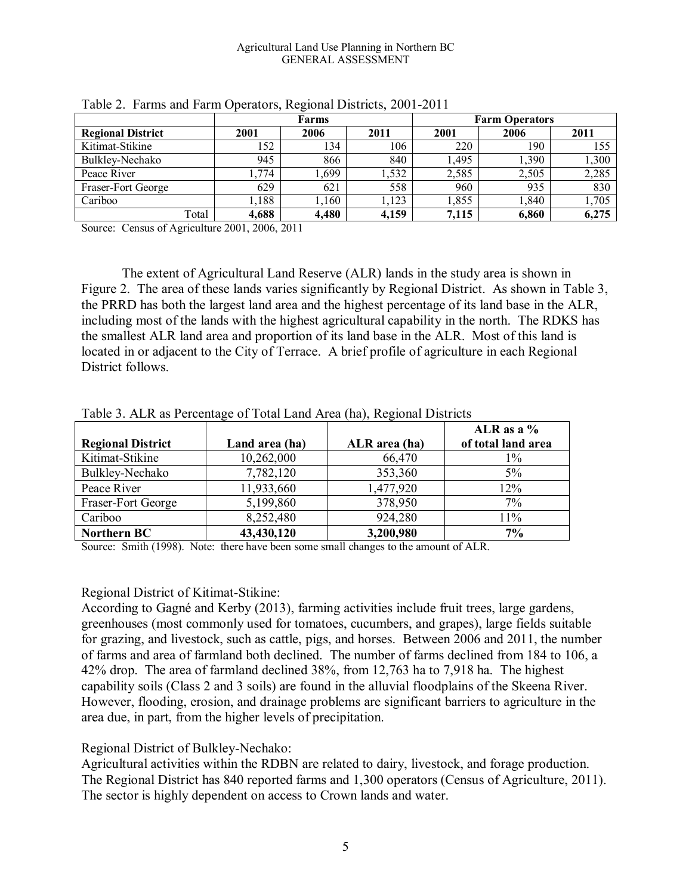Table 2. Farms and Farm Operators, Regional Districts, 2001-2011

| | Farms | | | Farm Operators | | |
|---|---|---|---|---|---|---|
| **Regional District** | **2001** | **2006** | **2011** | **2001** | **2006** | **2011** |
| Kitimat-Stikine | 152 | 134 | 106 | 220 | 190 | 155 |
| Bulkley-Nechako | 945 | 866 | 840 | 1,495 | 1,390 | 1,300 |
| Peace River | 1,774 | 1,699 | 1,532 | 2,585 | 2,505 | 2,285 |
| Fraser-Fort George | 629 | 621 | 558 | 960 | 935 | 830 |
| Cariboo | 1,188 | 1,160 | 1,123 | 1,855 | 1,840 | 1,705 |
| Total | **4,688** | **4,480** | **4,159** | **7,115** | **6,860** | **6,275** |

Source: Census of Agriculture 2001, 2006, 2011

The extent of Agricultural Land Reserve (ALR) lands in the study area is shown in Figure 2. The area of these lands varies significantly by Regional District. As shown in Table 3, the PRRD has both the largest land area and the highest percentage of its land base in the ALR, including most of the lands with the highest agricultural capability in the north. The RDKS has the smallest ALR land area and proportion of its land base in the ALR. Most of this land is located in or adjacent to the City of Terrace. A brief profile of agriculture in each Regional District follows.

Table 3. ALR as Percentage of Total Land Area (ha), Regional Districts

| **Regional District** | **Land area (ha)** | **ALR area (ha)** | **ALR as a % of total land area** |
|---|---|---|---|
| Kitimat-Stikine | 10,262,000 | 66,470 | 1% |
| Bulkley-Nechako | 7,782,120 | 353,360 | 5% |
| Peace River | 11,933,660 | 1,477,920 | 12% |
| Fraser-Fort George | 5,199,860 | 378,950 | 7% |
| Cariboo | 8,252,480 | 924,280 | 11% |
| **Northern BC** | **43,430,120** | **3,200,980** | **7%** |

Source: Smith (1998). Note: there have been some small changes to the amount of ALR.

Regional District of Kitimat-Stikine:
According to Gagné and Kerby (2013), farming activities include fruit trees, large gardens, greenhouses (most commonly used for tomatoes, cucumbers, and grapes), large fields suitable for grazing, and livestock, such as cattle, pigs, and horses. Between 2006 and 2011, the number of farms and area of farmland both declined. The number of farms declined from 184 to 106, a 42% drop. The area of farmland declined 38%, from 12,763 ha to 7,918 ha. The highest capability soils (Class 2 and 3 soils) are found in the alluvial floodplains of the Skeena River. However, flooding, erosion, and drainage problems are significant barriers to agriculture in the area due, in part, from the higher levels of precipitation.

Regional District of Bulkley-Nechako:
Agricultural activities within the RDBN are related to dairy, livestock, and forage production. The Regional District has 840 reported farms and 1,300 operators (Census of Agriculture, 2011). The sector is highly dependent on access to Crown lands and water.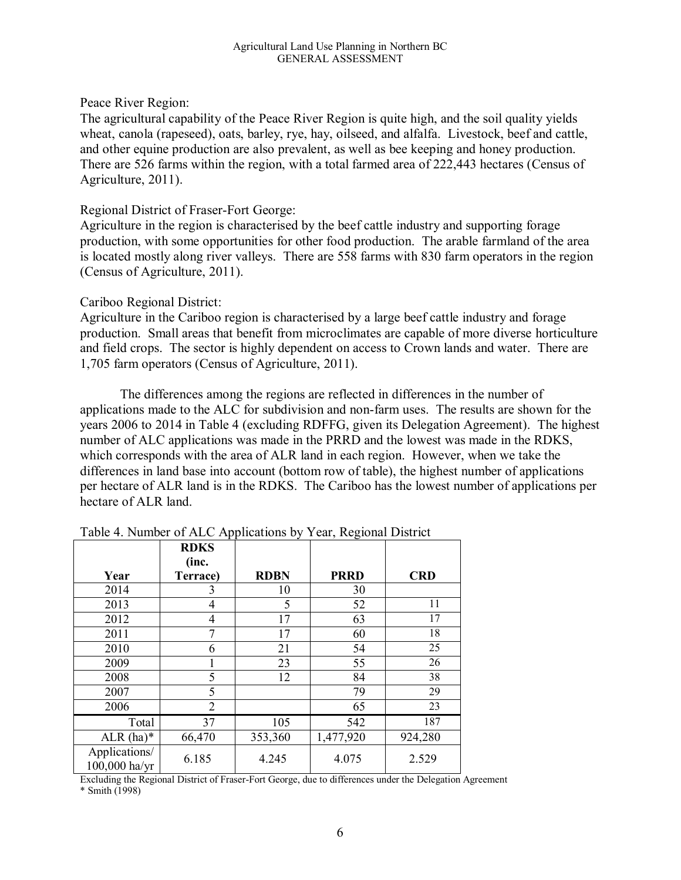Peace River Region:
The agricultural capability of the Peace River Region is quite high, and the soil quality yields wheat, canola (rapeseed), oats, barley, rye, hay, oilseed, and alfalfa. Livestock, beef and cattle, and other equine production are also prevalent, as well as bee keeping and honey production. There are 526 farms within the region, with a total farmed area of 222,443 hectares (Census of Agriculture, 2011).

Regional District of Fraser-Fort George:
Agriculture in the region is characterised by the beef cattle industry and supporting forage production, with some opportunities for other food production. The arable farmland of the area is located mostly along river valleys. There are 558 farms with 830 farm operators in the region (Census of Agriculture, 2011).

Cariboo Regional District:
Agriculture in the Cariboo region is characterised by a large beef cattle industry and forage production. Small areas that benefit from microclimates are capable of more diverse horticulture and field crops. The sector is highly dependent on access to Crown lands and water. There are 1,705 farm operators (Census of Agriculture, 2011).

The differences among the regions are reflected in differences in the number of applications made to the ALC for subdivision and non-farm uses. The results are shown for the years 2006 to 2014 in Table 4 (excluding RDFFG, given its Delegation Agreement). The highest number of ALC applications was made in the PRRD and the lowest was made in the RDKS, which corresponds with the area of ALR land in each region. However, when we take the differences in land base into account (bottom row of table), the highest number of applications per hectare of ALR land is in the RDKS. The Cariboo has the lowest number of applications per hectare of ALR land.

Table 4. Number of ALC Applications by Year, Regional District

| Year | RDKS (inc. Terrace) | RDBN | PRRD | CRD |
|---|---|---|---|---|
| 2014 | 3 | 10 | 30 | |
| 2013 | 4 | 5 | 52 | 11 |
| 2012 | 4 | 17 | 63 | 17 |
| 2011 | 7 | 17 | 60 | 18 |
| 2010 | 6 | 21 | 54 | 25 |
| 2009 | 1 | 23 | 55 | 26 |
| 2008 | 5 | 12 | 84 | 38 |
| 2007 | 5 | | 79 | 29 |
| 2006 | 2 | | 65 | 23 |
| Total | 37 | 105 | 542 | 187 |
| ALR (ha)* | 66,470 | 353,360 | 1,477,920 | 924,280 |
| Applications/ 100,000 ha/yr | 6.185 | 4.245 | 4.075 | 2.529 |

Excluding the Regional District of Fraser-Fort George, due to differences under the Delegation Agreement
* Smith (1998)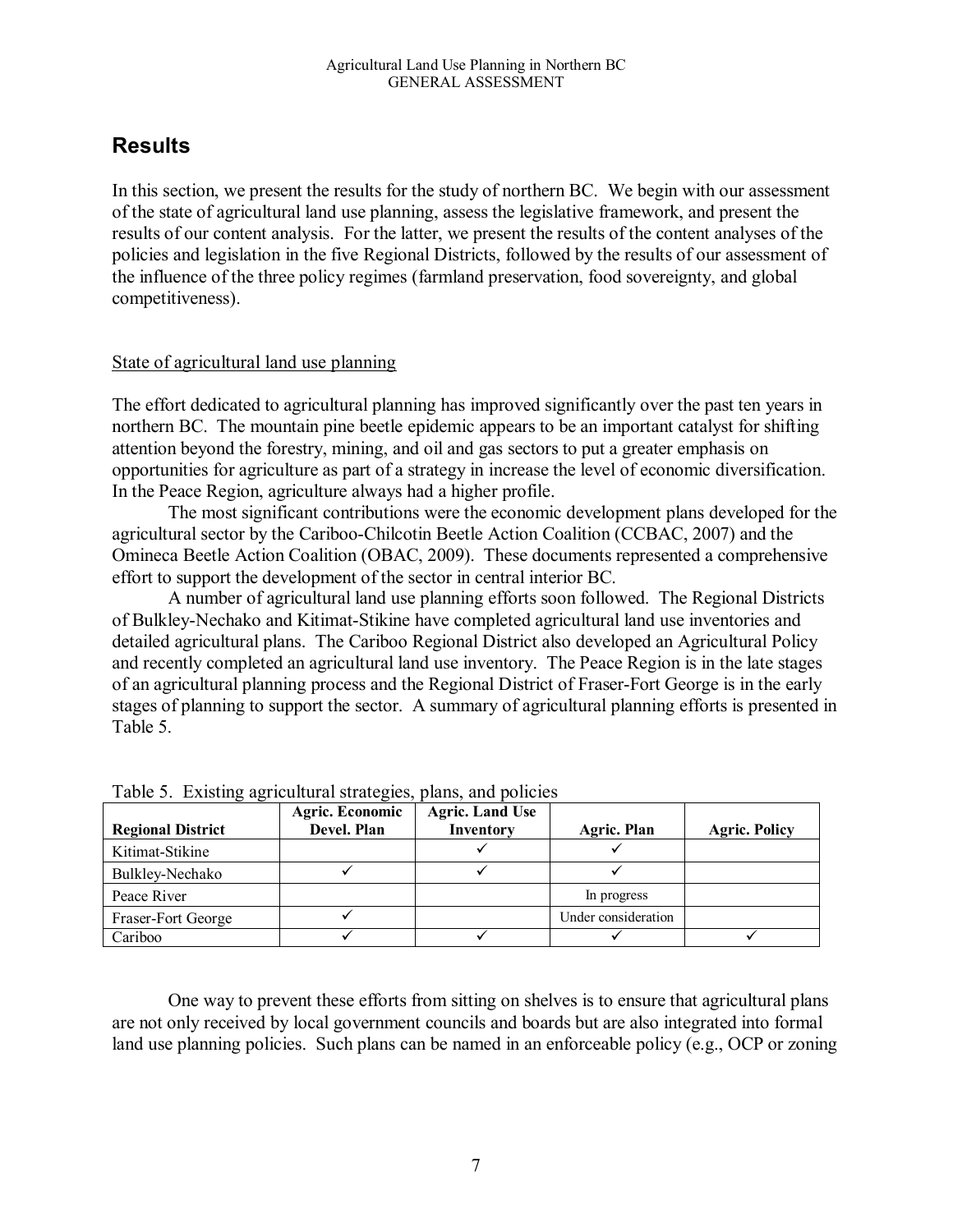## Results

In this section, we present the results for the study of northern BC. We begin with our assessment of the state of agricultural land use planning, assess the legislative framework, and present the results of our content analysis. For the latter, we present the results of the content analyses of the policies and legislation in the five Regional Districts, followed by the results of our assessment of the influence of the three policy regimes (farmland preservation, food sovereignty, and global competitiveness).

### State of agricultural land use planning

The effort dedicated to agricultural planning has improved significantly over the past ten years in northern BC. The mountain pine beetle epidemic appears to be an important catalyst for shifting attention beyond the forestry, mining, and oil and gas sectors to put a greater emphasis on opportunities for agriculture as part of a strategy in increase the level of economic diversification. In the Peace Region, agriculture always had a higher profile.

The most significant contributions were the economic development plans developed for the agricultural sector by the Cariboo-Chilcotin Beetle Action Coalition (CCBAC, 2007) and the Omineca Beetle Action Coalition (OBAC, 2009). These documents represented a comprehensive effort to support the development of the sector in central interior BC.

A number of agricultural land use planning efforts soon followed. The Regional Districts of Bulkley-Nechako and Kitimat-Stikine have completed agricultural land use inventories and detailed agricultural plans. The Cariboo Regional District also developed an Agricultural Policy and recently completed an agricultural land use inventory. The Peace Region is in the late stages of an agricultural planning process and the Regional District of Fraser-Fort George is in the early stages of planning to support the sector. A summary of agricultural planning efforts is presented in Table 5.

Table 5. Existing agricultural strategies, plans, and policies

| Regional District | Agric. Economic Devel. Plan | Agric. Land Use Inventory | Agric. Plan | Agric. Policy |
|---|---|---|---|---|
| Kitimat-Stikine | | ✓ | ✓ | |
| Bulkley-Nechako | ✓ | ✓ | ✓ | |
| Peace River | | | In progress | |
| Fraser-Fort George | ✓ | | Under consideration | |
| Cariboo | ✓ | ✓ | ✓ | ✓ |

One way to prevent these efforts from sitting on shelves is to ensure that agricultural plans are not only received by local government councils and boards but are also integrated into formal land use planning policies. Such plans can be named in an enforceable policy (e.g., OCP or zoning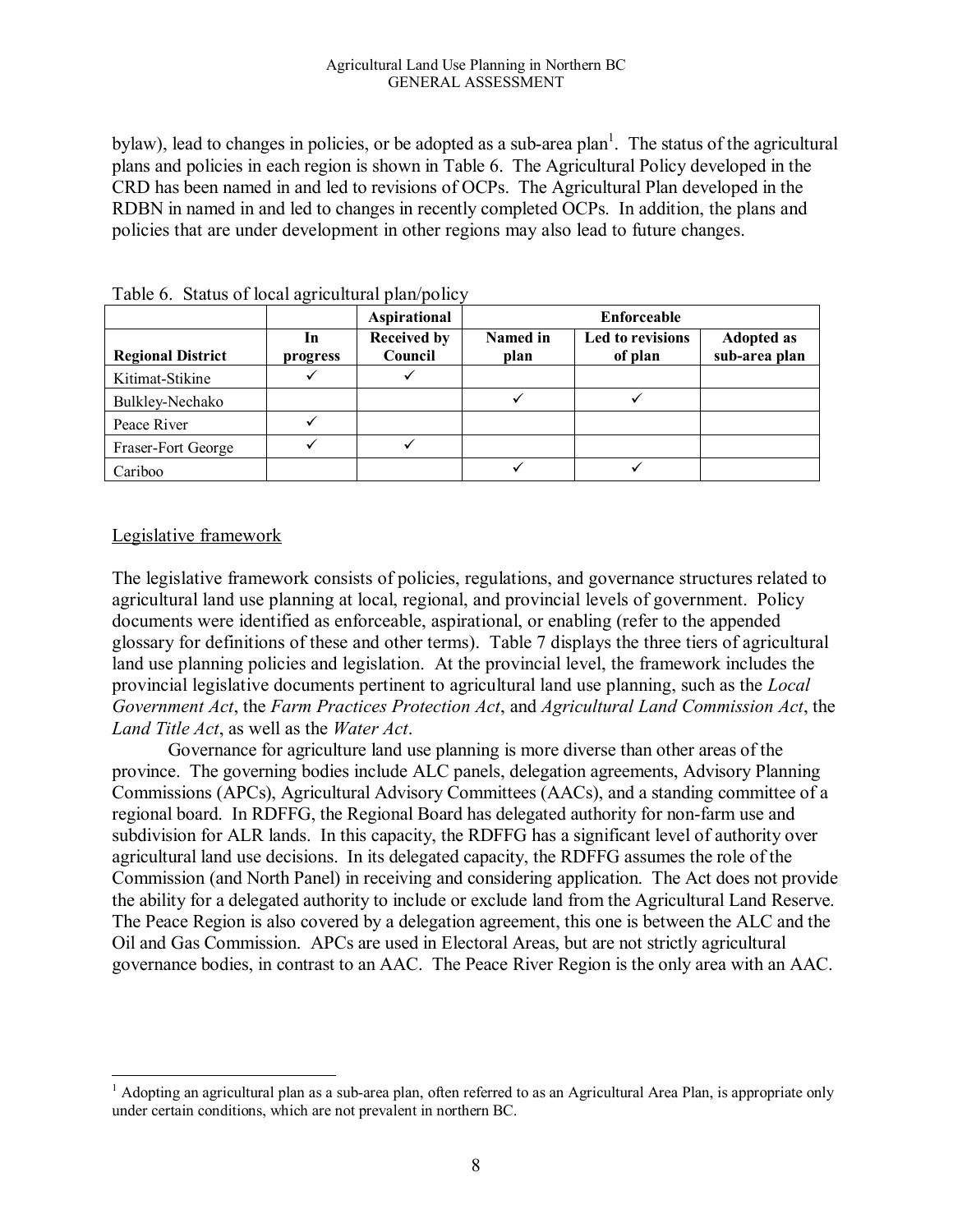bylaw), lead to changes in policies, or be adopted as a sub-area plan[1]. The status of the agricultural plans and policies in each region is shown in Table 6. The Agricultural Policy developed in the CRD has been named in and led to revisions of OCPs. The Agricultural Plan developed in the RDBN in named in and led to changes in recently completed OCPs. In addition, the plans and policies that are under development in other regions may also lead to future changes.

Table 6. Status of local agricultural plan/policy

| | | **Aspirational** | **Enforceable** | | |
|---|---|---|---|---|---|
| **Regional District** | **In progress** | **Received by Council** | **Named in plan** | **Led to revisions of plan** | **Adopted as sub-area plan** |
| Kitimat-Stikine | ✓ | ✓ | | | |
| Bulkley-Nechako | | | ✓ | ✓ | |
| Peace River | ✓ | | | | |
| Fraser-Fort George | ✓ | ✓ | | | |
| Cariboo | | | ✓ | ✓ | |

## Legislative framework

The legislative framework consists of policies, regulations, and governance structures related to agricultural land use planning at local, regional, and provincial levels of government. Policy documents were identified as enforceable, aspirational, or enabling (refer to the appended glossary for definitions of these and other terms). Table 7 displays the three tiers of agricultural land use planning policies and legislation. At the provincial level, the framework includes the provincial legislative documents pertinent to agricultural land use planning, such as the *Local Government Act*, the *Farm Practices Protection Act*, and *Agricultural Land Commission Act*, the *Land Title Act*, as well as the *Water Act*.

Governance for agriculture land use planning is more diverse than other areas of the province. The governing bodies include ALC panels, delegation agreements, Advisory Planning Commissions (APCs), Agricultural Advisory Committees (AACs), and a standing committee of a regional board. In RDFFG, the Regional Board has delegated authority for non-farm use and subdivision for ALR lands. In this capacity, the RDFFG has a significant level of authority over agricultural land use decisions. In its delegated capacity, the RDFFG assumes the role of the Commission (and North Panel) in receiving and considering application. The Act does not provide the ability for a delegated authority to include or exclude land from the Agricultural Land Reserve. The Peace Region is also covered by a delegation agreement, this one is between the ALC and the Oil and Gas Commission. APCs are used in Electoral Areas, but are not strictly agricultural governance bodies, in contrast to an AAC. The Peace River Region is the only area with an AAC.

[1] Adopting an agricultural plan as a sub-area plan, often referred to as an Agricultural Area Plan, is appropriate only under certain conditions, which are not prevalent in northern BC.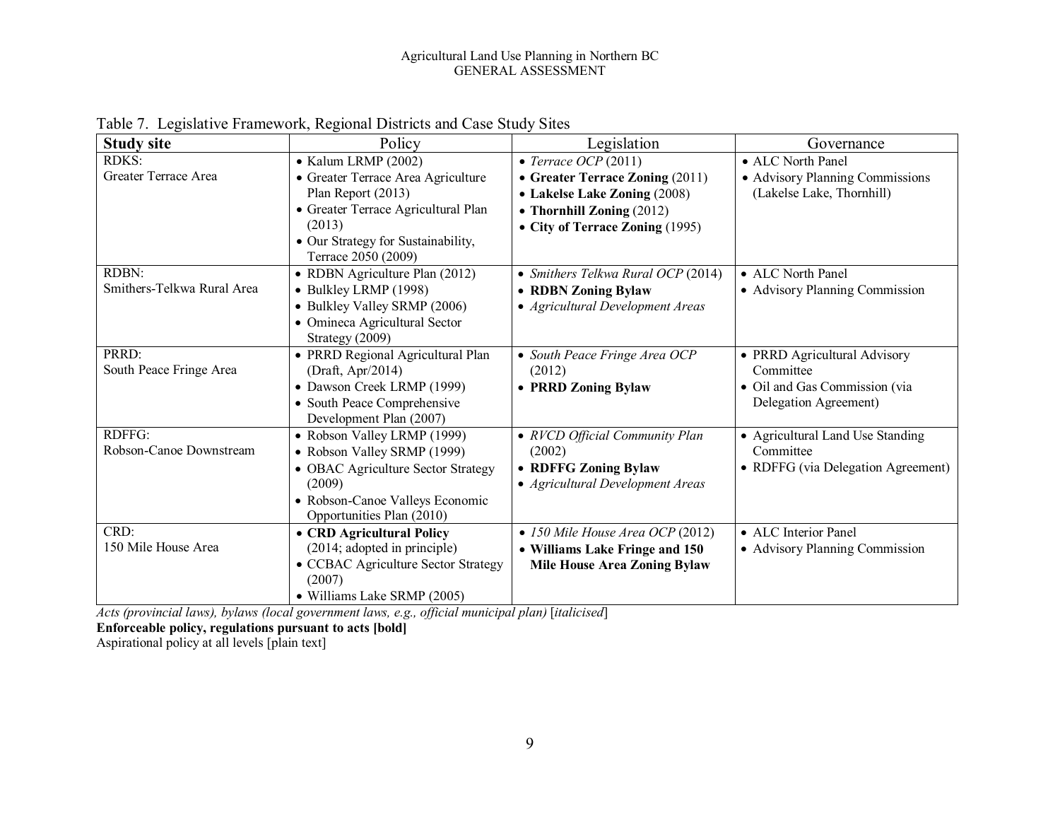Table 7. Legislative Framework, Regional Districts and Case Study Sites

| **Study site** | Policy | Legislation | Governance |
|---|---|---|---|
| RDKS:<br>Greater Terrace Area | • Kalum LRMP (2002)<br>• Greater Terrace Area Agriculture Plan Report (2013)<br>• Greater Terrace Agricultural Plan (2013)<br>• Our Strategy for Sustainability, Terrace 2050 (2009) | • *Terrace OCP* (2011)<br>• **Greater Terrace Zoning** (2011)<br>• **Lakelse Lake Zoning** (2008)<br>• **Thornhill Zoning** (2012)<br>• **City of Terrace Zoning** (1995) | • ALC North Panel<br>• Advisory Planning Commissions (Lakelse Lake, Thornhill) |
| RDBN:<br>Smithers-Telkwa Rural Area | • RDBN Agriculture Plan (2012)<br>• Bulkley LRMP (1998)<br>• Bulkley Valley SRMP (2006)<br>• Omineca Agricultural Sector Strategy (2009) | • *Smithers Telkwa Rural OCP* (2014)<br>• **RDBN Zoning Bylaw**<br>• *Agricultural Development Areas* | • ALC North Panel<br>• Advisory Planning Commission |
| PRRD:<br>South Peace Fringe Area | • PRRD Regional Agricultural Plan (Draft, Apr/2014)<br>• Dawson Creek LRMP (1999)<br>• South Peace Comprehensive Development Plan (2007) | • *South Peace Fringe Area OCP* (2012)<br>• **PRRD Zoning Bylaw** | • PRRD Agricultural Advisory Committee<br>• Oil and Gas Commission (via Delegation Agreement) |
| RDFFG:<br>Robson-Canoe Downstream | • Robson Valley LRMP (1999)<br>• Robson Valley SRMP (1999)<br>• OBAC Agriculture Sector Strategy (2009)<br>• Robson-Canoe Valleys Economic Opportunities Plan (2010) | • *RVCD Official Community Plan* (2002)<br>• **RDFFG Zoning Bylaw**<br>• *Agricultural Development Areas* | • Agricultural Land Use Standing Committee<br>• RDFFG (via Delegation Agreement) |
| CRD:<br>150 Mile House Area | • **CRD Agricultural Policy** (2014; adopted in principle)<br>• CCBAC Agriculture Sector Strategy (2007)<br>• Williams Lake SRMP (2005) | • *150 Mile House Area OCP* (2012)<br>• **Williams Lake Fringe and 150 Mile House Area Zoning Bylaw** | • ALC Interior Panel<br>• Advisory Planning Commission |

*Acts (provincial laws), bylaws (local government laws, e.g., official municipal plan)* [*italicised*]
**Enforceable policy, regulations pursuant to acts [bold]**
Aspirational policy at all levels [plain text]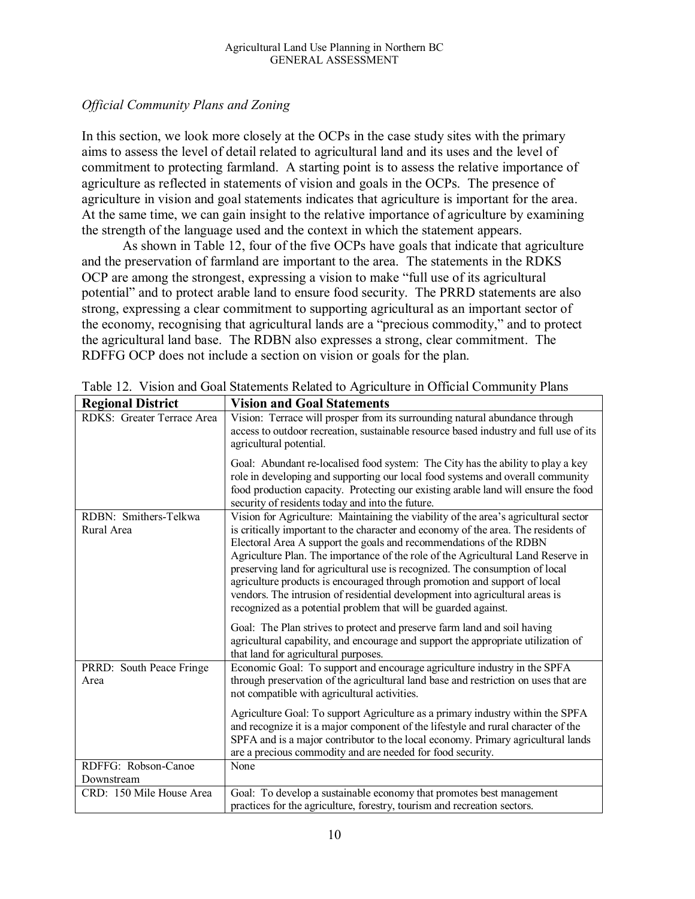*Official Community Plans and Zoning*

In this section, we look more closely at the OCPs in the case study sites with the primary aims to assess the level of detail related to agricultural land and its uses and the level of commitment to protecting farmland. A starting point is to assess the relative importance of agriculture as reflected in statements of vision and goals in the OCPs. The presence of agriculture in vision and goal statements indicates that agriculture is important for the area. At the same time, we can gain insight to the relative importance of agriculture by examining the strength of the language used and the context in which the statement appears.

As shown in Table 12, four of the five OCPs have goals that indicate that agriculture and the preservation of farmland are important to the area. The statements in the RDKS OCP are among the strongest, expressing a vision to make "full use of its agricultural potential" and to protect arable land to ensure food security. The PRRD statements are also strong, expressing a clear commitment to supporting agricultural as an important sector of the economy, recognising that agricultural lands are a "precious commodity," and to protect the agricultural land base. The RDBN also expresses a strong, clear commitment. The RDFFG OCP does not include a section on vision or goals for the plan.

Table 12. Vision and Goal Statements Related to Agriculture in Official Community Plans

| Regional District | Vision and Goal Statements |
|---|---|
| RDKS: Greater Terrace Area | Vision: Terrace will prosper from its surrounding natural abundance through access to outdoor recreation, sustainable resource based industry and full use of its agricultural potential. |
| | Goal: Abundant re-localised food system: The City has the ability to play a key role in developing and supporting our local food systems and overall community food production capacity. Protecting our existing arable land will ensure the food security of residents today and into the future. |
| RDBN: Smithers-Telkwa Rural Area | Vision for Agriculture: Maintaining the viability of the area's agricultural sector is critically important to the character and economy of the area. The residents of Electoral Area A support the goals and recommendations of the RDBN Agriculture Plan. The importance of the role of the Agricultural Land Reserve in preserving land for agricultural use is recognized. The consumption of local agriculture products is encouraged through promotion and support of local vendors. The intrusion of residential development into agricultural areas is recognized as a potential problem that will be guarded against. |
| | Goal: The Plan strives to protect and preserve farm land and soil having agricultural capability, and encourage and support the appropriate utilization of that land for agricultural purposes. |
| PRRD: South Peace Fringe Area | Economic Goal: To support and encourage agriculture industry in the SPFA through preservation of the agricultural land base and restriction on uses that are not compatible with agricultural activities. |
| | Agriculture Goal: To support Agriculture as a primary industry within the SPFA and recognize it is a major component of the lifestyle and rural character of the SPFA and is a major contributor to the local economy. Primary agricultural lands are a precious commodity and are needed for food security. |
| RDFFG: Robson-Canoe Downstream | None |
| CRD: 150 Mile House Area | Goal: To develop a sustainable economy that promotes best management practices for the agriculture, forestry, tourism and recreation sectors. |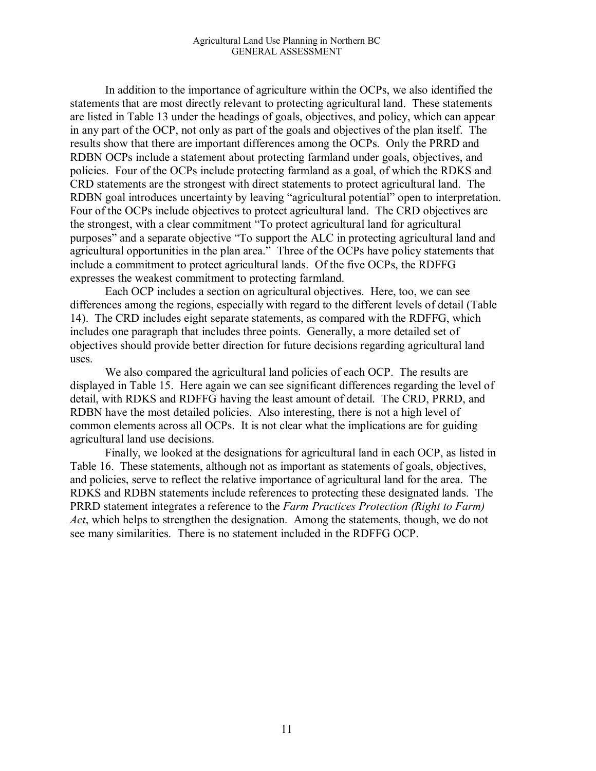In addition to the importance of agriculture within the OCPs, we also identified the statements that are most directly relevant to protecting agricultural land. These statements are listed in Table 13 under the headings of goals, objectives, and policy, which can appear in any part of the OCP, not only as part of the goals and objectives of the plan itself. The results show that there are important differences among the OCPs. Only the PRRD and RDBN OCPs include a statement about protecting farmland under goals, objectives, and policies. Four of the OCPs include protecting farmland as a goal, of which the RDKS and CRD statements are the strongest with direct statements to protect agricultural land. The RDBN goal introduces uncertainty by leaving "agricultural potential" open to interpretation. Four of the OCPs include objectives to protect agricultural land. The CRD objectives are the strongest, with a clear commitment "To protect agricultural land for agricultural purposes" and a separate objective "To support the ALC in protecting agricultural land and agricultural opportunities in the plan area." Three of the OCPs have policy statements that include a commitment to protect agricultural lands. Of the five OCPs, the RDFFG expresses the weakest commitment to protecting farmland.

Each OCP includes a section on agricultural objectives. Here, too, we can see differences among the regions, especially with regard to the different levels of detail (Table 14). The CRD includes eight separate statements, as compared with the RDFFG, which includes one paragraph that includes three points. Generally, a more detailed set of objectives should provide better direction for future decisions regarding agricultural land uses.

We also compared the agricultural land policies of each OCP. The results are displayed in Table 15. Here again we can see significant differences regarding the level of detail, with RDKS and RDFFG having the least amount of detail. The CRD, PRRD, and RDBN have the most detailed policies. Also interesting, there is not a high level of common elements across all OCPs. It is not clear what the implications are for guiding agricultural land use decisions.

Finally, we looked at the designations for agricultural land in each OCP, as listed in Table 16. These statements, although not as important as statements of goals, objectives, and policies, serve to reflect the relative importance of agricultural land for the area. The RDKS and RDBN statements include references to protecting these designated lands. The PRRD statement integrates a reference to the *Farm Practices Protection (Right to Farm) Act*, which helps to strengthen the designation. Among the statements, though, we do not see many similarities. There is no statement included in the RDFFG OCP.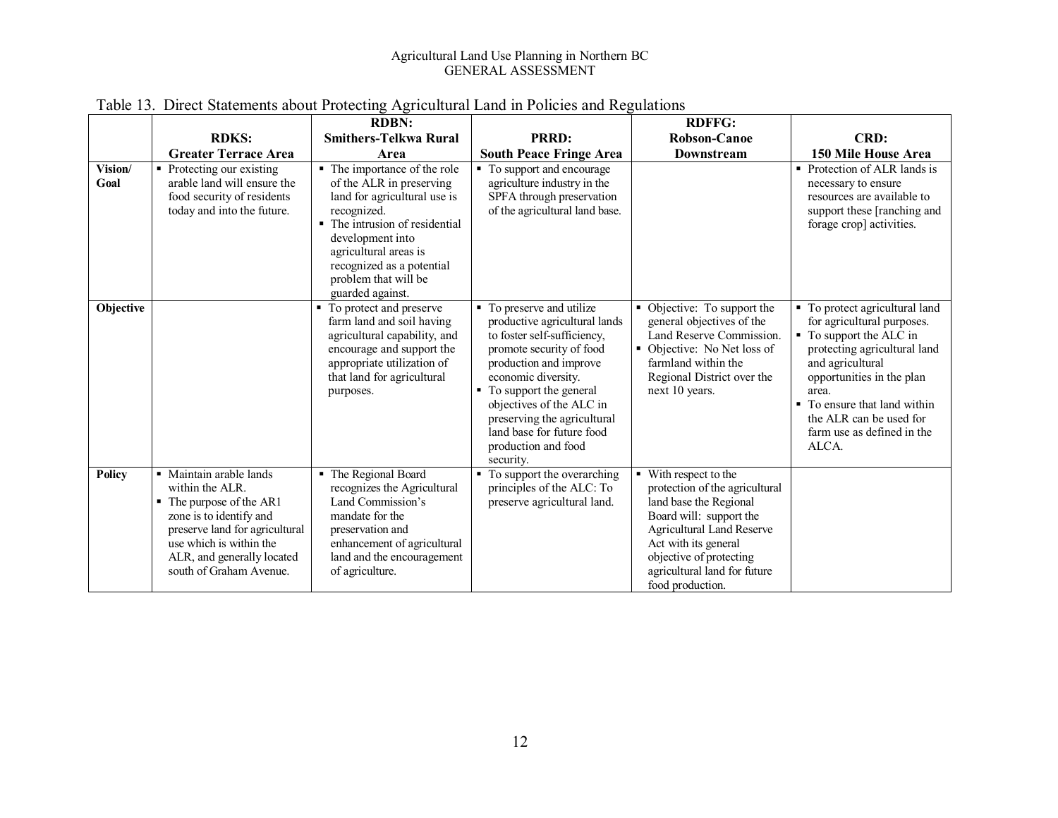Table 13. Direct Statements about Protecting Agricultural Land in Policies and Regulations

| | RDKS: Greater Terrace Area | RDBN: Smithers-Telkwa Rural Area | PRRD: South Peace Fringe Area | RDFFG: Robson-Canoe Downstream | CRD: 150 Mile House Area |
|---|---|---|---|---|---|
| **Vision/ Goal** | ▪ Protecting our existing arable land will ensure the food security of residents today and into the future. | ▪ The importance of the role of the ALR in preserving land for agricultural use is recognized.<br>▪ The intrusion of residential development into agricultural areas is recognized as a potential problem that will be guarded against. | ▪ To support and encourage agriculture industry in the SPFA through preservation of the agricultural land base. | | ▪ Protection of ALR lands is necessary to ensure resources are available to support these [ranching and forage crop] activities. |
| **Objective** | | ▪ To protect and preserve farm land and soil having agricultural capability, and encourage and support the appropriate utilization of that land for agricultural purposes. | ▪ To preserve and utilize productive agricultural lands to foster self-sufficiency, promote security of food production and improve economic diversity.<br>▪ To support the general objectives of the ALC in preserving the agricultural land base for future food production and food security. | ▪ Objective: To support the general objectives of the Land Reserve Commission.<br>▪ Objective: No Net loss of farmland within the Regional District over the next 10 years. | ▪ To protect agricultural land for agricultural purposes.<br>▪ To support the ALC in protecting agricultural land and agricultural opportunities in the plan area.<br>▪ To ensure that land within the ALR can be used for farm use as defined in the ALCA. |
| **Policy** | ▪ Maintain arable lands within the ALR.<br>▪ The purpose of the AR1 zone is to identify and preserve land for agricultural use which is within the ALR, and generally located south of Graham Avenue. | ▪ The Regional Board recognizes the Agricultural Land Commission's mandate for the preservation and enhancement of agricultural land and the encouragement of agriculture. | ▪ To support the overarching principles of the ALC: To preserve agricultural land. | ▪ With respect to the protection of the agricultural land base the Regional Board will: support the Agricultural Land Reserve Act with its general objective of protecting agricultural land for future food production. | |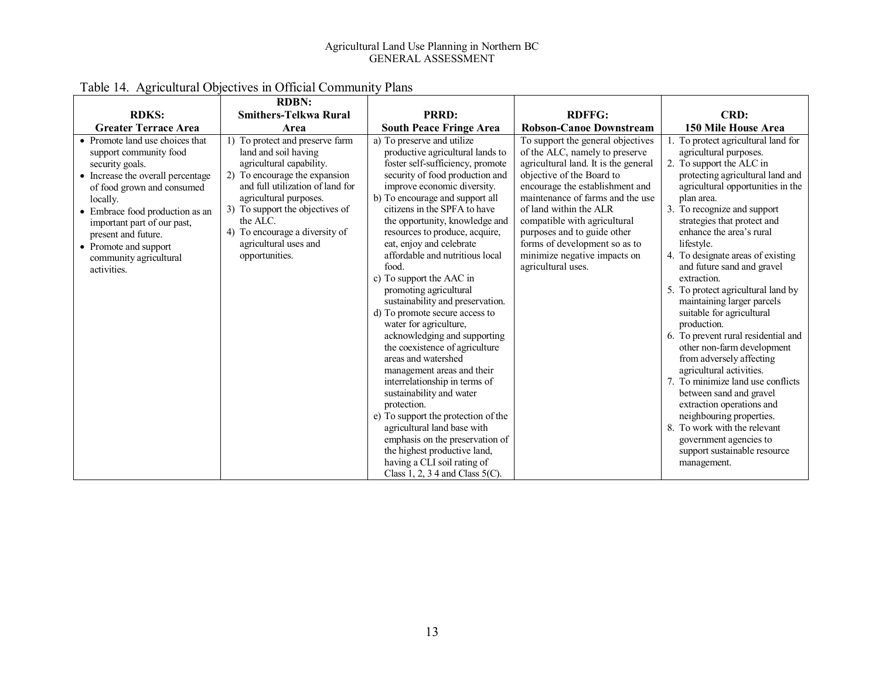Table 14. Agricultural Objectives in Official Community Plans

| RDKS: Greater Terrace Area | RDBN: Smithers-Telkwa Rural Area | PRRD: South Peace Fringe Area | RDFFG: Robson-Canoe Downstream | CRD: 150 Mile House Area |
|---|---|---|---|---|
| • Promote land use choices that support community food security goals.<br>• Increase the overall percentage of food grown and consumed locally.<br>• Embrace food production as an important part of our past, present and future.<br>• Promote and support community agricultural activities. | 1) To protect and preserve farm land and soil having agricultural capability.<br>2) To encourage the expansion and full utilization of land for agricultural purposes.<br>3) To support the objectives of the ALC.<br>4) To encourage a diversity of agricultural uses and opportunities. | a) To preserve and utilize productive agricultural lands to foster self-sufficiency, promote security of food production and improve economic diversity.<br>b) To encourage and support all citizens in the SPFA to have the opportunity, knowledge and resources to produce, acquire, eat, enjoy and celebrate affordable and nutritious local food.<br>c) To support the AAC in promoting agricultural sustainability and preservation.<br>d) To promote secure access to water for agriculture, acknowledging and supporting the coexistence of agriculture areas and watershed management areas and their interrelationship in terms of sustainability and water protection.<br>e) To support the protection of the agricultural land base with emphasis on the preservation of the highest productive land, having a CLI soil rating of Class 1, 2, 3 4 and Class 5(C). | To support the general objectives of the ALC, namely to preserve agricultural land. It is the general objective of the Board to encourage the establishment and maintenance of farms and the use of land within the ALR compatible with agricultural purposes and to guide other forms of development so as to minimize negative impacts on agricultural uses. | 1. To protect agricultural land for agricultural purposes.<br>2. To support the ALC in protecting agricultural land and agricultural opportunities in the plan area.<br>3. To recognize and support strategies that protect and enhance the area's rural lifestyle.<br>4. To designate areas of existing and future sand and gravel extraction.<br>5. To protect agricultural land by maintaining larger parcels suitable for agricultural production.<br>6. To prevent rural residential and other non-farm development from adversely affecting agricultural activities.<br>7. To minimize land use conflicts between sand and gravel extraction operations and neighbouring properties.<br>8. To work with the relevant government agencies to support sustainable resource management. |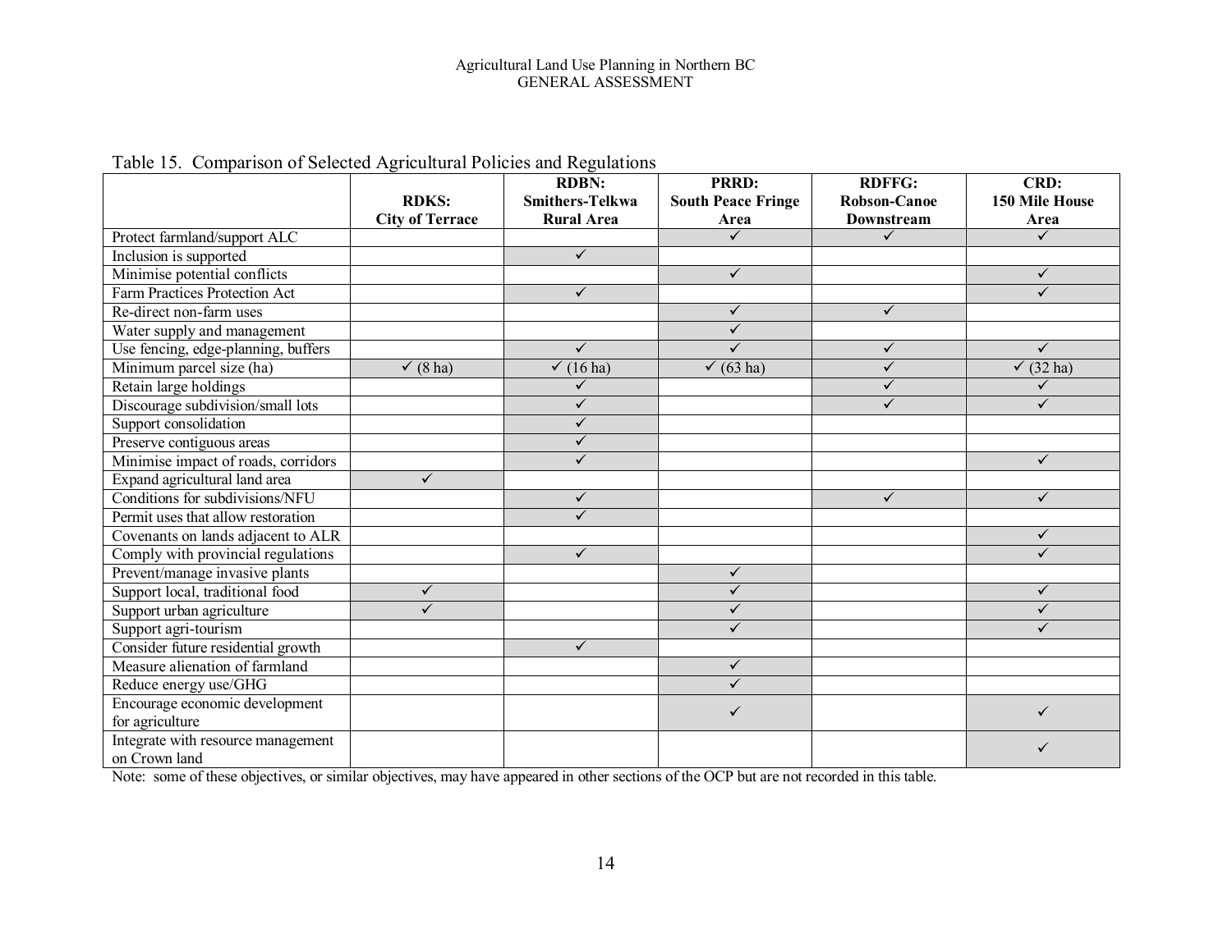Table 15. Comparison of Selected Agricultural Policies and Regulations

| | RDKS: City of Terrace | RDBN: Smithers-Telkwa Rural Area | PRRD: South Peace Fringe Area | RDFFG: Robson-Canoe Downstream | CRD: 150 Mile House Area |
|---|---|---|---|---|---|
| Protect farmland/support ALC | | | ✓ | ✓ | ✓ |
| Inclusion is supported | | ✓ | | | |
| Minimise potential conflicts | | | ✓ | | ✓ |
| Farm Practices Protection Act | | ✓ | | | ✓ |
| Re-direct non-farm uses | | | ✓ | ✓ | |
| Water supply and management | | | ✓ | | |
| Use fencing, edge-planning, buffers | | ✓ | ✓ | ✓ | ✓ |
| Minimum parcel size (ha) | ✓ (8 ha) | ✓ (16 ha) | ✓ (63 ha) | ✓ | ✓ (32 ha) |
| Retain large holdings | | ✓ | | ✓ | ✓ |
| Discourage subdivision/small lots | | ✓ | | ✓ | ✓ |
| Support consolidation | | ✓ | | | |
| Preserve contiguous areas | | ✓ | | | |
| Minimise impact of roads, corridors | | ✓ | | | ✓ |
| Expand agricultural land area | ✓ | | | | |
| Conditions for subdivisions/NFU | | ✓ | | ✓ | ✓ |
| Permit uses that allow restoration | | ✓ | | | |
| Covenants on lands adjacent to ALR | | | | | ✓ |
| Comply with provincial regulations | | ✓ | | | ✓ |
| Prevent/manage invasive plants | | | ✓ | | |
| Support local, traditional food | ✓ | | ✓ | | ✓ |
| Support urban agriculture | ✓ | | ✓ | | ✓ |
| Support agri-tourism | | | ✓ | | ✓ |
| Consider future residential growth | | ✓ | | | |
| Measure alienation of farmland | | | ✓ | | |
| Reduce energy use/GHG | | | ✓ | | |
| Encourage economic development for agriculture | | | ✓ | | ✓ |
| Integrate with resource management on Crown land | | | | | ✓ |

Note: some of these objectives, or similar objectives, may have appeared in other sections of the OCP but are not recorded in this table.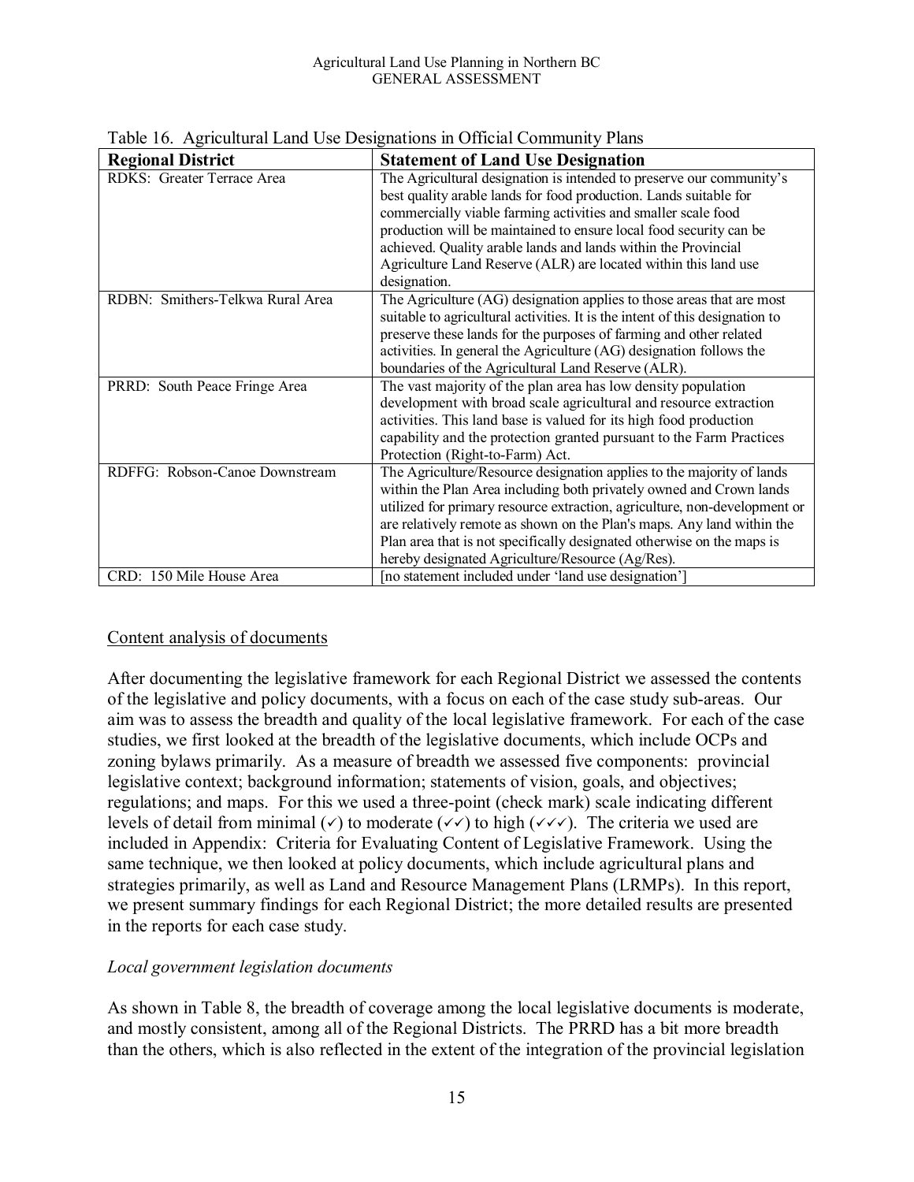Table 16. Agricultural Land Use Designations in Official Community Plans

| Regional District | Statement of Land Use Designation |
| --- | --- |
| RDKS: Greater Terrace Area | The Agricultural designation is intended to preserve our community's best quality arable lands for food production. Lands suitable for commercially viable farming activities and smaller scale food production will be maintained to ensure local food security can be achieved. Quality arable lands and lands within the Provincial Agriculture Land Reserve (ALR) are located within this land use designation. |
| RDBN: Smithers-Telkwa Rural Area | The Agriculture (AG) designation applies to those areas that are most suitable to agricultural activities. It is the intent of this designation to preserve these lands for the purposes of farming and other related activities. In general the Agriculture (AG) designation follows the boundaries of the Agricultural Land Reserve (ALR). |
| PRRD: South Peace Fringe Area | The vast majority of the plan area has low density population development with broad scale agricultural and resource extraction activities. This land base is valued for its high food production capability and the protection granted pursuant to the Farm Practices Protection (Right-to-Farm) Act. |
| RDFFG: Robson-Canoe Downstream | The Agriculture/Resource designation applies to the majority of lands within the Plan Area including both privately owned and Crown lands utilized for primary resource extraction, agriculture, non-development or are relatively remote as shown on the Plan's maps. Any land within the Plan area that is not specifically designated otherwise on the maps is hereby designated Agriculture/Resource (Ag/Res). |
| CRD: 150 Mile House Area | [no statement included under 'land use designation'] |

Content analysis of documents

After documenting the legislative framework for each Regional District we assessed the contents of the legislative and policy documents, with a focus on each of the case study sub-areas. Our aim was to assess the breadth and quality of the local legislative framework. For each of the case studies, we first looked at the breadth of the legislative documents, which include OCPs and zoning bylaws primarily. As a measure of breadth we assessed five components: provincial legislative context; background information; statements of vision, goals, and objectives; regulations; and maps. For this we used a three-point (check mark) scale indicating different levels of detail from minimal (✓) to moderate (✓✓) to high (✓✓✓). The criteria we used are included in Appendix: Criteria for Evaluating Content of Legislative Framework. Using the same technique, we then looked at policy documents, which include agricultural plans and strategies primarily, as well as Land and Resource Management Plans (LRMPs). In this report, we present summary findings for each Regional District; the more detailed results are presented in the reports for each case study.

*Local government legislation documents*

As shown in Table 8, the breadth of coverage among the local legislative documents is moderate, and mostly consistent, among all of the Regional Districts. The PRRD has a bit more breadth than the others, which is also reflected in the extent of the integration of the provincial legislation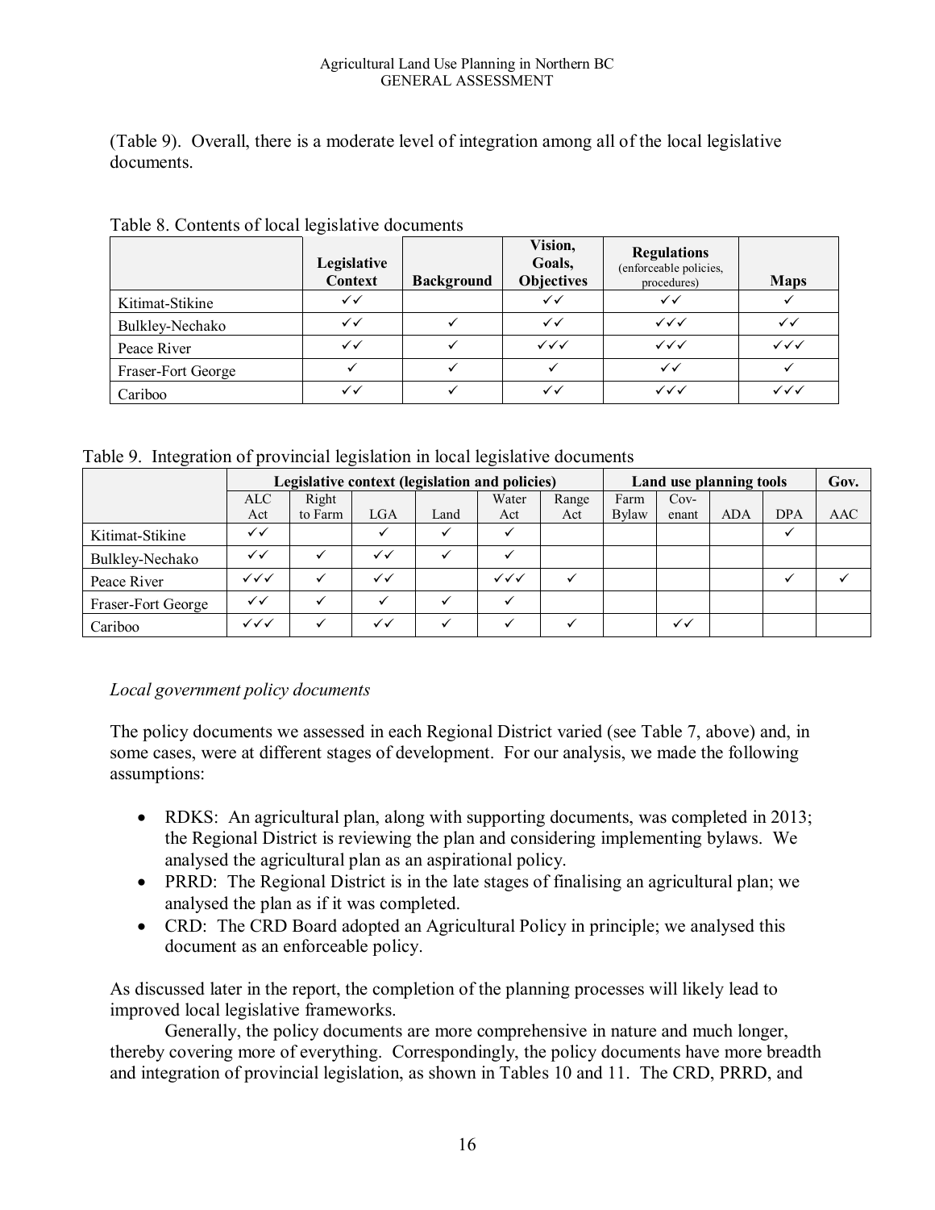(Table 9). Overall, there is a moderate level of integration among all of the local legislative documents.

Table 8. Contents of local legislative documents

| | Legislative Context | Background | Vision, Goals, Objectives | Regulations (enforceable policies, procedures) | Maps |
|---|---|---|---|---|---|
| Kitimat-Stikine | ✓✓ | | ✓✓ | ✓✓ | ✓ |
| Bulkley-Nechako | ✓✓ | ✓ | ✓✓ | ✓✓✓ | ✓✓ |
| Peace River | ✓✓ | ✓ | ✓✓✓ | ✓✓✓ | ✓✓✓ |
| Fraser-Fort George | ✓ | ✓ | ✓ | ✓✓ | ✓ |
| Cariboo | ✓✓ | ✓ | ✓✓ | ✓✓✓ | ✓✓✓ |

Table 9. Integration of provincial legislation in local legislative documents

| | Legislative context (legislation and policies) | | | | | | Land use planning tools | | | | Gov. |
|---|---|---|---|---|---|---|---|---|---|---|---|
| | ALC Act | Right to Farm | LGA | Land | Water Act | Range Act | Farm Bylaw | Cov-enant | ADA | DPA | AAC |
| Kitimat-Stikine | ✓✓ | | ✓ | ✓ | ✓ | | | | | ✓ | |
| Bulkley-Nechako | ✓✓ | ✓ | ✓✓ | ✓ | ✓ | | | | | | |
| Peace River | ✓✓✓ | ✓ | ✓✓ | | ✓✓✓ | ✓ | | | | ✓ | ✓ |
| Fraser-Fort George | ✓✓ | ✓ | ✓ | ✓ | ✓ | | | | | | |
| Cariboo | ✓✓✓ | ✓ | ✓✓ | ✓ | ✓ | ✓ | | ✓✓ | | | |

*Local government policy documents*

The policy documents we assessed in each Regional District varied (see Table 7, above) and, in some cases, were at different stages of development. For our analysis, we made the following assumptions:

- RDKS: An agricultural plan, along with supporting documents, was completed in 2013; the Regional District is reviewing the plan and considering implementing bylaws. We analysed the agricultural plan as an aspirational policy.
- PRRD: The Regional District is in the late stages of finalising an agricultural plan; we analysed the plan as if it was completed.
- CRD: The CRD Board adopted an Agricultural Policy in principle; we analysed this document as an enforceable policy.

As discussed later in the report, the completion of the planning processes will likely lead to improved local legislative frameworks.

Generally, the policy documents are more comprehensive in nature and much longer, thereby covering more of everything. Correspondingly, the policy documents have more breadth and integration of provincial legislation, as shown in Tables 10 and 11. The CRD, PRRD, and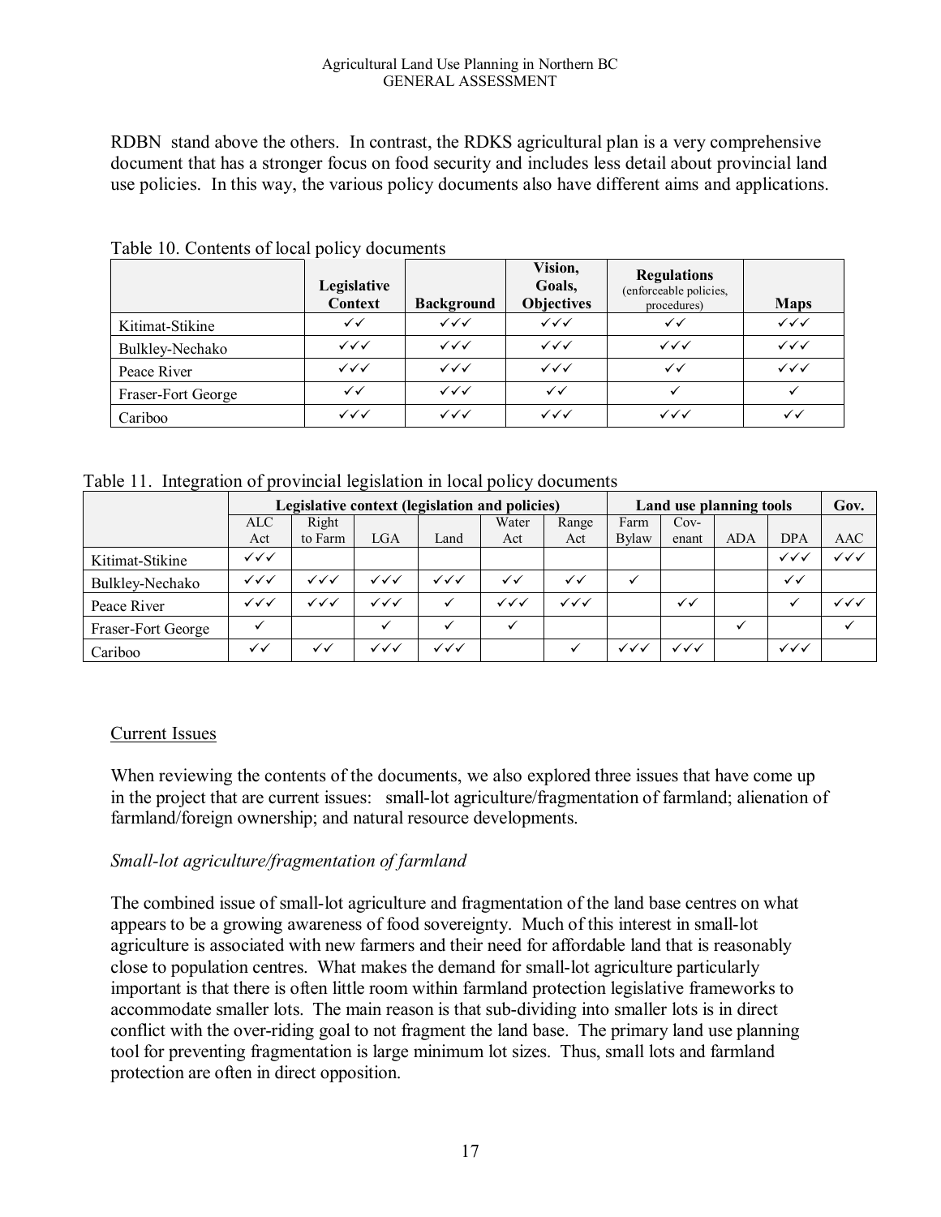RDBN stand above the others. In contrast, the RDKS agricultural plan is a very comprehensive document that has a stronger focus on food security and includes less detail about provincial land use policies. In this way, the various policy documents also have different aims and applications.

Table 10. Contents of local policy documents

| | Legislative Context | Background | Vision, Goals, Objectives | Regulations (enforceable policies, procedures) | Maps |
|---|---|---|---|---|---|
| Kitimat-Stikine | ✓✓ | ✓✓✓ | ✓✓✓ | ✓✓ | ✓✓✓ |
| Bulkley-Nechako | ✓✓✓ | ✓✓✓ | ✓✓✓ | ✓✓✓ | ✓✓✓ |
| Peace River | ✓✓✓ | ✓✓✓ | ✓✓✓ | ✓✓ | ✓✓✓ |
| Fraser-Fort George | ✓✓ | ✓✓✓ | ✓✓ | ✓ | ✓ |
| Cariboo | ✓✓✓ | ✓✓✓ | ✓✓✓ | ✓✓✓ | ✓✓ |

Table 11. Integration of provincial legislation in local policy documents

| | Legislative context (legislation and policies) | | | | | | Land use planning tools | | | | Gov. |
|---|---|---|---|---|---|---|---|---|---|---|---|
| | ALC Act | Right to Farm | LGA | Land | Water Act | Range Act | Farm Bylaw | Cov-enant | ADA | DPA | AAC |
| Kitimat-Stikine | ✓✓✓ | | | | | | | | | ✓✓✓ | ✓✓✓ |
| Bulkley-Nechako | ✓✓✓ | ✓✓✓ | ✓✓✓ | ✓✓✓ | ✓✓ | ✓✓ | ✓ | | | ✓✓ | |
| Peace River | ✓✓✓ | ✓✓✓ | ✓✓✓ | ✓ | ✓✓✓ | ✓✓✓ | | ✓✓ | | ✓ | ✓✓✓ |
| Fraser-Fort George | ✓ | | ✓ | ✓ | ✓ | | | | ✓ | | ✓ |
| Cariboo | ✓✓ | ✓✓ | ✓✓✓ | ✓✓✓ | | ✓ | ✓✓✓ | ✓✓✓ | | ✓✓✓ | |

## Current Issues

When reviewing the contents of the documents, we also explored three issues that have come up in the project that are current issues: small-lot agriculture/fragmentation of farmland; alienation of farmland/foreign ownership; and natural resource developments.

### *Small-lot agriculture/fragmentation of farmland*

The combined issue of small-lot agriculture and fragmentation of the land base centres on what appears to be a growing awareness of food sovereignty. Much of this interest in small-lot agriculture is associated with new farmers and their need for affordable land that is reasonably close to population centres. What makes the demand for small-lot agriculture particularly important is that there is often little room within farmland protection legislative frameworks to accommodate smaller lots. The main reason is that sub-dividing into smaller lots is in direct conflict with the over-riding goal to not fragment the land base. The primary land use planning tool for preventing fragmentation is large minimum lot sizes. Thus, small lots and farmland protection are often in direct opposition.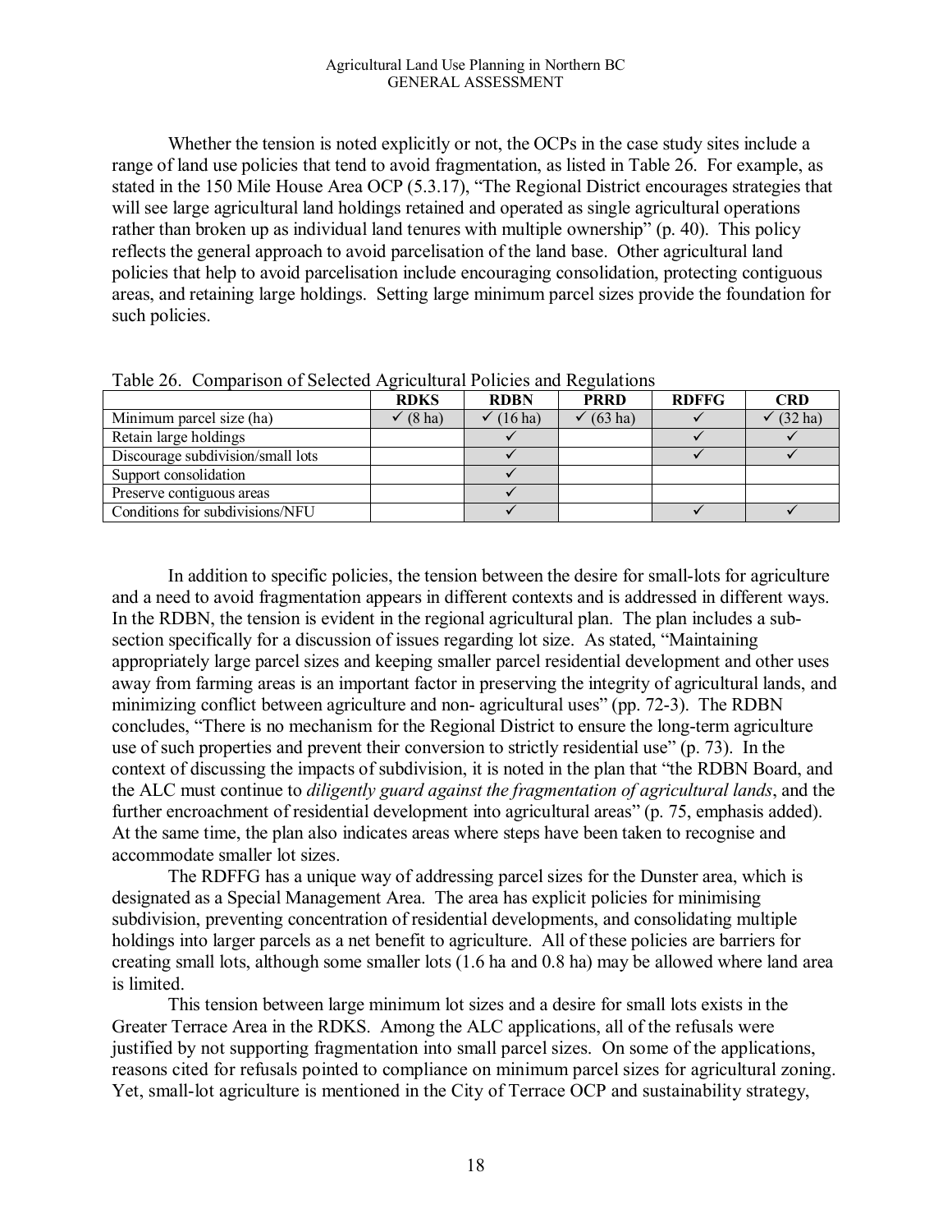Whether the tension is noted explicitly or not, the OCPs in the case study sites include a range of land use policies that tend to avoid fragmentation, as listed in Table 26. For example, as stated in the 150 Mile House Area OCP (5.3.17), "The Regional District encourages strategies that will see large agricultural land holdings retained and operated as single agricultural operations rather than broken up as individual land tenures with multiple ownership" (p. 40). This policy reflects the general approach to avoid parcelisation of the land base. Other agricultural land policies that help to avoid parcelisation include encouraging consolidation, protecting contiguous areas, and retaining large holdings. Setting large minimum parcel sizes provide the foundation for such policies.

Table 26. Comparison of Selected Agricultural Policies and Regulations

| | RDKS | RDBN | PRRD | RDFFG | CRD |
|---|---|---|---|---|---|
| Minimum parcel size (ha) | ✓ (8 ha) | ✓ (16 ha) | ✓ (63 ha) | ✓ | ✓ (32 ha) |
| Retain large holdings | | ✓ | | ✓ | ✓ |
| Discourage subdivision/small lots | | ✓ | | ✓ | ✓ |
| Support consolidation | | ✓ | | | |
| Preserve contiguous areas | | ✓ | | | |
| Conditions for subdivisions/NFU | | ✓ | | ✓ | ✓ |

In addition to specific policies, the tension between the desire for small-lots for agriculture and a need to avoid fragmentation appears in different contexts and is addressed in different ways. In the RDBN, the tension is evident in the regional agricultural plan. The plan includes a sub-section specifically for a discussion of issues regarding lot size. As stated, "Maintaining appropriately large parcel sizes and keeping smaller parcel residential development and other uses away from farming areas is an important factor in preserving the integrity of agricultural lands, and minimizing conflict between agriculture and non- agricultural uses" (pp. 72-3). The RDBN concludes, "There is no mechanism for the Regional District to ensure the long-term agriculture use of such properties and prevent their conversion to strictly residential use" (p. 73). In the context of discussing the impacts of subdivision, it is noted in the plan that "the RDBN Board, and the ALC must continue to *diligently guard against the fragmentation of agricultural lands*, and the further encroachment of residential development into agricultural areas" (p. 75, emphasis added). At the same time, the plan also indicates areas where steps have been taken to recognise and accommodate smaller lot sizes.

The RDFFG has a unique way of addressing parcel sizes for the Dunster area, which is designated as a Special Management Area. The area has explicit policies for minimising subdivision, preventing concentration of residential developments, and consolidating multiple holdings into larger parcels as a net benefit to agriculture. All of these policies are barriers for creating small lots, although some smaller lots (1.6 ha and 0.8 ha) may be allowed where land area is limited.

This tension between large minimum lot sizes and a desire for small lots exists in the Greater Terrace Area in the RDKS. Among the ALC applications, all of the refusals were justified by not supporting fragmentation into small parcel sizes. On some of the applications, reasons cited for refusals pointed to compliance on minimum parcel sizes for agricultural zoning. Yet, small-lot agriculture is mentioned in the City of Terrace OCP and sustainability strategy,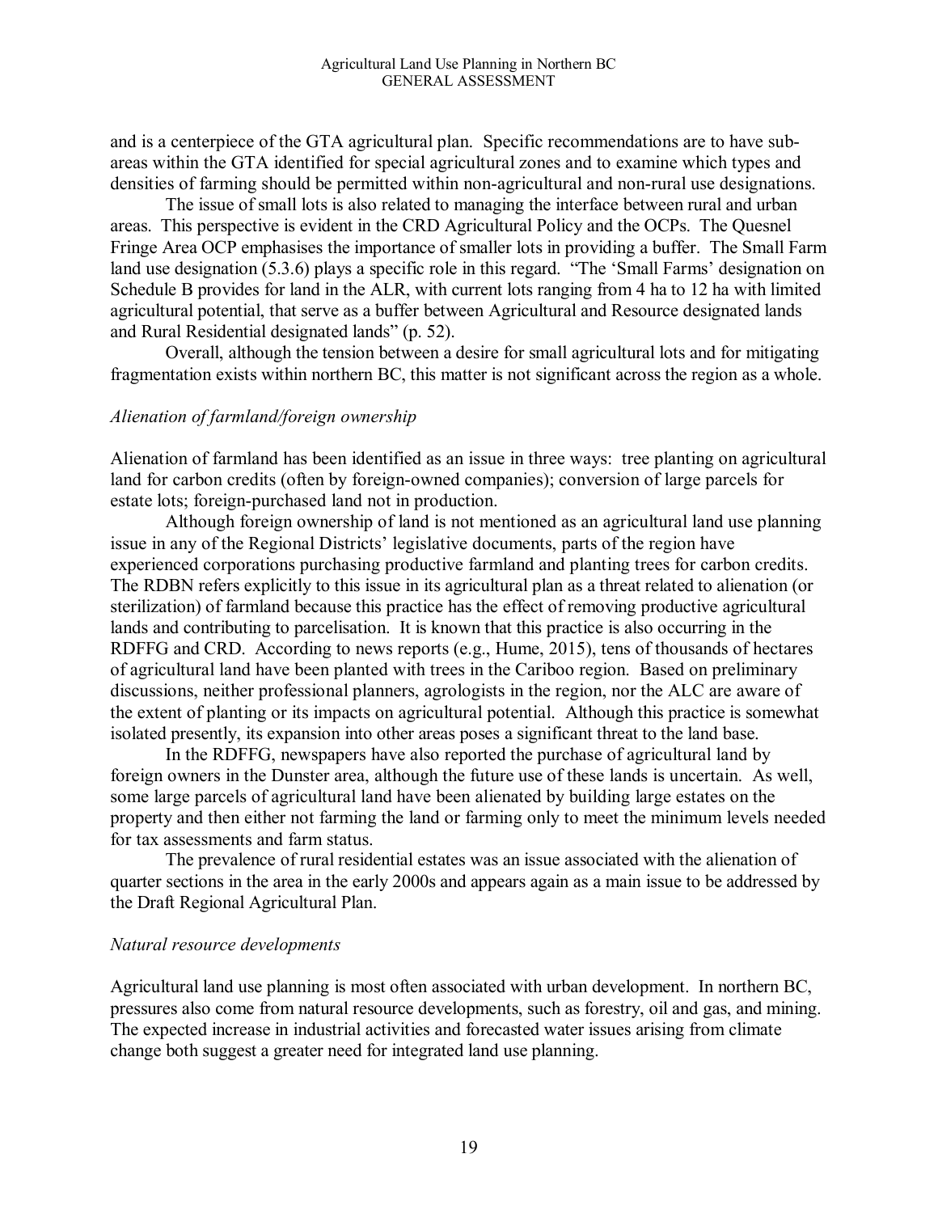and is a centerpiece of the GTA agricultural plan. Specific recommendations are to have sub-areas within the GTA identified for special agricultural zones and to examine which types and densities of farming should be permitted within non-agricultural and non-rural use designations.

The issue of small lots is also related to managing the interface between rural and urban areas. This perspective is evident in the CRD Agricultural Policy and the OCPs. The Quesnel Fringe Area OCP emphasises the importance of smaller lots in providing a buffer. The Small Farm land use designation (5.3.6) plays a specific role in this regard. "The 'Small Farms' designation on Schedule B provides for land in the ALR, with current lots ranging from 4 ha to 12 ha with limited agricultural potential, that serve as a buffer between Agricultural and Resource designated lands and Rural Residential designated lands" (p. 52).

Overall, although the tension between a desire for small agricultural lots and for mitigating fragmentation exists within northern BC, this matter is not significant across the region as a whole.

*Alienation of farmland/foreign ownership*

Alienation of farmland has been identified as an issue in three ways: tree planting on agricultural land for carbon credits (often by foreign-owned companies); conversion of large parcels for estate lots; foreign-purchased land not in production.

Although foreign ownership of land is not mentioned as an agricultural land use planning issue in any of the Regional Districts' legislative documents, parts of the region have experienced corporations purchasing productive farmland and planting trees for carbon credits. The RDBN refers explicitly to this issue in its agricultural plan as a threat related to alienation (or sterilization) of farmland because this practice has the effect of removing productive agricultural lands and contributing to parcelisation. It is known that this practice is also occurring in the RDFFG and CRD. According to news reports (e.g., Hume, 2015), tens of thousands of hectares of agricultural land have been planted with trees in the Cariboo region. Based on preliminary discussions, neither professional planners, agrologists in the region, nor the ALC are aware of the extent of planting or its impacts on agricultural potential. Although this practice is somewhat isolated presently, its expansion into other areas poses a significant threat to the land base.

In the RDFFG, newspapers have also reported the purchase of agricultural land by foreign owners in the Dunster area, although the future use of these lands is uncertain. As well, some large parcels of agricultural land have been alienated by building large estates on the property and then either not farming the land or farming only to meet the minimum levels needed for tax assessments and farm status.

The prevalence of rural residential estates was an issue associated with the alienation of quarter sections in the area in the early 2000s and appears again as a main issue to be addressed by the Draft Regional Agricultural Plan.

*Natural resource developments*

Agricultural land use planning is most often associated with urban development. In northern BC, pressures also come from natural resource developments, such as forestry, oil and gas, and mining. The expected increase in industrial activities and forecasted water issues arising from climate change both suggest a greater need for integrated land use planning.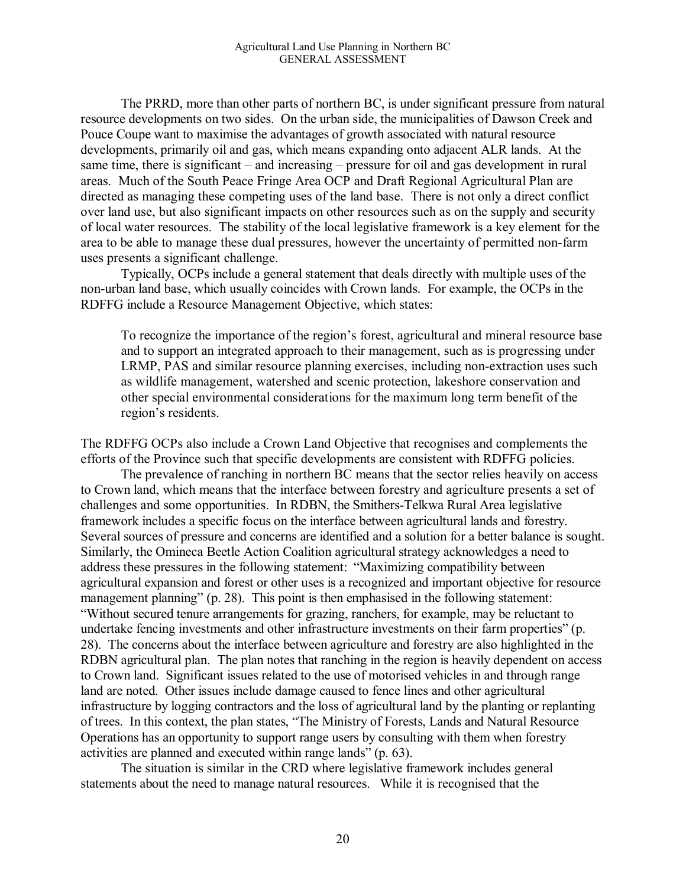The PRRD, more than other parts of northern BC, is under significant pressure from natural resource developments on two sides. On the urban side, the municipalities of Dawson Creek and Pouce Coupe want to maximise the advantages of growth associated with natural resource developments, primarily oil and gas, which means expanding onto adjacent ALR lands. At the same time, there is significant – and increasing – pressure for oil and gas development in rural areas. Much of the South Peace Fringe Area OCP and Draft Regional Agricultural Plan are directed as managing these competing uses of the land base. There is not only a direct conflict over land use, but also significant impacts on other resources such as on the supply and security of local water resources. The stability of the local legislative framework is a key element for the area to be able to manage these dual pressures, however the uncertainty of permitted non-farm uses presents a significant challenge.

Typically, OCPs include a general statement that deals directly with multiple uses of the non-urban land base, which usually coincides with Crown lands. For example, the OCPs in the RDFFG include a Resource Management Objective, which states:

> To recognize the importance of the region's forest, agricultural and mineral resource base and to support an integrated approach to their management, such as is progressing under LRMP, PAS and similar resource planning exercises, including non-extraction uses such as wildlife management, watershed and scenic protection, lakeshore conservation and other special environmental considerations for the maximum long term benefit of the region's residents.

The RDFFG OCPs also include a Crown Land Objective that recognises and complements the efforts of the Province such that specific developments are consistent with RDFFG policies.

The prevalence of ranching in northern BC means that the sector relies heavily on access to Crown land, which means that the interface between forestry and agriculture presents a set of challenges and some opportunities. In RDBN, the Smithers-Telkwa Rural Area legislative framework includes a specific focus on the interface between agricultural lands and forestry. Several sources of pressure and concerns are identified and a solution for a better balance is sought. Similarly, the Omineca Beetle Action Coalition agricultural strategy acknowledges a need to address these pressures in the following statement: "Maximizing compatibility between agricultural expansion and forest or other uses is a recognized and important objective for resource management planning" (p. 28). This point is then emphasised in the following statement: "Without secured tenure arrangements for grazing, ranchers, for example, may be reluctant to undertake fencing investments and other infrastructure investments on their farm properties" (p. 28). The concerns about the interface between agriculture and forestry are also highlighted in the RDBN agricultural plan. The plan notes that ranching in the region is heavily dependent on access to Crown land. Significant issues related to the use of motorised vehicles in and through range land are noted. Other issues include damage caused to fence lines and other agricultural infrastructure by logging contractors and the loss of agricultural land by the planting or replanting of trees. In this context, the plan states, "The Ministry of Forests, Lands and Natural Resource Operations has an opportunity to support range users by consulting with them when forestry activities are planned and executed within range lands" (p. 63).

The situation is similar in the CRD where legislative framework includes general statements about the need to manage natural resources. While it is recognised that the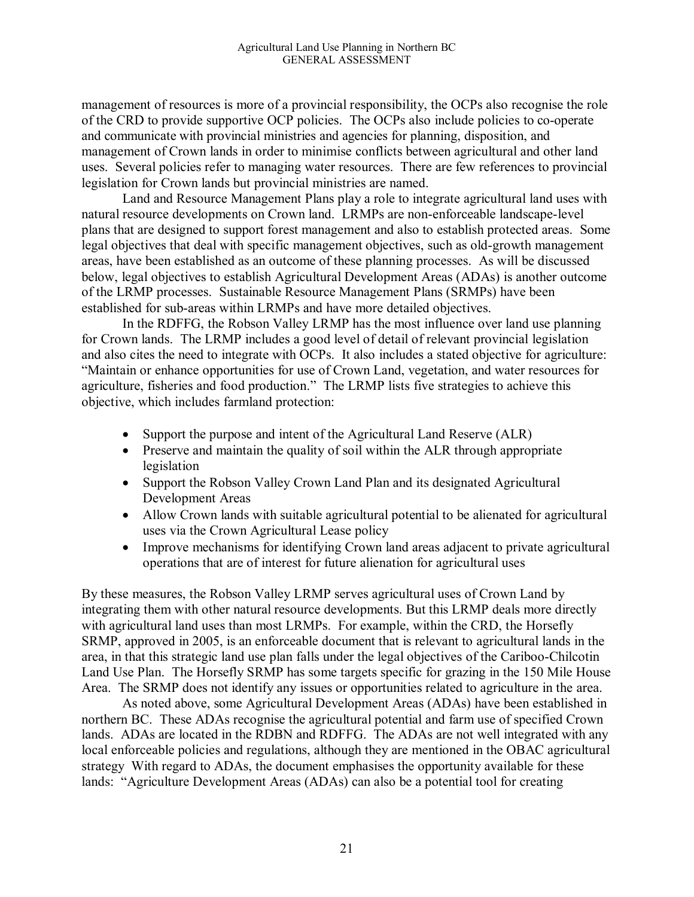management of resources is more of a provincial responsibility, the OCPs also recognise the role of the CRD to provide supportive OCP policies. The OCPs also include policies to co-operate and communicate with provincial ministries and agencies for planning, disposition, and management of Crown lands in order to minimise conflicts between agricultural and other land uses. Several policies refer to managing water resources. There are few references to provincial legislation for Crown lands but provincial ministries are named.

Land and Resource Management Plans play a role to integrate agricultural land uses with natural resource developments on Crown land. LRMPs are non-enforceable landscape-level plans that are designed to support forest management and also to establish protected areas. Some legal objectives that deal with specific management objectives, such as old-growth management areas, have been established as an outcome of these planning processes. As will be discussed below, legal objectives to establish Agricultural Development Areas (ADAs) is another outcome of the LRMP processes. Sustainable Resource Management Plans (SRMPs) have been established for sub-areas within LRMPs and have more detailed objectives.

In the RDFFG, the Robson Valley LRMP has the most influence over land use planning for Crown lands. The LRMP includes a good level of detail of relevant provincial legislation and also cites the need to integrate with OCPs. It also includes a stated objective for agriculture: "Maintain or enhance opportunities for use of Crown Land, vegetation, and water resources for agriculture, fisheries and food production." The LRMP lists five strategies to achieve this objective, which includes farmland protection:

- Support the purpose and intent of the Agricultural Land Reserve (ALR)
- Preserve and maintain the quality of soil within the ALR through appropriate legislation
- Support the Robson Valley Crown Land Plan and its designated Agricultural Development Areas
- Allow Crown lands with suitable agricultural potential to be alienated for agricultural uses via the Crown Agricultural Lease policy
- Improve mechanisms for identifying Crown land areas adjacent to private agricultural operations that are of interest for future alienation for agricultural uses

By these measures, the Robson Valley LRMP serves agricultural uses of Crown Land by integrating them with other natural resource developments. But this LRMP deals more directly with agricultural land uses than most LRMPs. For example, within the CRD, the Horsefly SRMP, approved in 2005, is an enforceable document that is relevant to agricultural lands in the area, in that this strategic land use plan falls under the legal objectives of the Cariboo-Chilcotin Land Use Plan. The Horsefly SRMP has some targets specific for grazing in the 150 Mile House Area. The SRMP does not identify any issues or opportunities related to agriculture in the area.

As noted above, some Agricultural Development Areas (ADAs) have been established in northern BC. These ADAs recognise the agricultural potential and farm use of specified Crown lands. ADAs are located in the RDBN and RDFFG. The ADAs are not well integrated with any local enforceable policies and regulations, although they are mentioned in the OBAC agricultural strategy With regard to ADAs, the document emphasises the opportunity available for these lands: "Agriculture Development Areas (ADAs) can also be a potential tool for creating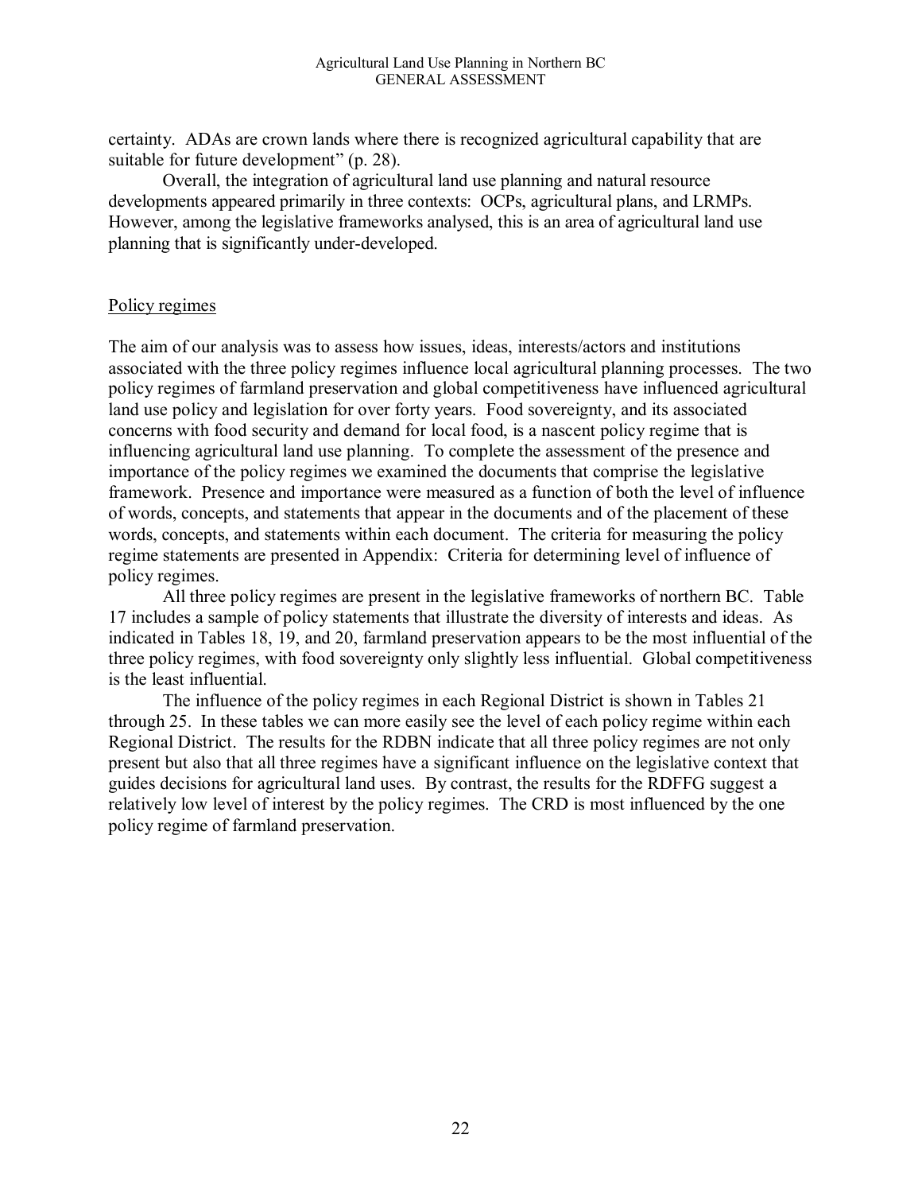certainty. ADAs are crown lands where there is recognized agricultural capability that are suitable for future development" (p. 28).

Overall, the integration of agricultural land use planning and natural resource developments appeared primarily in three contexts: OCPs, agricultural plans, and LRMPs. However, among the legislative frameworks analysed, this is an area of agricultural land use planning that is significantly under-developed.

## Policy regimes

The aim of our analysis was to assess how issues, ideas, interests/actors and institutions associated with the three policy regimes influence local agricultural planning processes. The two policy regimes of farmland preservation and global competitiveness have influenced agricultural land use policy and legislation for over forty years. Food sovereignty, and its associated concerns with food security and demand for local food, is a nascent policy regime that is influencing agricultural land use planning. To complete the assessment of the presence and importance of the policy regimes we examined the documents that comprise the legislative framework. Presence and importance were measured as a function of both the level of influence of words, concepts, and statements that appear in the documents and of the placement of these words, concepts, and statements within each document. The criteria for measuring the policy regime statements are presented in Appendix: Criteria for determining level of influence of policy regimes.

All three policy regimes are present in the legislative frameworks of northern BC. Table 17 includes a sample of policy statements that illustrate the diversity of interests and ideas. As indicated in Tables 18, 19, and 20, farmland preservation appears to be the most influential of the three policy regimes, with food sovereignty only slightly less influential. Global competitiveness is the least influential.

The influence of the policy regimes in each Regional District is shown in Tables 21 through 25. In these tables we can more easily see the level of each policy regime within each Regional District. The results for the RDBN indicate that all three policy regimes are not only present but also that all three regimes have a significant influence on the legislative context that guides decisions for agricultural land uses. By contrast, the results for the RDFFG suggest a relatively low level of interest by the policy regimes. The CRD is most influenced by the one policy regime of farmland preservation.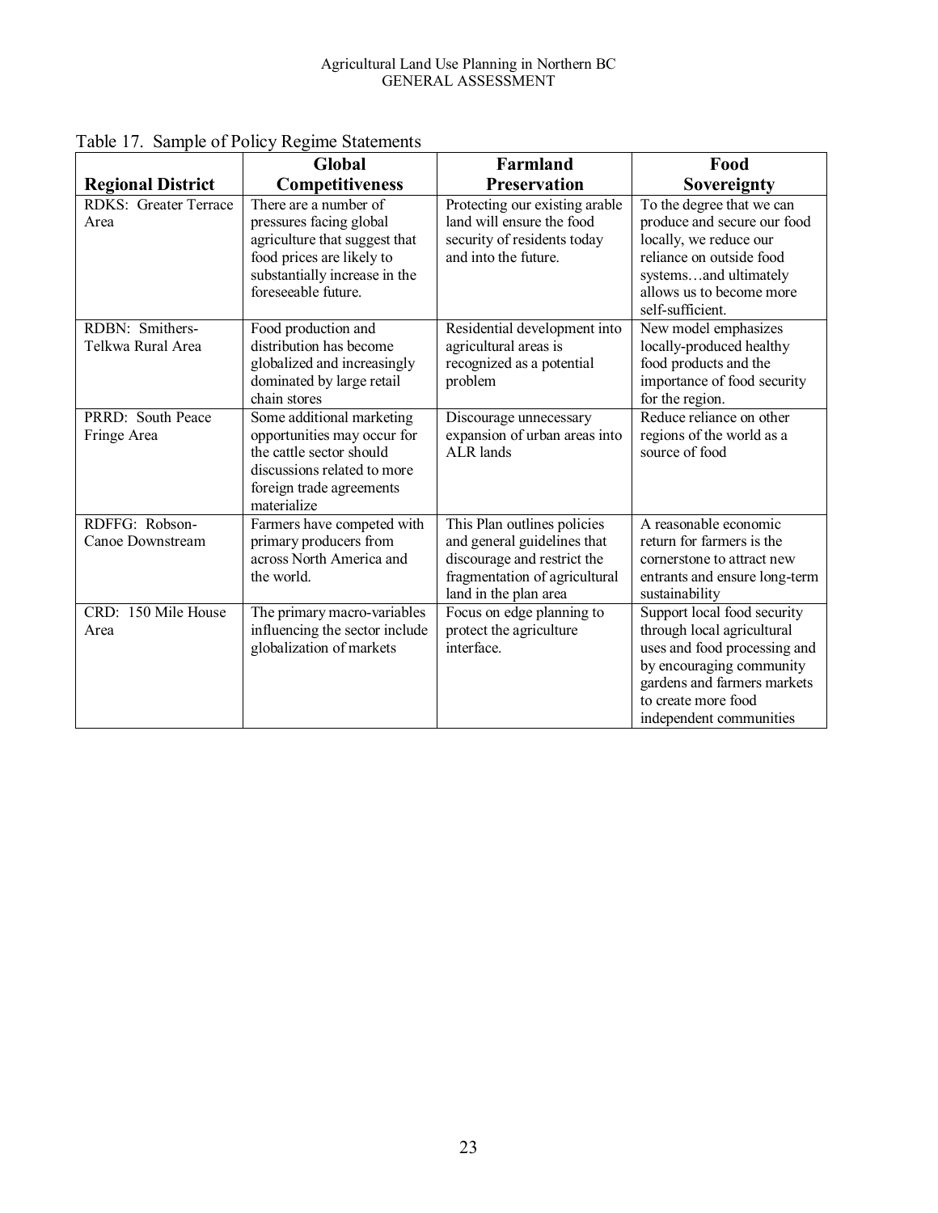Table 17. Sample of Policy Regime Statements

| Regional District | Global Competitiveness | Farmland Preservation | Food Sovereignty |
|---|---|---|---|
| RDKS: Greater Terrace Area | There are a number of pressures facing global agriculture that suggest that food prices are likely to substantially increase in the foreseeable future. | Protecting our existing arable land will ensure the food security of residents today and into the future. | To the degree that we can produce and secure our food locally, we reduce our reliance on outside food systems…and ultimately allows us to become more self-sufficient. |
| RDBN: Smithers-Telkwa Rural Area | Food production and distribution has become globalized and increasingly dominated by large retail chain stores | Residential development into agricultural areas is recognized as a potential problem | New model emphasizes locally-produced healthy food products and the importance of food security for the region. |
| PRRD: South Peace Fringe Area | Some additional marketing opportunities may occur for the cattle sector should discussions related to more foreign trade agreements materialize | Discourage unnecessary expansion of urban areas into ALR lands | Reduce reliance on other regions of the world as a source of food |
| RDFFG: Robson-Canoe Downstream | Farmers have competed with primary producers from across North America and the world. | This Plan outlines policies and general guidelines that discourage and restrict the fragmentation of agricultural land in the plan area | A reasonable economic return for farmers is the cornerstone to attract new entrants and ensure long-term sustainability |
| CRD: 150 Mile House Area | The primary macro-variables influencing the sector include globalization of markets | Focus on edge planning to protect the agriculture interface. | Support local food security through local agricultural uses and food processing and by encouraging community gardens and farmers markets to create more food independent communities |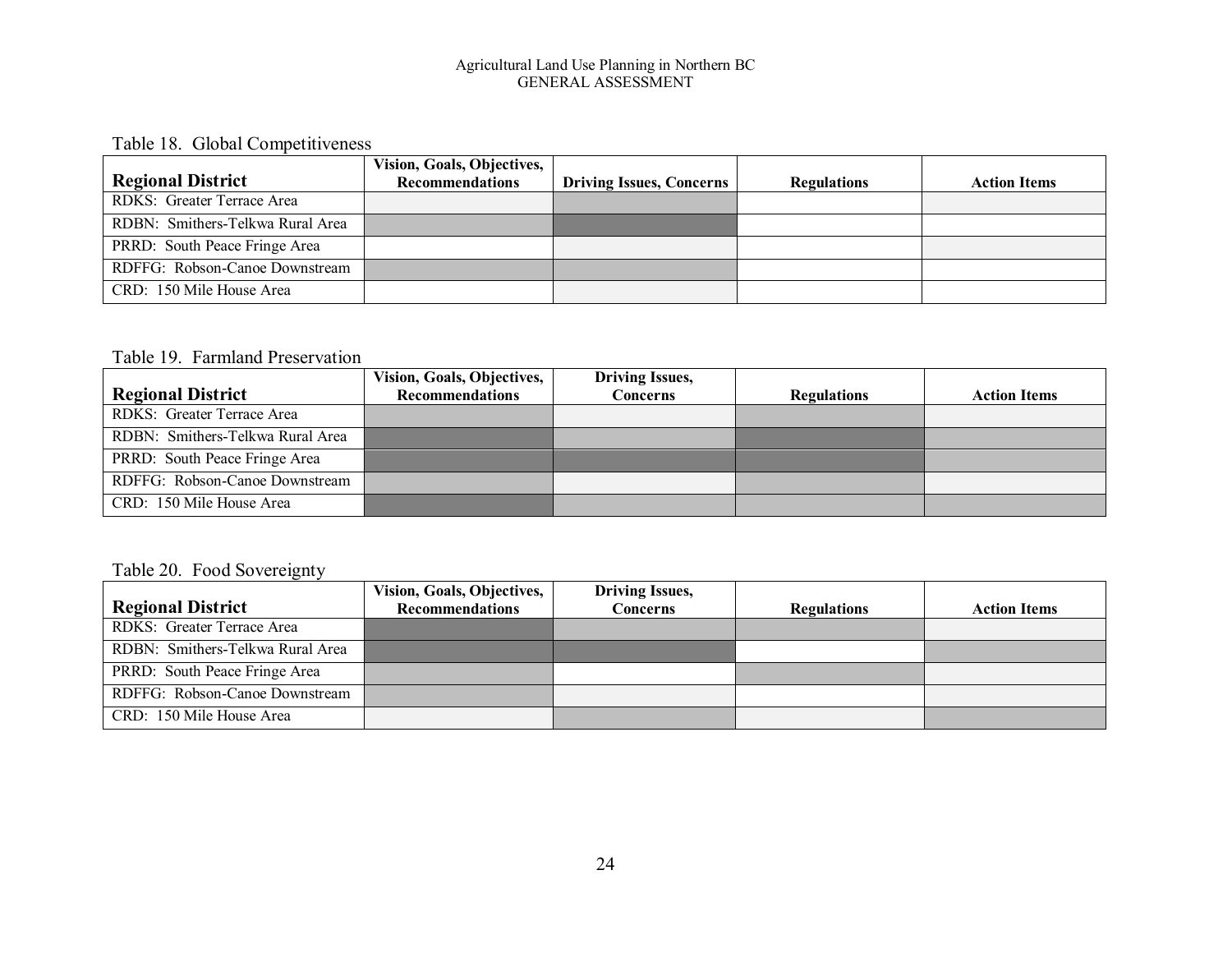Table 18. Global Competitiveness

| Regional District | Vision, Goals, Objectives, Recommendations | Driving Issues, Concerns | Regulations | Action Items |
|---|---|---|---|---|
| RDKS: Greater Terrace Area | | | | |
| RDBN: Smithers-Telkwa Rural Area | | | | |
| PRRD: South Peace Fringe Area | | | | |
| RDFFG: Robson-Canoe Downstream | | | | |
| CRD: 150 Mile House Area | | | | |

Table 19. Farmland Preservation

| Regional District | Vision, Goals, Objectives, Recommendations | Driving Issues, Concerns | Regulations | Action Items |
|---|---|---|---|---|
| RDKS: Greater Terrace Area | | | | |
| RDBN: Smithers-Telkwa Rural Area | | | | |
| PRRD: South Peace Fringe Area | | | | |
| RDFFG: Robson-Canoe Downstream | | | | |
| CRD: 150 Mile House Area | | | | |

Table 20. Food Sovereignty

| Regional District | Vision, Goals, Objectives, Recommendations | Driving Issues, Concerns | Regulations | Action Items |
|---|---|---|---|---|
| RDKS: Greater Terrace Area | | | | |
| RDBN: Smithers-Telkwa Rural Area | | | | |
| PRRD: South Peace Fringe Area | | | | |
| RDFFG: Robson-Canoe Downstream | | | | |
| CRD: 150 Mile House Area | | | | |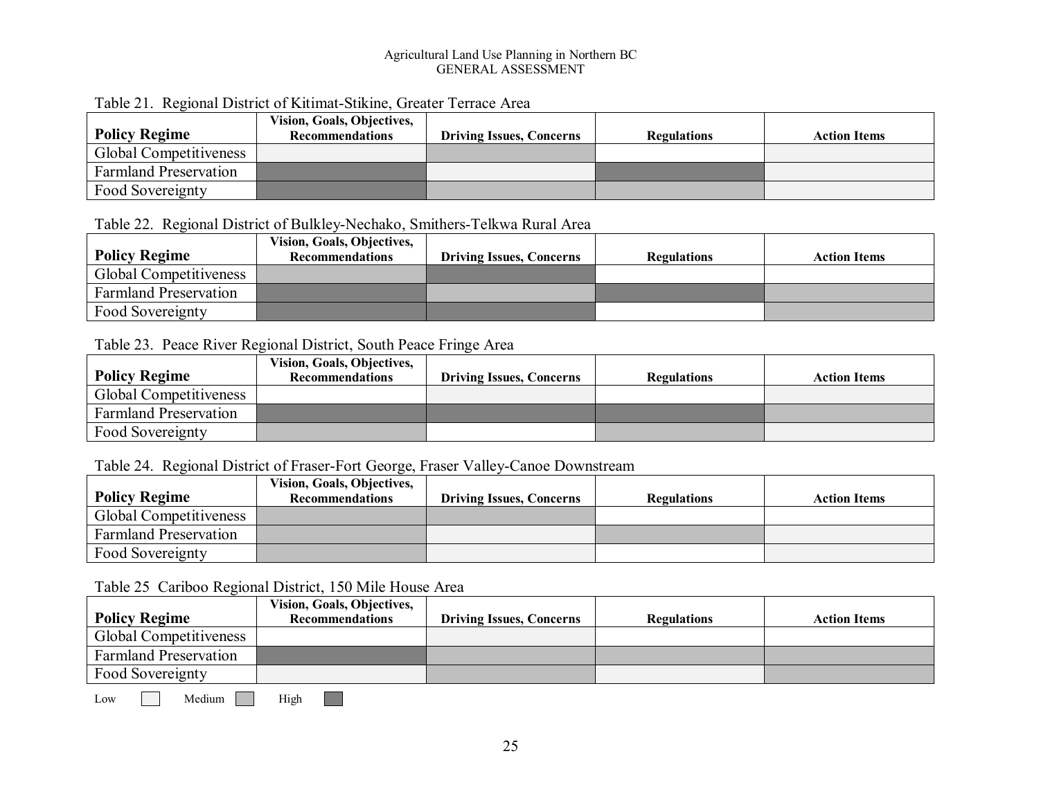Table 21. Regional District of Kitimat-Stikine, Greater Terrace Area

| Policy Regime | Vision, Goals, Objectives, Recommendations | Driving Issues, Concerns | Regulations | Action Items |
|---|---|---|---|---|
| Global Competitiveness | Low | Medium | | Low |
| Farmland Preservation | High | Low | High | Low |
| Food Sovereignty | High | Medium | Medium | Low |

Table 22. Regional District of Bulkley-Nechako, Smithers-Telkwa Rural Area

| Policy Regime | Vision, Goals, Objectives, Recommendations | Driving Issues, Concerns | Regulations | Action Items |
|---|---|---|---|---|
| Global Competitiveness | Medium | High | | |
| Farmland Preservation | High | Medium | High | Medium |
| Food Sovereignty | High | High | | Medium |

Table 23. Peace River Regional District, South Peace Fringe Area

| Policy Regime | Vision, Goals, Objectives, Recommendations | Driving Issues, Concerns | Regulations | Action Items |
|---|---|---|---|---|
| Global Competitiveness | | Low | | Low |
| Farmland Preservation | High | High | High | Medium |
| Food Sovereignty | Medium | | Medium | Low |

Table 24. Regional District of Fraser-Fort George, Fraser Valley-Canoe Downstream

| Policy Regime | Vision, Goals, Objectives, Recommendations | Driving Issues, Concerns | Regulations | Action Items |
|---|---|---|---|---|
| Global Competitiveness | Medium | Medium | | |
| Farmland Preservation | Medium | Low | Medium | Low |
| Food Sovereignty | Medium | Low | | Low |

Table 25 Cariboo Regional District, 150 Mile House Area

| Policy Regime | Vision, Goals, Objectives, Recommendations | Driving Issues, Concerns | Regulations | Action Items |
|---|---|---|---|---|
| Global Competitiveness | | Low | | |
| Farmland Preservation | High | Medium | Medium | Medium |
| Food Sovereignty | Low | Medium | Low | Medium |

Low Medium High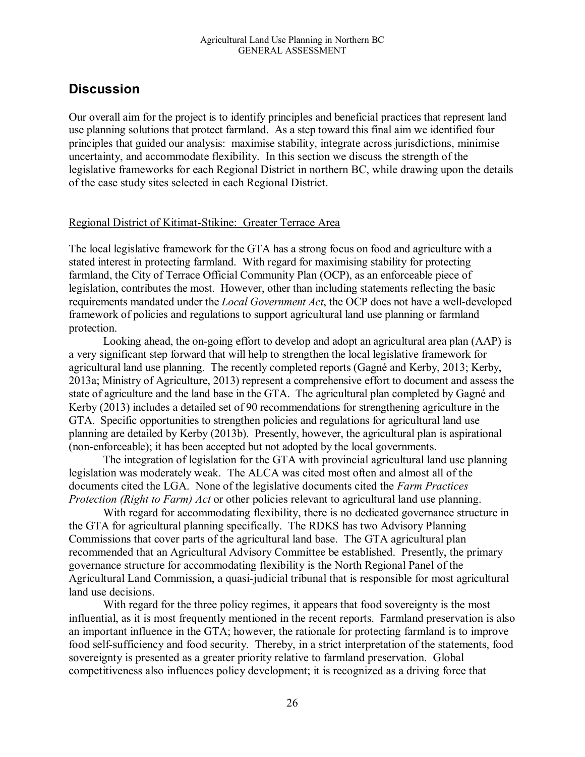## Discussion

Our overall aim for the project is to identify principles and beneficial practices that represent land use planning solutions that protect farmland. As a step toward this final aim we identified four principles that guided our analysis: maximise stability, integrate across jurisdictions, minimise uncertainty, and accommodate flexibility. In this section we discuss the strength of the legislative frameworks for each Regional District in northern BC, while drawing upon the details of the case study sites selected in each Regional District.

### Regional District of Kitimat-Stikine: Greater Terrace Area

The local legislative framework for the GTA has a strong focus on food and agriculture with a stated interest in protecting farmland. With regard for maximising stability for protecting farmland, the City of Terrace Official Community Plan (OCP), as an enforceable piece of legislation, contributes the most. However, other than including statements reflecting the basic requirements mandated under the *Local Government Act*, the OCP does not have a well-developed framework of policies and regulations to support agricultural land use planning or farmland protection.

Looking ahead, the on-going effort to develop and adopt an agricultural area plan (AAP) is a very significant step forward that will help to strengthen the local legislative framework for agricultural land use planning. The recently completed reports (Gagné and Kerby, 2013; Kerby, 2013a; Ministry of Agriculture, 2013) represent a comprehensive effort to document and assess the state of agriculture and the land base in the GTA. The agricultural plan completed by Gagné and Kerby (2013) includes a detailed set of 90 recommendations for strengthening agriculture in the GTA. Specific opportunities to strengthen policies and regulations for agricultural land use planning are detailed by Kerby (2013b). Presently, however, the agricultural plan is aspirational (non-enforceable); it has been accepted but not adopted by the local governments.

The integration of legislation for the GTA with provincial agricultural land use planning legislation was moderately weak. The ALCA was cited most often and almost all of the documents cited the LGA. None of the legislative documents cited the *Farm Practices Protection (Right to Farm) Act* or other policies relevant to agricultural land use planning.

With regard for accommodating flexibility, there is no dedicated governance structure in the GTA for agricultural planning specifically. The RDKS has two Advisory Planning Commissions that cover parts of the agricultural land base. The GTA agricultural plan recommended that an Agricultural Advisory Committee be established. Presently, the primary governance structure for accommodating flexibility is the North Regional Panel of the Agricultural Land Commission, a quasi-judicial tribunal that is responsible for most agricultural land use decisions.

With regard for the three policy regimes, it appears that food sovereignty is the most influential, as it is most frequently mentioned in the recent reports. Farmland preservation is also an important influence in the GTA; however, the rationale for protecting farmland is to improve food self-sufficiency and food security. Thereby, in a strict interpretation of the statements, food sovereignty is presented as a greater priority relative to farmland preservation. Global competitiveness also influences policy development; it is recognized as a driving force that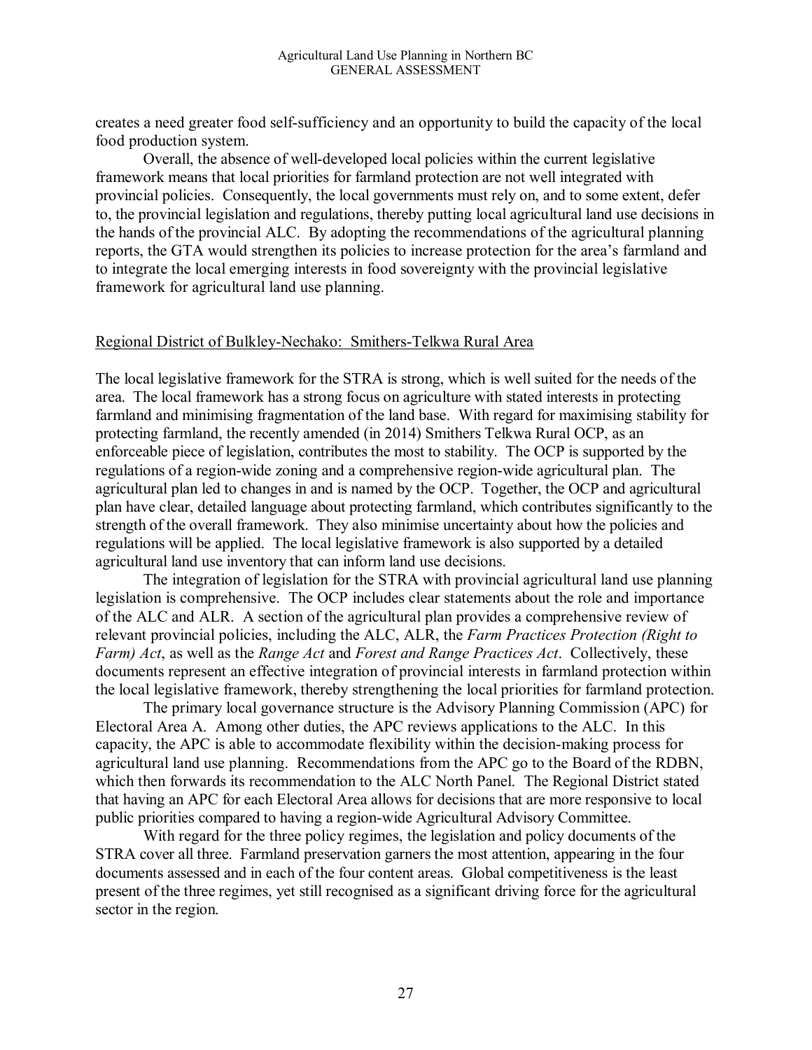creates a need greater food self-sufficiency and an opportunity to build the capacity of the local food production system.

Overall, the absence of well-developed local policies within the current legislative framework means that local priorities for farmland protection are not well integrated with provincial policies. Consequently, the local governments must rely on, and to some extent, defer to, the provincial legislation and regulations, thereby putting local agricultural land use decisions in the hands of the provincial ALC. By adopting the recommendations of the agricultural planning reports, the GTA would strengthen its policies to increase protection for the area's farmland and to integrate the local emerging interests in food sovereignty with the provincial legislative framework for agricultural land use planning.

<u>Regional District of Bulkley-Nechako: Smithers-Telkwa Rural Area</u>

The local legislative framework for the STRA is strong, which is well suited for the needs of the area. The local framework has a strong focus on agriculture with stated interests in protecting farmland and minimising fragmentation of the land base. With regard for maximising stability for protecting farmland, the recently amended (in 2014) Smithers Telkwa Rural OCP, as an enforceable piece of legislation, contributes the most to stability. The OCP is supported by the regulations of a region-wide zoning and a comprehensive region-wide agricultural plan. The agricultural plan led to changes in and is named by the OCP. Together, the OCP and agricultural plan have clear, detailed language about protecting farmland, which contributes significantly to the strength of the overall framework. They also minimise uncertainty about how the policies and regulations will be applied. The local legislative framework is also supported by a detailed agricultural land use inventory that can inform land use decisions.

The integration of legislation for the STRA with provincial agricultural land use planning legislation is comprehensive. The OCP includes clear statements about the role and importance of the ALC and ALR. A section of the agricultural plan provides a comprehensive review of relevant provincial policies, including the ALC, ALR, the *Farm Practices Protection (Right to Farm) Act*, as well as the *Range Act* and *Forest and Range Practices Act*. Collectively, these documents represent an effective integration of provincial interests in farmland protection within the local legislative framework, thereby strengthening the local priorities for farmland protection.

The primary local governance structure is the Advisory Planning Commission (APC) for Electoral Area A. Among other duties, the APC reviews applications to the ALC. In this capacity, the APC is able to accommodate flexibility within the decision-making process for agricultural land use planning. Recommendations from the APC go to the Board of the RDBN, which then forwards its recommendation to the ALC North Panel. The Regional District stated that having an APC for each Electoral Area allows for decisions that are more responsive to local public priorities compared to having a region-wide Agricultural Advisory Committee.

With regard for the three policy regimes, the legislation and policy documents of the STRA cover all three. Farmland preservation garners the most attention, appearing in the four documents assessed and in each of the four content areas. Global competitiveness is the least present of the three regimes, yet still recognised as a significant driving force for the agricultural sector in the region.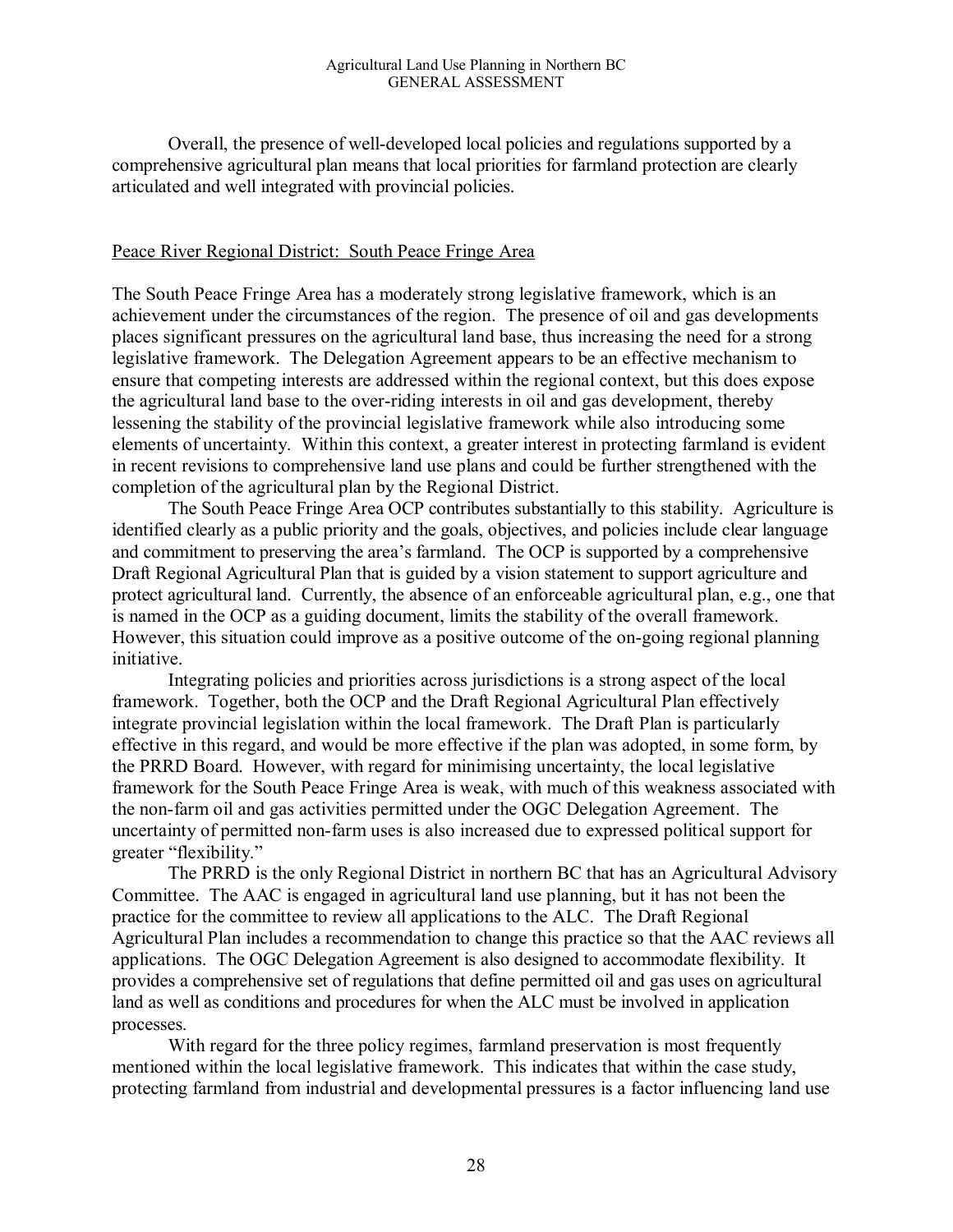Overall, the presence of well-developed local policies and regulations supported by a comprehensive agricultural plan means that local priorities for farmland protection are clearly articulated and well integrated with provincial policies.

Peace River Regional District: South Peace Fringe Area

The South Peace Fringe Area has a moderately strong legislative framework, which is an achievement under the circumstances of the region. The presence of oil and gas developments places significant pressures on the agricultural land base, thus increasing the need for a strong legislative framework. The Delegation Agreement appears to be an effective mechanism to ensure that competing interests are addressed within the regional context, but this does expose the agricultural land base to the over-riding interests in oil and gas development, thereby lessening the stability of the provincial legislative framework while also introducing some elements of uncertainty. Within this context, a greater interest in protecting farmland is evident in recent revisions to comprehensive land use plans and could be further strengthened with the completion of the agricultural plan by the Regional District.

The South Peace Fringe Area OCP contributes substantially to this stability. Agriculture is identified clearly as a public priority and the goals, objectives, and policies include clear language and commitment to preserving the area's farmland. The OCP is supported by a comprehensive Draft Regional Agricultural Plan that is guided by a vision statement to support agriculture and protect agricultural land. Currently, the absence of an enforceable agricultural plan, e.g., one that is named in the OCP as a guiding document, limits the stability of the overall framework. However, this situation could improve as a positive outcome of the on-going regional planning initiative.

Integrating policies and priorities across jurisdictions is a strong aspect of the local framework. Together, both the OCP and the Draft Regional Agricultural Plan effectively integrate provincial legislation within the local framework. The Draft Plan is particularly effective in this regard, and would be more effective if the plan was adopted, in some form, by the PRRD Board. However, with regard for minimising uncertainty, the local legislative framework for the South Peace Fringe Area is weak, with much of this weakness associated with the non-farm oil and gas activities permitted under the OGC Delegation Agreement. The uncertainty of permitted non-farm uses is also increased due to expressed political support for greater "flexibility."

The PRRD is the only Regional District in northern BC that has an Agricultural Advisory Committee. The AAC is engaged in agricultural land use planning, but it has not been the practice for the committee to review all applications to the ALC. The Draft Regional Agricultural Plan includes a recommendation to change this practice so that the AAC reviews all applications. The OGC Delegation Agreement is also designed to accommodate flexibility. It provides a comprehensive set of regulations that define permitted oil and gas uses on agricultural land as well as conditions and procedures for when the ALC must be involved in application processes.

With regard for the three policy regimes, farmland preservation is most frequently mentioned within the local legislative framework. This indicates that within the case study, protecting farmland from industrial and developmental pressures is a factor influencing land use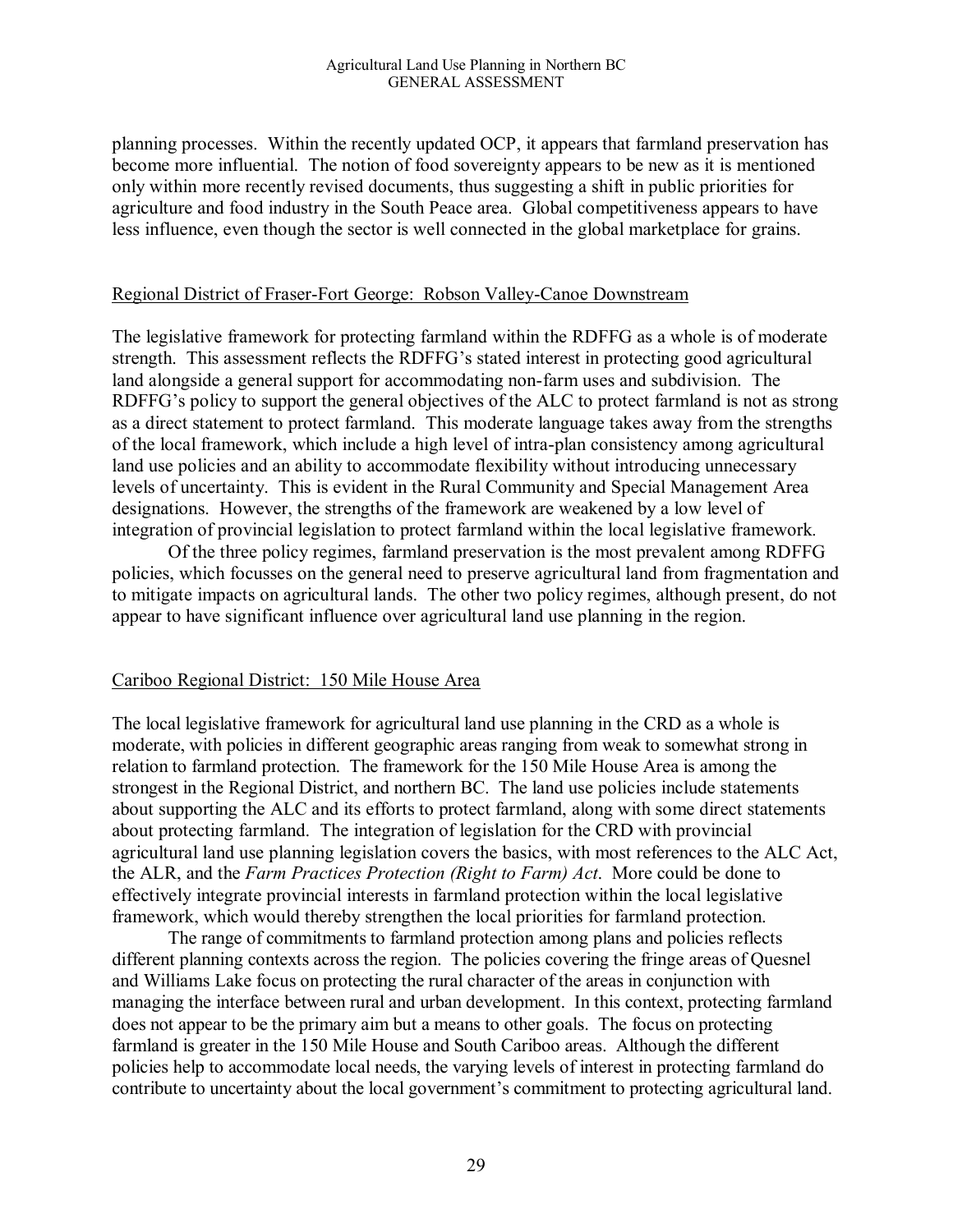planning processes. Within the recently updated OCP, it appears that farmland preservation has become more influential. The notion of food sovereignty appears to be new as it is mentioned only within more recently revised documents, thus suggesting a shift in public priorities for agriculture and food industry in the South Peace area. Global competitiveness appears to have less influence, even though the sector is well connected in the global marketplace for grains.

### Regional District of Fraser-Fort George: Robson Valley-Canoe Downstream

The legislative framework for protecting farmland within the RDFFG as a whole is of moderate strength. This assessment reflects the RDFFG's stated interest in protecting good agricultural land alongside a general support for accommodating non-farm uses and subdivision. The RDFFG's policy to support the general objectives of the ALC to protect farmland is not as strong as a direct statement to protect farmland. This moderate language takes away from the strengths of the local framework, which include a high level of intra-plan consistency among agricultural land use policies and an ability to accommodate flexibility without introducing unnecessary levels of uncertainty. This is evident in the Rural Community and Special Management Area designations. However, the strengths of the framework are weakened by a low level of integration of provincial legislation to protect farmland within the local legislative framework.

Of the three policy regimes, farmland preservation is the most prevalent among RDFFG policies, which focusses on the general need to preserve agricultural land from fragmentation and to mitigate impacts on agricultural lands. The other two policy regimes, although present, do not appear to have significant influence over agricultural land use planning in the region.

### Cariboo Regional District: 150 Mile House Area

The local legislative framework for agricultural land use planning in the CRD as a whole is moderate, with policies in different geographic areas ranging from weak to somewhat strong in relation to farmland protection. The framework for the 150 Mile House Area is among the strongest in the Regional District, and northern BC. The land use policies include statements about supporting the ALC and its efforts to protect farmland, along with some direct statements about protecting farmland. The integration of legislation for the CRD with provincial agricultural land use planning legislation covers the basics, with most references to the ALC Act, the ALR, and the *Farm Practices Protection (Right to Farm) Act*. More could be done to effectively integrate provincial interests in farmland protection within the local legislative framework, which would thereby strengthen the local priorities for farmland protection.

The range of commitments to farmland protection among plans and policies reflects different planning contexts across the region. The policies covering the fringe areas of Quesnel and Williams Lake focus on protecting the rural character of the areas in conjunction with managing the interface between rural and urban development. In this context, protecting farmland does not appear to be the primary aim but a means to other goals. The focus on protecting farmland is greater in the 150 Mile House and South Cariboo areas. Although the different policies help to accommodate local needs, the varying levels of interest in protecting farmland do contribute to uncertainty about the local government's commitment to protecting agricultural land.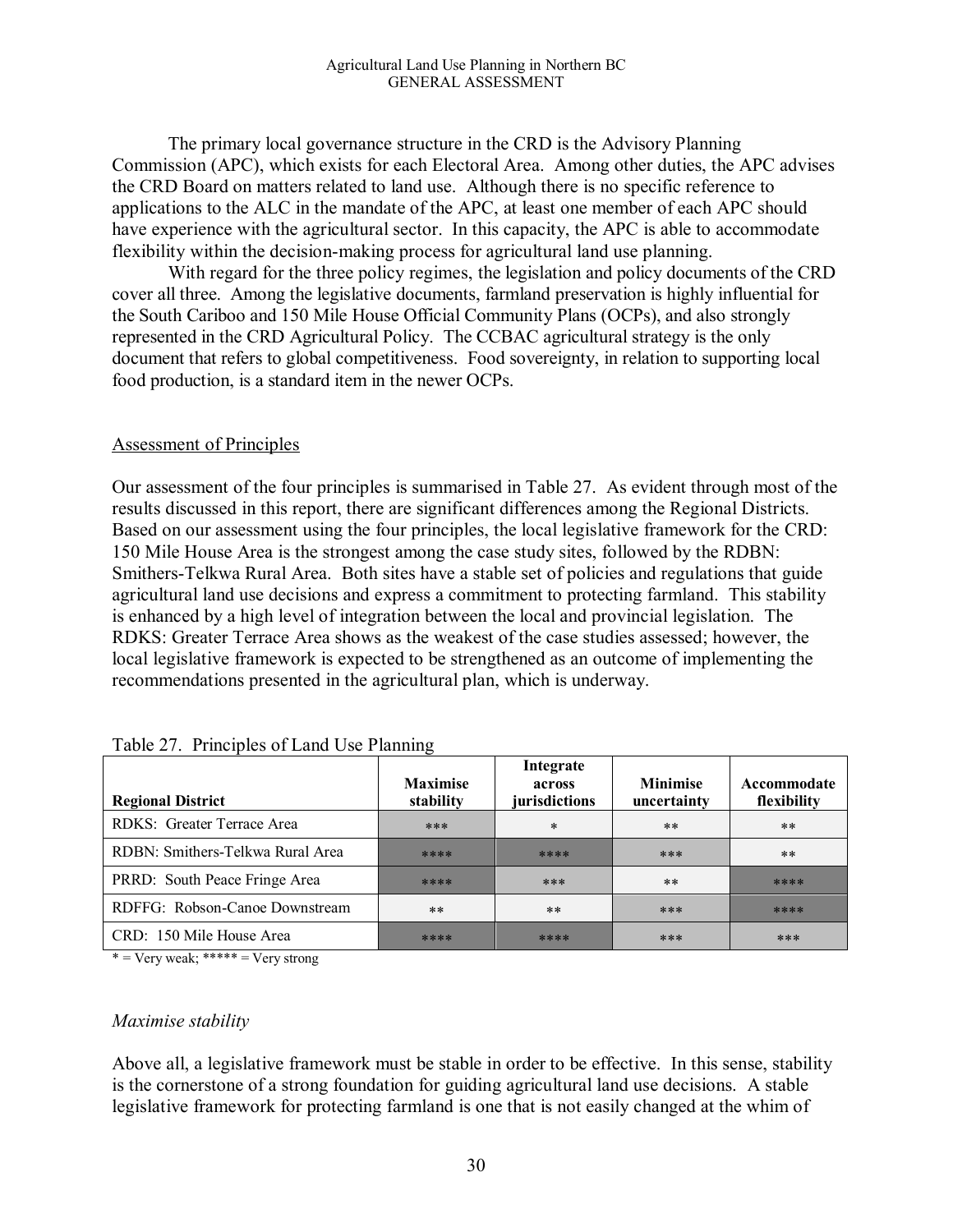The primary local governance structure in the CRD is the Advisory Planning Commission (APC), which exists for each Electoral Area. Among other duties, the APC advises the CRD Board on matters related to land use. Although there is no specific reference to applications to the ALC in the mandate of the APC, at least one member of each APC should have experience with the agricultural sector. In this capacity, the APC is able to accommodate flexibility within the decision-making process for agricultural land use planning.

With regard for the three policy regimes, the legislation and policy documents of the CRD cover all three. Among the legislative documents, farmland preservation is highly influential for the South Cariboo and 150 Mile House Official Community Plans (OCPs), and also strongly represented in the CRD Agricultural Policy. The CCBAC agricultural strategy is the only document that refers to global competitiveness. Food sovereignty, in relation to supporting local food production, is a standard item in the newer OCPs.

## Assessment of Principles

Our assessment of the four principles is summarised in Table 27. As evident through most of the results discussed in this report, there are significant differences among the Regional Districts. Based on our assessment using the four principles, the local legislative framework for the CRD: 150 Mile House Area is the strongest among the case study sites, followed by the RDBN: Smithers-Telkwa Rural Area. Both sites have a stable set of policies and regulations that guide agricultural land use decisions and express a commitment to protecting farmland. This stability is enhanced by a high level of integration between the local and provincial legislation. The RDKS: Greater Terrace Area shows as the weakest of the case studies assessed; however, the local legislative framework is expected to be strengthened as an outcome of implementing the recommendations presented in the agricultural plan, which is underway.

Table 27. Principles of Land Use Planning

| Regional District | Maximise stability | Integrate across jurisdictions | Minimise uncertainty | Accommodate flexibility |
|---|---|---|---|---|
| RDKS: Greater Terrace Area | *** | * | ** | ** |
| RDBN: Smithers-Telkwa Rural Area | **** | **** | *** | ** |
| PRRD: South Peace Fringe Area | **** | *** | ** | **** |
| RDFFG: Robson-Canoe Downstream | ** | ** | *** | **** |
| CRD: 150 Mile House Area | **** | **** | *** | *** |

* = Very weak; ***** = Very strong

### *Maximise stability*

Above all, a legislative framework must be stable in order to be effective. In this sense, stability is the cornerstone of a strong foundation for guiding agricultural land use decisions. A stable legislative framework for protecting farmland is one that is not easily changed at the whim of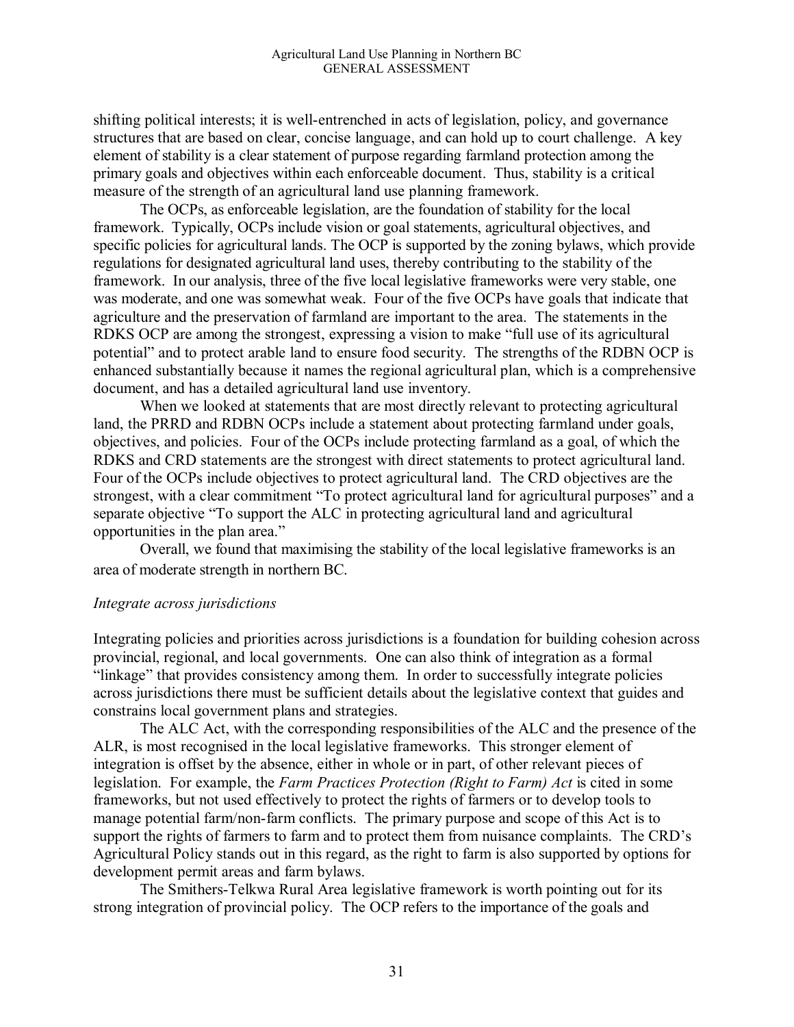shifting political interests; it is well-entrenched in acts of legislation, policy, and governance structures that are based on clear, concise language, and can hold up to court challenge. A key element of stability is a clear statement of purpose regarding farmland protection among the primary goals and objectives within each enforceable document. Thus, stability is a critical measure of the strength of an agricultural land use planning framework.

The OCPs, as enforceable legislation, are the foundation of stability for the local framework. Typically, OCPs include vision or goal statements, agricultural objectives, and specific policies for agricultural lands. The OCP is supported by the zoning bylaws, which provide regulations for designated agricultural land uses, thereby contributing to the stability of the framework. In our analysis, three of the five local legislative frameworks were very stable, one was moderate, and one was somewhat weak. Four of the five OCPs have goals that indicate that agriculture and the preservation of farmland are important to the area. The statements in the RDKS OCP are among the strongest, expressing a vision to make "full use of its agricultural potential" and to protect arable land to ensure food security. The strengths of the RDBN OCP is enhanced substantially because it names the regional agricultural plan, which is a comprehensive document, and has a detailed agricultural land use inventory.

When we looked at statements that are most directly relevant to protecting agricultural land, the PRRD and RDBN OCPs include a statement about protecting farmland under goals, objectives, and policies. Four of the OCPs include protecting farmland as a goal, of which the RDKS and CRD statements are the strongest with direct statements to protect agricultural land. Four of the OCPs include objectives to protect agricultural land. The CRD objectives are the strongest, with a clear commitment "To protect agricultural land for agricultural purposes" and a separate objective "To support the ALC in protecting agricultural land and agricultural opportunities in the plan area."

Overall, we found that maximising the stability of the local legislative frameworks is an area of moderate strength in northern BC.

*Integrate across jurisdictions*

Integrating policies and priorities across jurisdictions is a foundation for building cohesion across provincial, regional, and local governments. One can also think of integration as a formal "linkage" that provides consistency among them. In order to successfully integrate policies across jurisdictions there must be sufficient details about the legislative context that guides and constrains local government plans and strategies.

The ALC Act, with the corresponding responsibilities of the ALC and the presence of the ALR, is most recognised in the local legislative frameworks. This stronger element of integration is offset by the absence, either in whole or in part, of other relevant pieces of legislation. For example, the *Farm Practices Protection (Right to Farm) Act* is cited in some frameworks, but not used effectively to protect the rights of farmers or to develop tools to manage potential farm/non-farm conflicts. The primary purpose and scope of this Act is to support the rights of farmers to farm and to protect them from nuisance complaints. The CRD's Agricultural Policy stands out in this regard, as the right to farm is also supported by options for development permit areas and farm bylaws.

The Smithers-Telkwa Rural Area legislative framework is worth pointing out for its strong integration of provincial policy. The OCP refers to the importance of the goals and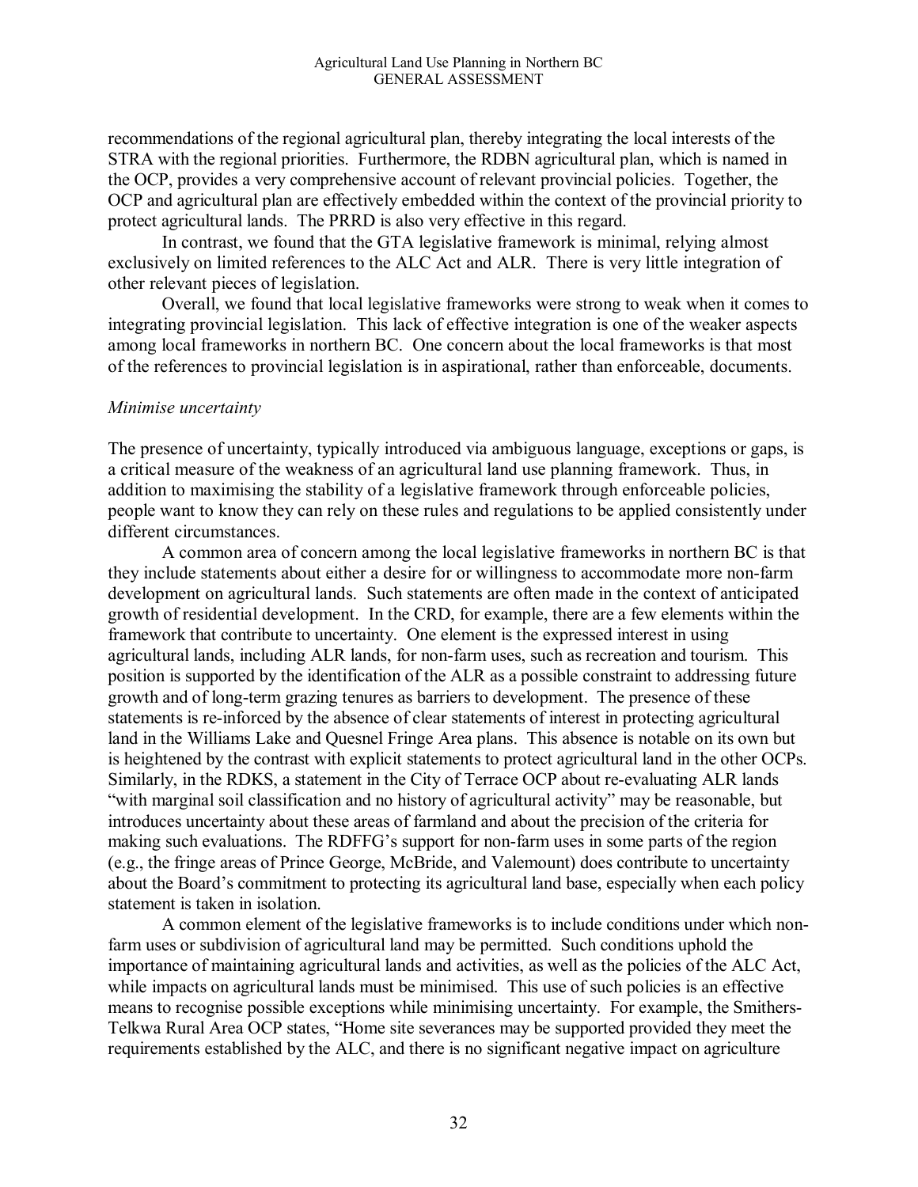recommendations of the regional agricultural plan, thereby integrating the local interests of the STRA with the regional priorities. Furthermore, the RDBN agricultural plan, which is named in the OCP, provides a very comprehensive account of relevant provincial policies. Together, the OCP and agricultural plan are effectively embedded within the context of the provincial priority to protect agricultural lands. The PRRD is also very effective in this regard.

In contrast, we found that the GTA legislative framework is minimal, relying almost exclusively on limited references to the ALC Act and ALR. There is very little integration of other relevant pieces of legislation.

Overall, we found that local legislative frameworks were strong to weak when it comes to integrating provincial legislation. This lack of effective integration is one of the weaker aspects among local frameworks in northern BC. One concern about the local frameworks is that most of the references to provincial legislation is in aspirational, rather than enforceable, documents.

*Minimise uncertainty*

The presence of uncertainty, typically introduced via ambiguous language, exceptions or gaps, is a critical measure of the weakness of an agricultural land use planning framework. Thus, in addition to maximising the stability of a legislative framework through enforceable policies, people want to know they can rely on these rules and regulations to be applied consistently under different circumstances.

A common area of concern among the local legislative frameworks in northern BC is that they include statements about either a desire for or willingness to accommodate more non-farm development on agricultural lands. Such statements are often made in the context of anticipated growth of residential development. In the CRD, for example, there are a few elements within the framework that contribute to uncertainty. One element is the expressed interest in using agricultural lands, including ALR lands, for non-farm uses, such as recreation and tourism. This position is supported by the identification of the ALR as a possible constraint to addressing future growth and of long-term grazing tenures as barriers to development. The presence of these statements is re-inforced by the absence of clear statements of interest in protecting agricultural land in the Williams Lake and Quesnel Fringe Area plans. This absence is notable on its own but is heightened by the contrast with explicit statements to protect agricultural land in the other OCPs. Similarly, in the RDKS, a statement in the City of Terrace OCP about re-evaluating ALR lands "with marginal soil classification and no history of agricultural activity" may be reasonable, but introduces uncertainty about these areas of farmland and about the precision of the criteria for making such evaluations. The RDFFG's support for non-farm uses in some parts of the region (e.g., the fringe areas of Prince George, McBride, and Valemount) does contribute to uncertainty about the Board's commitment to protecting its agricultural land base, especially when each policy statement is taken in isolation.

A common element of the legislative frameworks is to include conditions under which non-farm uses or subdivision of agricultural land may be permitted. Such conditions uphold the importance of maintaining agricultural lands and activities, as well as the policies of the ALC Act, while impacts on agricultural lands must be minimised. This use of such policies is an effective means to recognise possible exceptions while minimising uncertainty. For example, the Smithers-Telkwa Rural Area OCP states, "Home site severances may be supported provided they meet the requirements established by the ALC, and there is no significant negative impact on agriculture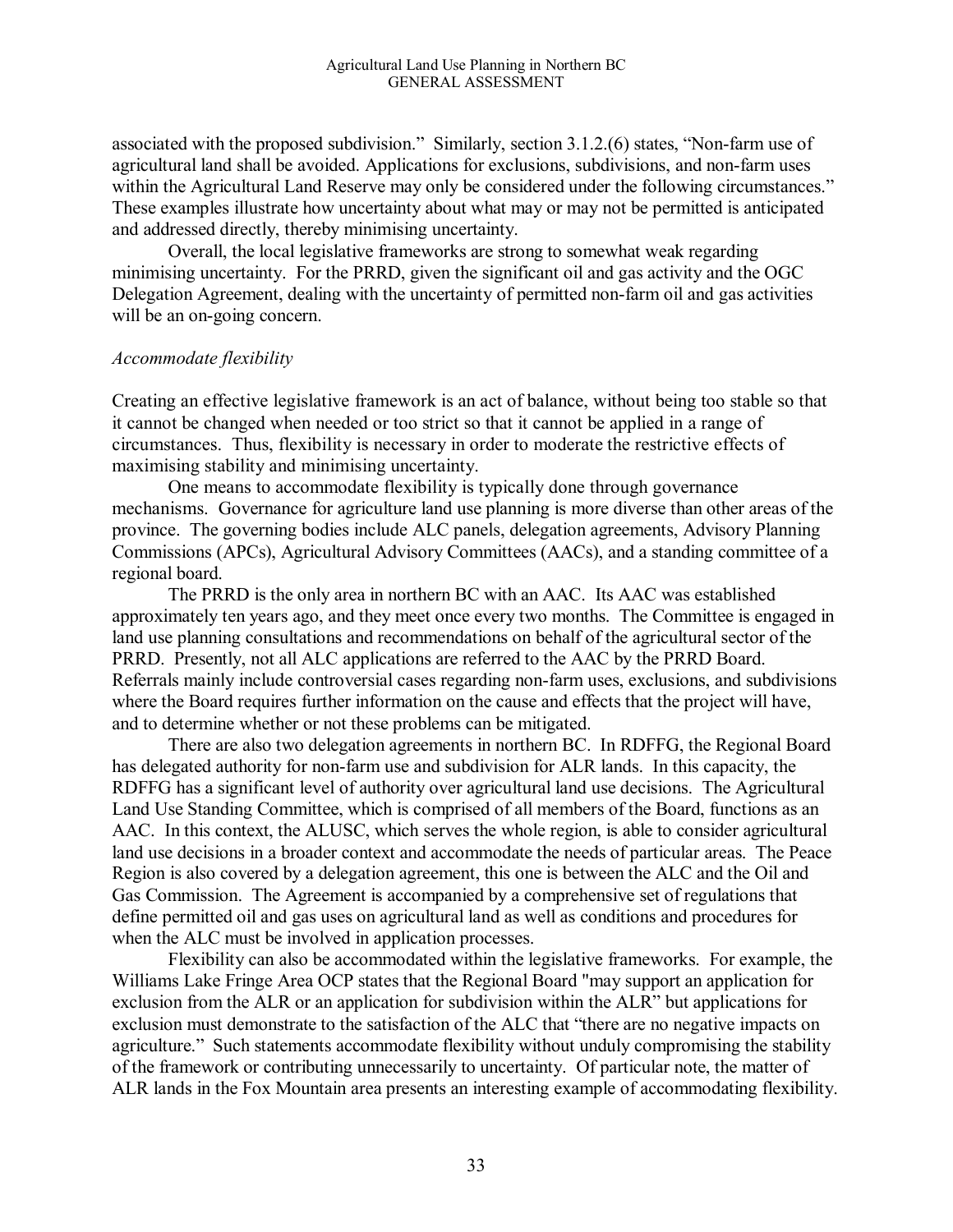associated with the proposed subdivision." Similarly, section 3.1.2.(6) states, "Non-farm use of agricultural land shall be avoided. Applications for exclusions, subdivisions, and non-farm uses within the Agricultural Land Reserve may only be considered under the following circumstances." These examples illustrate how uncertainty about what may or may not be permitted is anticipated and addressed directly, thereby minimising uncertainty.

Overall, the local legislative frameworks are strong to somewhat weak regarding minimising uncertainty. For the PRRD, given the significant oil and gas activity and the OGC Delegation Agreement, dealing with the uncertainty of permitted non-farm oil and gas activities will be an on-going concern.

*Accommodate flexibility*

Creating an effective legislative framework is an act of balance, without being too stable so that it cannot be changed when needed or too strict so that it cannot be applied in a range of circumstances. Thus, flexibility is necessary in order to moderate the restrictive effects of maximising stability and minimising uncertainty.

One means to accommodate flexibility is typically done through governance mechanisms. Governance for agriculture land use planning is more diverse than other areas of the province. The governing bodies include ALC panels, delegation agreements, Advisory Planning Commissions (APCs), Agricultural Advisory Committees (AACs), and a standing committee of a regional board.

The PRRD is the only area in northern BC with an AAC. Its AAC was established approximately ten years ago, and they meet once every two months. The Committee is engaged in land use planning consultations and recommendations on behalf of the agricultural sector of the PRRD. Presently, not all ALC applications are referred to the AAC by the PRRD Board. Referrals mainly include controversial cases regarding non-farm uses, exclusions, and subdivisions where the Board requires further information on the cause and effects that the project will have, and to determine whether or not these problems can be mitigated.

There are also two delegation agreements in northern BC. In RDFFG, the Regional Board has delegated authority for non-farm use and subdivision for ALR lands. In this capacity, the RDFFG has a significant level of authority over agricultural land use decisions. The Agricultural Land Use Standing Committee, which is comprised of all members of the Board, functions as an AAC. In this context, the ALUSC, which serves the whole region, is able to consider agricultural land use decisions in a broader context and accommodate the needs of particular areas. The Peace Region is also covered by a delegation agreement, this one is between the ALC and the Oil and Gas Commission. The Agreement is accompanied by a comprehensive set of regulations that define permitted oil and gas uses on agricultural land as well as conditions and procedures for when the ALC must be involved in application processes.

Flexibility can also be accommodated within the legislative frameworks. For example, the Williams Lake Fringe Area OCP states that the Regional Board "may support an application for exclusion from the ALR or an application for subdivision within the ALR" but applications for exclusion must demonstrate to the satisfaction of the ALC that "there are no negative impacts on agriculture." Such statements accommodate flexibility without unduly compromising the stability of the framework or contributing unnecessarily to uncertainty. Of particular note, the matter of ALR lands in the Fox Mountain area presents an interesting example of accommodating flexibility.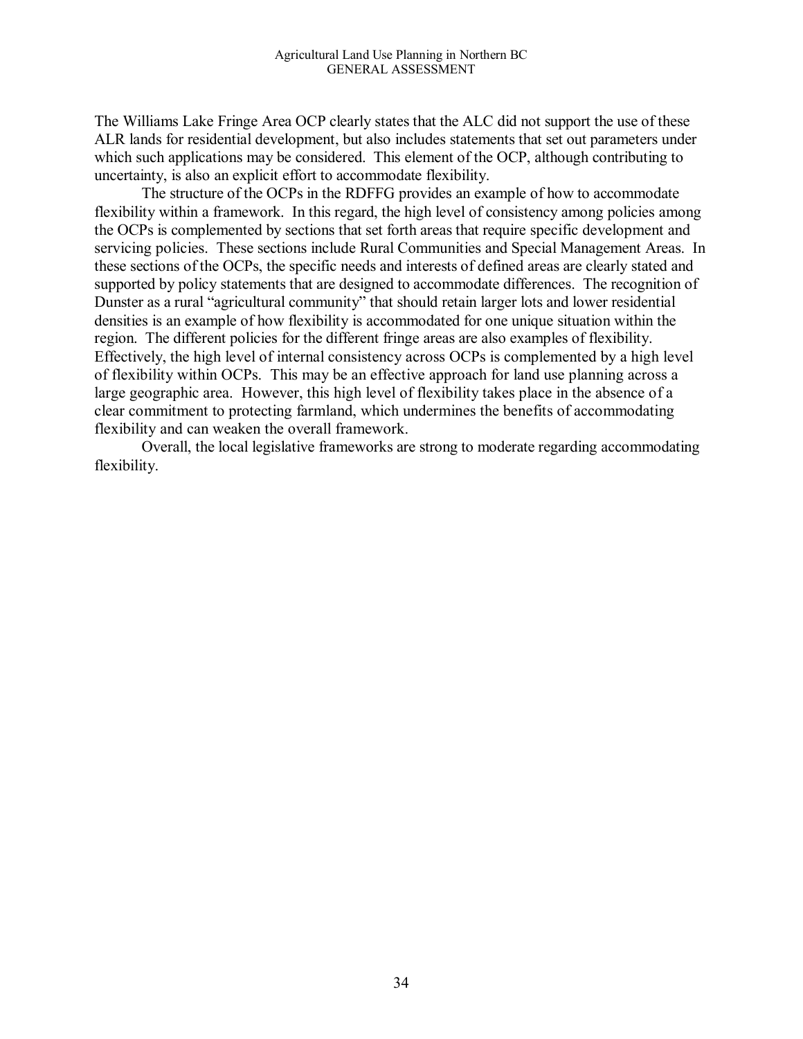The Williams Lake Fringe Area OCP clearly states that the ALC did not support the use of these ALR lands for residential development, but also includes statements that set out parameters under which such applications may be considered. This element of the OCP, although contributing to uncertainty, is also an explicit effort to accommodate flexibility.

The structure of the OCPs in the RDFFG provides an example of how to accommodate flexibility within a framework. In this regard, the high level of consistency among policies among the OCPs is complemented by sections that set forth areas that require specific development and servicing policies. These sections include Rural Communities and Special Management Areas. In these sections of the OCPs, the specific needs and interests of defined areas are clearly stated and supported by policy statements that are designed to accommodate differences. The recognition of Dunster as a rural "agricultural community" that should retain larger lots and lower residential densities is an example of how flexibility is accommodated for one unique situation within the region. The different policies for the different fringe areas are also examples of flexibility. Effectively, the high level of internal consistency across OCPs is complemented by a high level of flexibility within OCPs. This may be an effective approach for land use planning across a large geographic area. However, this high level of flexibility takes place in the absence of a clear commitment to protecting farmland, which undermines the benefits of accommodating flexibility and can weaken the overall framework.

Overall, the local legislative frameworks are strong to moderate regarding accommodating flexibility.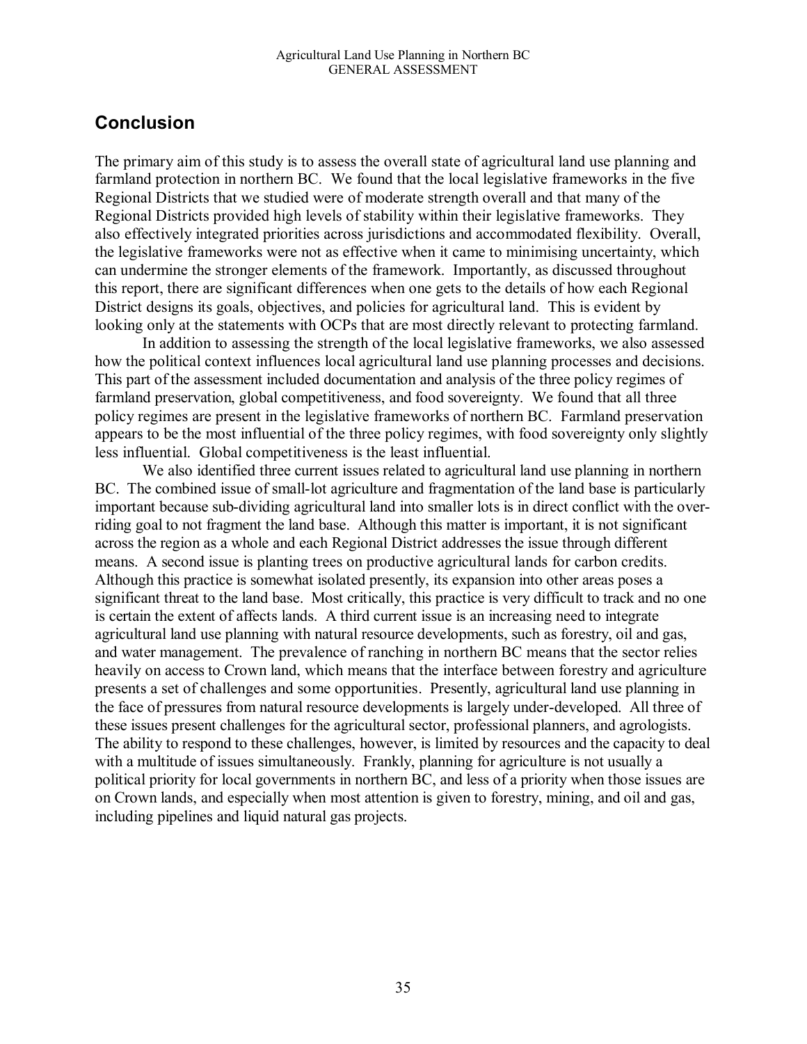## Conclusion

The primary aim of this study is to assess the overall state of agricultural land use planning and farmland protection in northern BC. We found that the local legislative frameworks in the five Regional Districts that we studied were of moderate strength overall and that many of the Regional Districts provided high levels of stability within their legislative frameworks. They also effectively integrated priorities across jurisdictions and accommodated flexibility. Overall, the legislative frameworks were not as effective when it came to minimising uncertainty, which can undermine the stronger elements of the framework. Importantly, as discussed throughout this report, there are significant differences when one gets to the details of how each Regional District designs its goals, objectives, and policies for agricultural land. This is evident by looking only at the statements with OCPs that are most directly relevant to protecting farmland.

In addition to assessing the strength of the local legislative frameworks, we also assessed how the political context influences local agricultural land use planning processes and decisions. This part of the assessment included documentation and analysis of the three policy regimes of farmland preservation, global competitiveness, and food sovereignty. We found that all three policy regimes are present in the legislative frameworks of northern BC. Farmland preservation appears to be the most influential of the three policy regimes, with food sovereignty only slightly less influential. Global competitiveness is the least influential.

We also identified three current issues related to agricultural land use planning in northern BC. The combined issue of small-lot agriculture and fragmentation of the land base is particularly important because sub-dividing agricultural land into smaller lots is in direct conflict with the over-riding goal to not fragment the land base. Although this matter is important, it is not significant across the region as a whole and each Regional District addresses the issue through different means. A second issue is planting trees on productive agricultural lands for carbon credits. Although this practice is somewhat isolated presently, its expansion into other areas poses a significant threat to the land base. Most critically, this practice is very difficult to track and no one is certain the extent of affects lands. A third current issue is an increasing need to integrate agricultural land use planning with natural resource developments, such as forestry, oil and gas, and water management. The prevalence of ranching in northern BC means that the sector relies heavily on access to Crown land, which means that the interface between forestry and agriculture presents a set of challenges and some opportunities. Presently, agricultural land use planning in the face of pressures from natural resource developments is largely under-developed. All three of these issues present challenges for the agricultural sector, professional planners, and agrologists. The ability to respond to these challenges, however, is limited by resources and the capacity to deal with a multitude of issues simultaneously. Frankly, planning for agriculture is not usually a political priority for local governments in northern BC, and less of a priority when those issues are on Crown lands, and especially when most attention is given to forestry, mining, and oil and gas, including pipelines and liquid natural gas projects.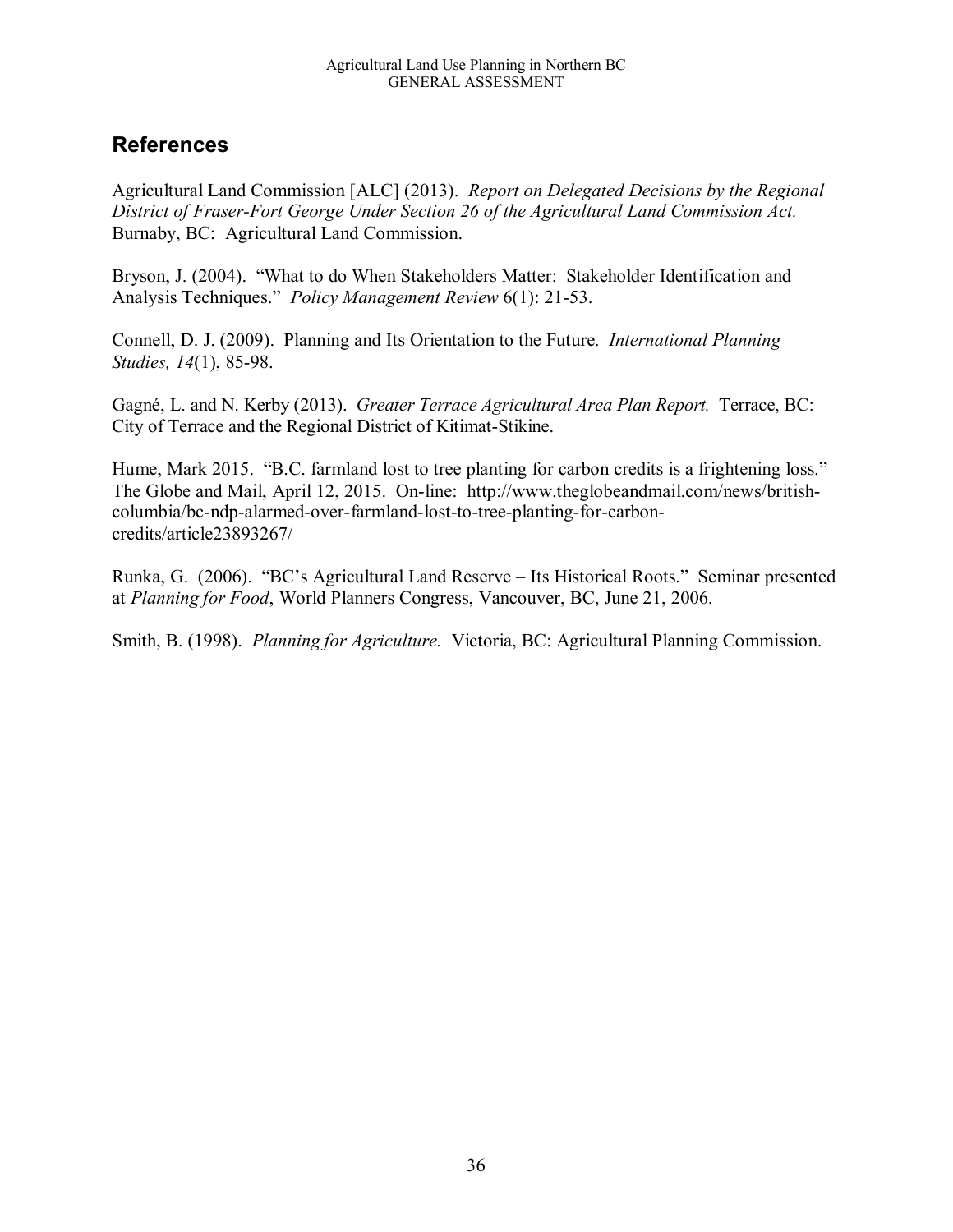## References

Agricultural Land Commission [ALC] (2013). *Report on Delegated Decisions by the Regional District of Fraser-Fort George Under Section 26 of the Agricultural Land Commission Act.* Burnaby, BC: Agricultural Land Commission.

Bryson, J. (2004). "What to do When Stakeholders Matter: Stakeholder Identification and Analysis Techniques." *Policy Management Review* 6(1): 21-53.

Connell, D. J. (2009). Planning and Its Orientation to the Future. *International Planning Studies, 14*(1), 85-98.

Gagné, L. and N. Kerby (2013). *Greater Terrace Agricultural Area Plan Report.* Terrace, BC: City of Terrace and the Regional District of Kitimat-Stikine.

Hume, Mark 2015. "B.C. farmland lost to tree planting for carbon credits is a frightening loss." The Globe and Mail, April 12, 2015. On-line: http://www.theglobeandmail.com/news/british-columbia/bc-ndp-alarmed-over-farmland-lost-to-tree-planting-for-carbon-credits/article23893267/

Runka, G. (2006). "BC's Agricultural Land Reserve – Its Historical Roots." Seminar presented at *Planning for Food*, World Planners Congress, Vancouver, BC, June 21, 2006.

Smith, B. (1998). *Planning for Agriculture.* Victoria, BC: Agricultural Planning Commission.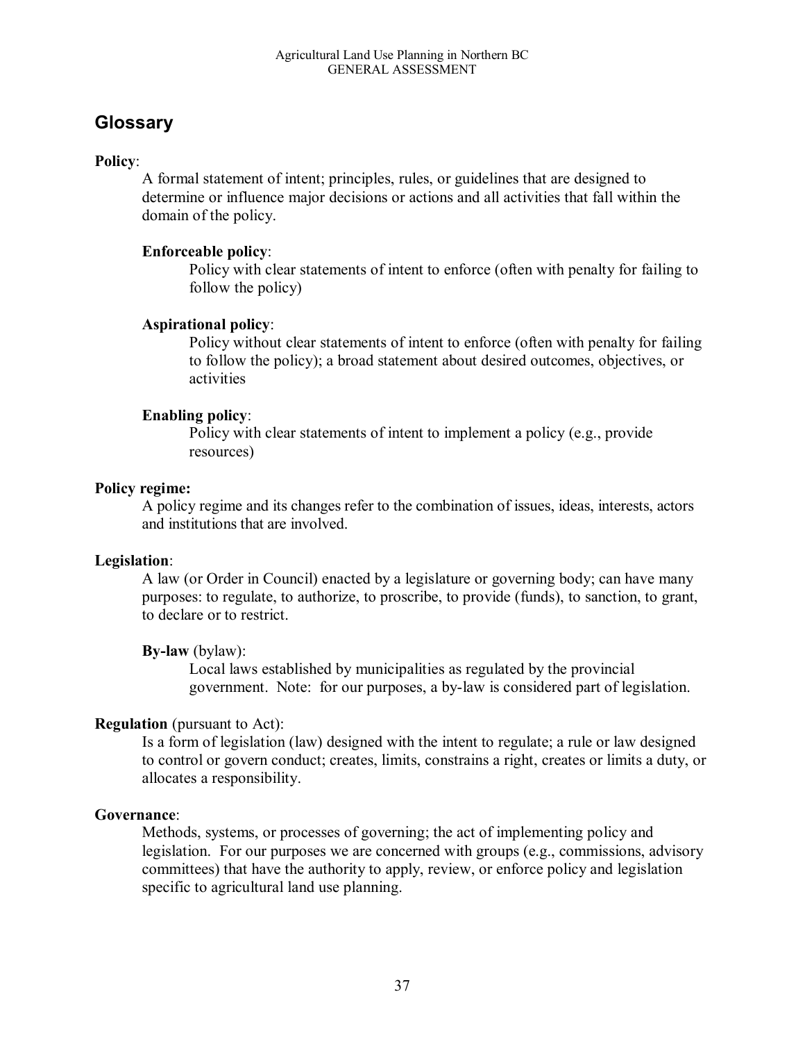## Glossary

**Policy**:

A formal statement of intent; principles, rules, or guidelines that are designed to determine or influence major decisions or actions and all activities that fall within the domain of the policy.

**Enforceable policy**:

Policy with clear statements of intent to enforce (often with penalty for failing to follow the policy)

**Aspirational policy**:

Policy without clear statements of intent to enforce (often with penalty for failing to follow the policy); a broad statement about desired outcomes, objectives, or activities

**Enabling policy**:

Policy with clear statements of intent to implement a policy (e.g., provide resources)

**Policy regime:**

A policy regime and its changes refer to the combination of issues, ideas, interests, actors and institutions that are involved.

**Legislation**:

A law (or Order in Council) enacted by a legislature or governing body; can have many purposes: to regulate, to authorize, to proscribe, to provide (funds), to sanction, to grant, to declare or to restrict.

**By-law** (bylaw):

Local laws established by municipalities as regulated by the provincial government. Note: for our purposes, a by-law is considered part of legislation.

**Regulation** (pursuant to Act):

Is a form of legislation (law) designed with the intent to regulate; a rule or law designed to control or govern conduct; creates, limits, constrains a right, creates or limits a duty, or allocates a responsibility.

**Governance**:

Methods, systems, or processes of governing; the act of implementing policy and legislation. For our purposes we are concerned with groups (e.g., commissions, advisory committees) that have the authority to apply, review, or enforce policy and legislation specific to agricultural land use planning.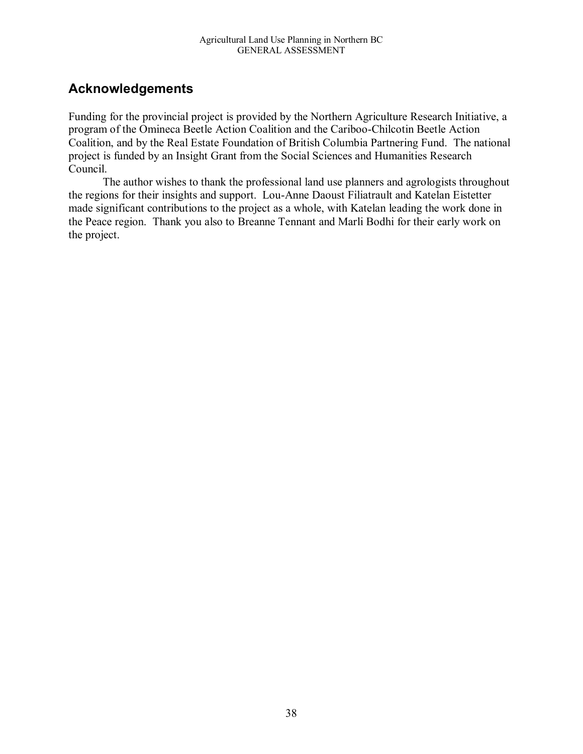## Acknowledgements

Funding for the provincial project is provided by the Northern Agriculture Research Initiative, a program of the Omineca Beetle Action Coalition and the Cariboo-Chilcotin Beetle Action Coalition, and by the Real Estate Foundation of British Columbia Partnering Fund. The national project is funded by an Insight Grant from the Social Sciences and Humanities Research Council.

The author wishes to thank the professional land use planners and agrologists throughout the regions for their insights and support. Lou-Anne Daoust Filiatrault and Katelan Eistetter made significant contributions to the project as a whole, with Katelan leading the work done in the Peace region. Thank you also to Breanne Tennant and Marli Bodhi for their early work on the project.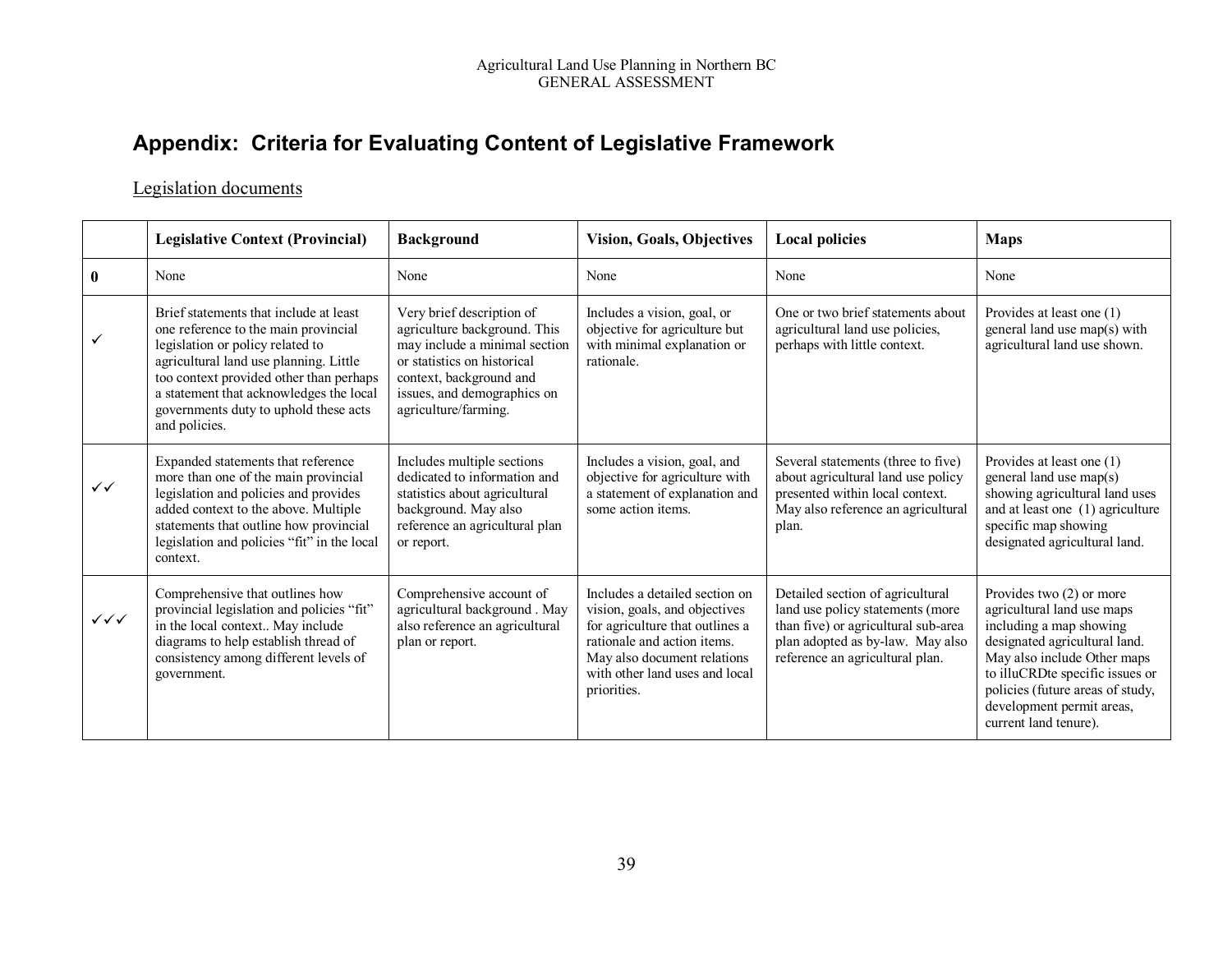## Appendix: Criteria for Evaluating Content of Legislative Framework

Legislation documents

| | Legislative Context (Provincial) | Background | Vision, Goals, Objectives | Local policies | Maps |
|---|---|---|---|---|---|
| **0** | None | None | None | None | None |
| ✓ | Brief statements that include at least one reference to the main provincial legislation or policy related to agricultural land use planning. Little too context provided other than perhaps a statement that acknowledges the local governments duty to uphold these acts and policies. | Very brief description of agriculture background. This may include a minimal section or statistics on historical context, background and issues, and demographics on agriculture/farming. | Includes a vision, goal, or objective for agriculture but with minimal explanation or rationale. | One or two brief statements about agricultural land use policies, perhaps with little context. | Provides at least one (1) general land use map(s) with agricultural land use shown. |
| ✓✓ | Expanded statements that reference more than one of the main provincial legislation and policies and provides added context to the above. Multiple statements that outline how provincial legislation and policies "fit" in the local context. | Includes multiple sections dedicated to information and statistics about agricultural background. May also reference an agricultural plan or report. | Includes a vision, goal, and objective for agriculture with a statement of explanation and some action items. | Several statements (three to five) about agricultural land use policy presented within local context. May also reference an agricultural plan. | Provides at least one (1) general land use map(s) showing agricultural land uses and at least one (1) agriculture specific map showing designated agricultural land. |
| ✓✓✓ | Comprehensive that outlines how provincial legislation and policies "fit" in the local context.. May include diagrams to help establish thread of consistency among different levels of government. | Comprehensive account of agricultural background . May also reference an agricultural plan or report. | Includes a detailed section on vision, goals, and objectives for agriculture that outlines a rationale and action items. May also document relations with other land uses and local priorities. | Detailed section of agricultural land use policy statements (more than five) or agricultural sub-area plan adopted as by-law. May also reference an agricultural plan. | Provides two (2) or more agricultural land use maps including a map showing designated agricultural land. May also include Other maps to illuCRDte specific issues or policies (future areas of study, development permit areas, current land tenure). |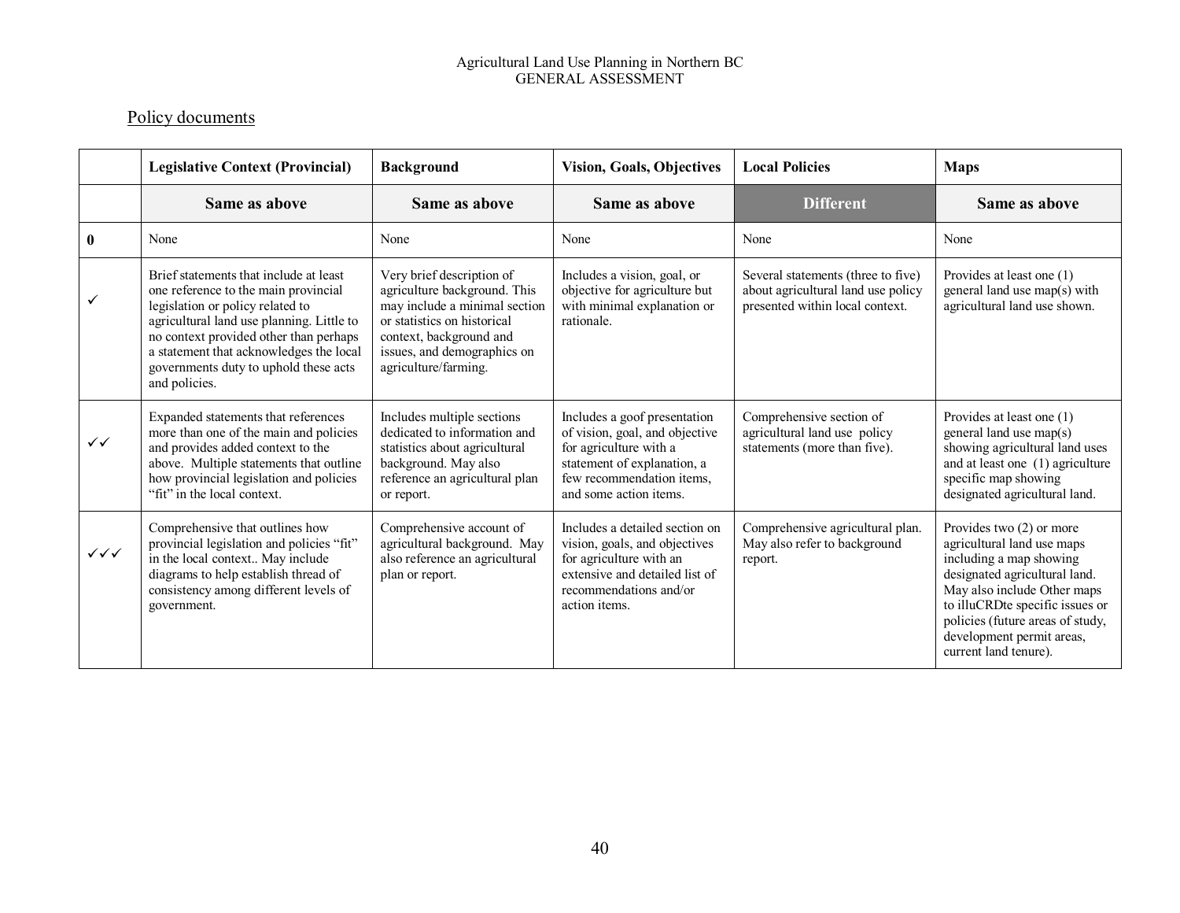## Policy documents

| | Legislative Context (Provincial) | Background | Vision, Goals, Objectives | Local Policies | Maps |
|---|---|---|---|---|---|
| | **Same as above** | **Same as above** | **Same as above** | **Different** | **Same as above** |
| **0** | None | None | None | None | None |
| ✓ | Brief statements that include at least one reference to the main provincial legislation or policy related to agricultural land use planning. Little to no context provided other than perhaps a statement that acknowledges the local governments duty to uphold these acts and policies. | Very brief description of agriculture background. This may include a minimal section or statistics on historical context, background and issues, and demographics on agriculture/farming. | Includes a vision, goal, or objective for agriculture but with minimal explanation or rationale. | Several statements (three to five) about agricultural land use policy presented within local context. | Provides at least one (1) general land use map(s) with agricultural land use shown. |
| ✓✓ | Expanded statements that references more than one of the main and policies and provides added context to the above. Multiple statements that outline how provincial legislation and policies "fit" in the local context. | Includes multiple sections dedicated to information and statistics about agricultural background. May also reference an agricultural plan or report. | Includes a goof presentation of vision, goal, and objective for agriculture with a statement of explanation, a few recommendation items, and some action items. | Comprehensive section of agricultural land use policy statements (more than five). | Provides at least one (1) general land use map(s) showing agricultural land uses and at least one (1) agriculture specific map showing designated agricultural land. |
| ✓✓✓ | Comprehensive that outlines how provincial legislation and policies "fit" in the local context.. May include diagrams to help establish thread of consistency among different levels of government. | Comprehensive account of agricultural background. May also reference an agricultural plan or report. | Includes a detailed section on vision, goals, and objectives for agriculture with an extensive and detailed list of recommendations and/or action items. | Comprehensive agricultural plan. May also refer to background report. | Provides two (2) or more agricultural land use maps including a map showing designated agricultural land. May also include Other maps to illuCRDte specific issues or policies (future areas of study, development permit areas, current land tenure). |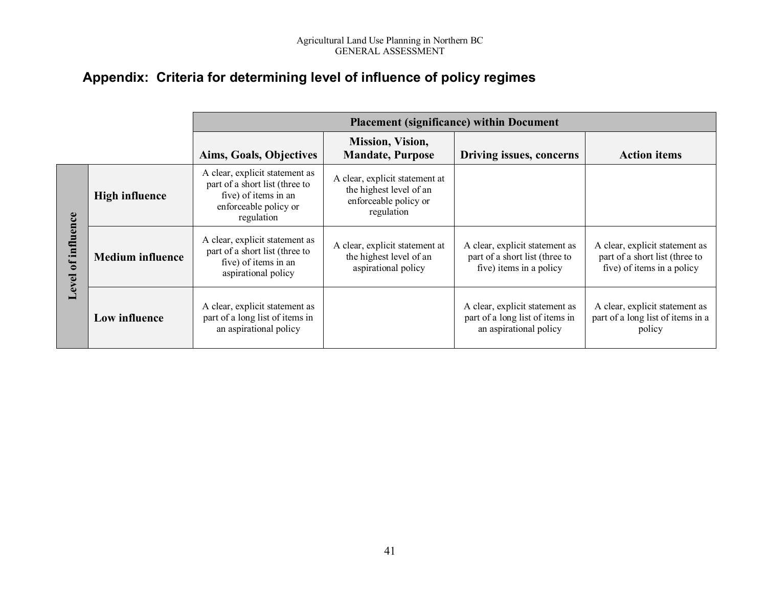## Appendix: Criteria for determining level of influence of policy regimes

| | | Placement (significance) within Document | | | |
|---|---|---|---|---|---|
| | | **Aims, Goals, Objectives** | **Mission, Vision, Mandate, Purpose** | **Driving issues, concerns** | **Action items** |
| **Level of influence** | **High influence** | A clear, explicit statement as part of a short list (three to five) of items in an enforceable policy or regulation | A clear, explicit statement at the highest level of an enforceable policy or regulation | | |
| | **Medium influence** | A clear, explicit statement as part of a short list (three to five) of items in an aspirational policy | A clear, explicit statement at the highest level of an aspirational policy | A clear, explicit statement as part of a short list (three to five) items in a policy | A clear, explicit statement as part of a short list (three to five) of items in a policy |
| | **Low influence** | A clear, explicit statement as part of a long list of items in an aspirational policy | | A clear, explicit statement as part of a long list of items in an aspirational policy | A clear, explicit statement as part of a long list of items in a policy |